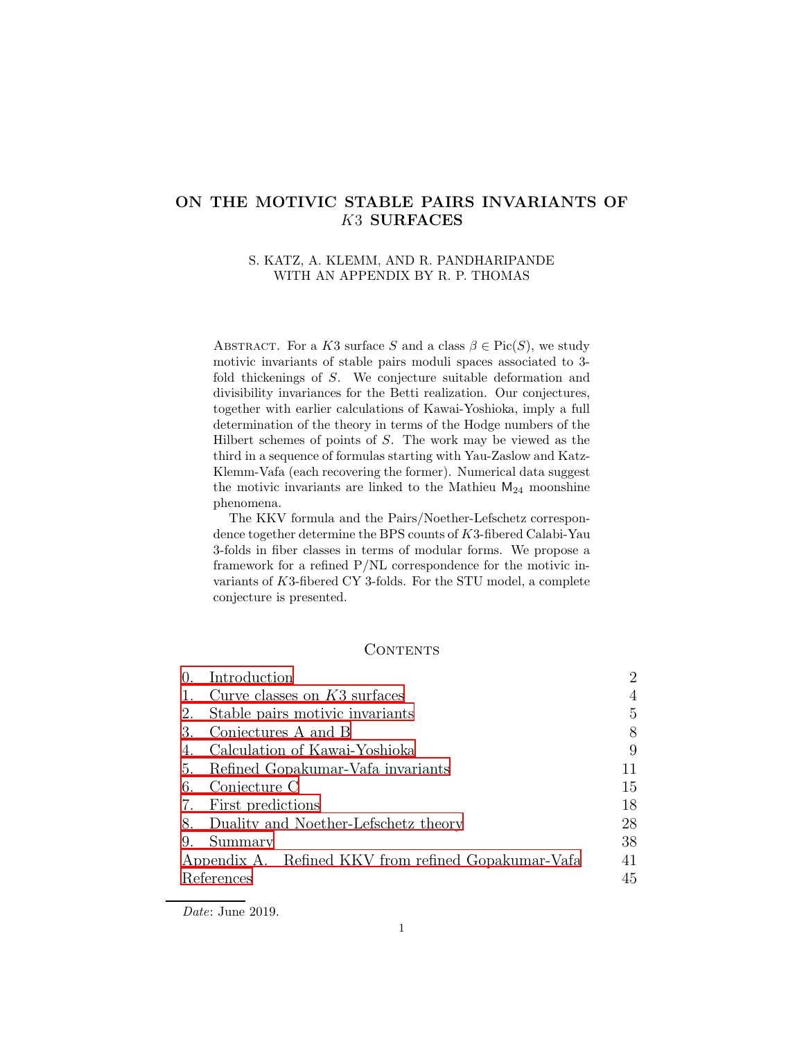# ON THE MOTIVIC STABLE PAIRS INVARIANTS OF $K3$ SURFACES

S. KATZ, A. KLEMM, AND R. PANDHARIPANDE
WITH AN APPENDIX BY R. P. THOMAS

Abstract. For a $K3$ surface $S$ and a class $\beta \in \mathrm{Pic}(S)$, we study motivic invariants of stable pairs moduli spaces associated to 3-fold thickenings of $S$. We conjecture suitable deformation and divisibility invariances for the Betti realization. Our conjectures, together with earlier calculations of Kawai-Yoshioka, imply a full determination of the theory in terms of the Hodge numbers of the Hilbert schemes of points of $S$. The work may be viewed as the third in a sequence of formulas starting with Yau-Zaslow and Katz-Klemm-Vafa (each recovering the former). Numerical data suggest the motivic invariants are linked to the Mathieu $\mathsf{M}_{24}$ moonshine phenomena.

The KKV formula and the Pairs/Noether-Lefschetz correspondence together determine the BPS counts of $K3$-fibered Calabi-Yau 3-folds in fiber classes in terms of modular forms. We propose a framework for a refined P/NL correspondence for the motivic invariants of $K3$-fibered CY 3-folds. For the STU model, a complete conjecture is presented.

## Contents

| | |
|---|---|
| 0. Introduction | 2 |
| 1. Curve classes on $K3$ surfaces | 4 |
| 2. Stable pairs motivic invariants | 5 |
| 3. Conjectures A and B | 8 |
| 4. Calculation of Kawai-Yoshioka | 9 |
| 5. Refined Gopakumar-Vafa invariants | 11 |
| 6. Conjecture C | 15 |
| 7. First predictions | 18 |
| 8. Duality and Noether-Lefschetz theory | 28 |
| 9. Summary | 38 |
| Appendix A. Refined KKV from refined Gopakumar-Vafa | 41 |
| References | 45 |

*Date*: June 2019.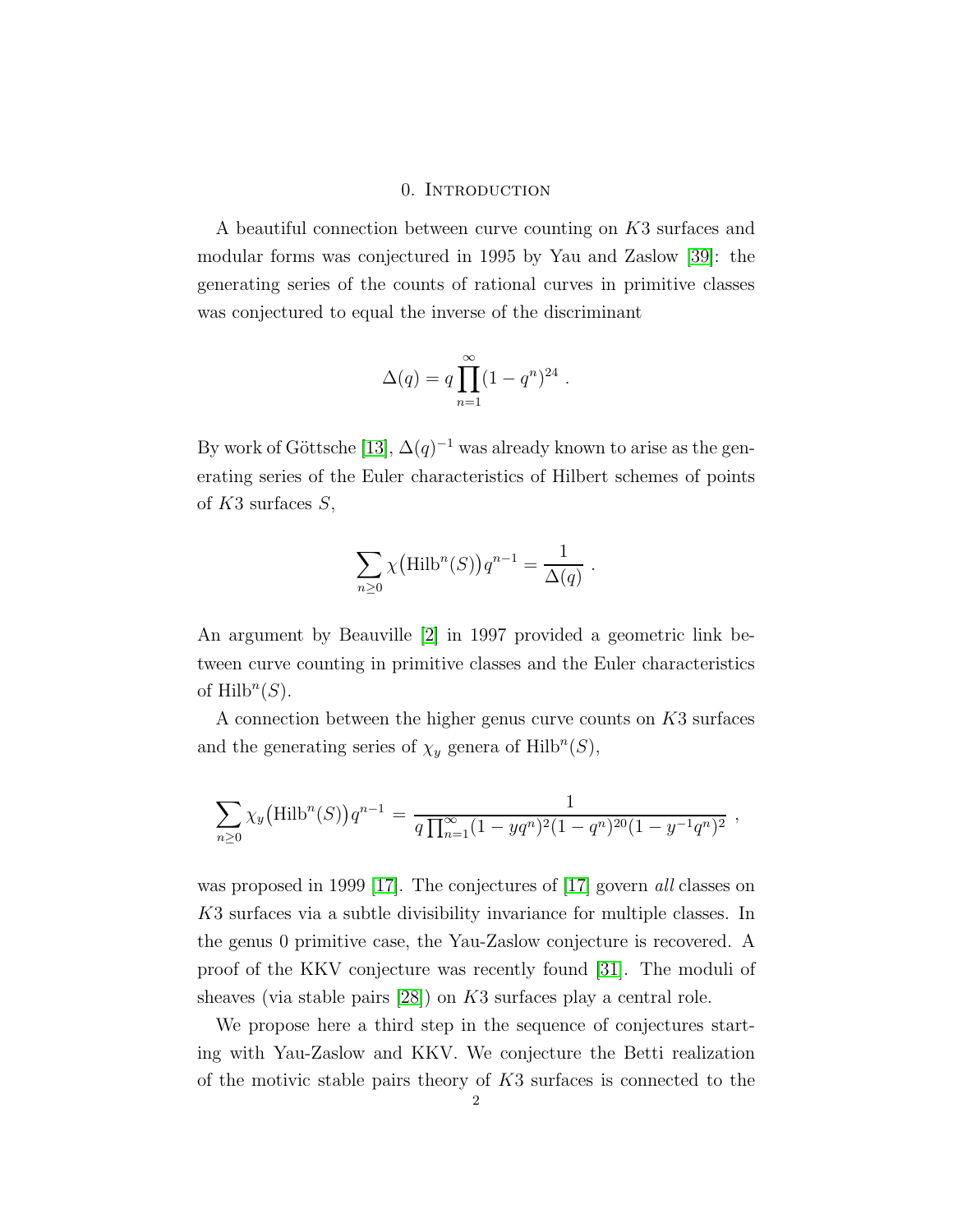## 0. Introduction

A beautiful connection between curve counting on $K3$ surfaces and modular forms was conjectured in 1995 by Yau and Zaslow [39]: the generating series of the counts of rational curves in primitive classes was conjectured to equal the inverse of the discriminant

$$\Delta(q) = q \prod_{n=1}^{\infty} (1-q^n)^{24} \, .$$

By work of Göttsche [13], $\Delta(q)^{-1}$ was already known to arise as the generating series of the Euler characteristics of Hilbert schemes of points of $K3$ surfaces $S$,

$$\sum_{n \geq 0} \chi\big(\mathrm{Hilb}^n(S)\big) q^{n-1} = \frac{1}{\Delta(q)} \, .$$

An argument by Beauville [2] in 1997 provided a geometric link between curve counting in primitive classes and the Euler characteristics of $\mathrm{Hilb}^n(S)$.

A connection between the higher genus curve counts on $K3$ surfaces and the generating series of $\chi_y$ genera of $\mathrm{Hilb}^n(S)$,

$$\sum_{n \geq 0} \chi_y\big(\mathrm{Hilb}^n(S)\big) q^{n-1} = \frac{1}{q \prod_{n=1}^{\infty} (1-yq^n)^2 (1-q^n)^{20} (1-y^{-1}q^n)^2} \, ,$$

was proposed in 1999 [17]. The conjectures of [17] govern *all* classes on $K3$ surfaces via a subtle divisibility invariance for multiple classes. In the genus 0 primitive case, the Yau-Zaslow conjecture is recovered. A proof of the KKV conjecture was recently found [31]. The moduli of sheaves (via stable pairs [28]) on $K3$ surfaces play a central role.

We propose here a third step in the sequence of conjectures starting with Yau-Zaslow and KKV. We conjecture the Betti realization of the motivic stable pairs theory of $K3$ surfaces is connected to the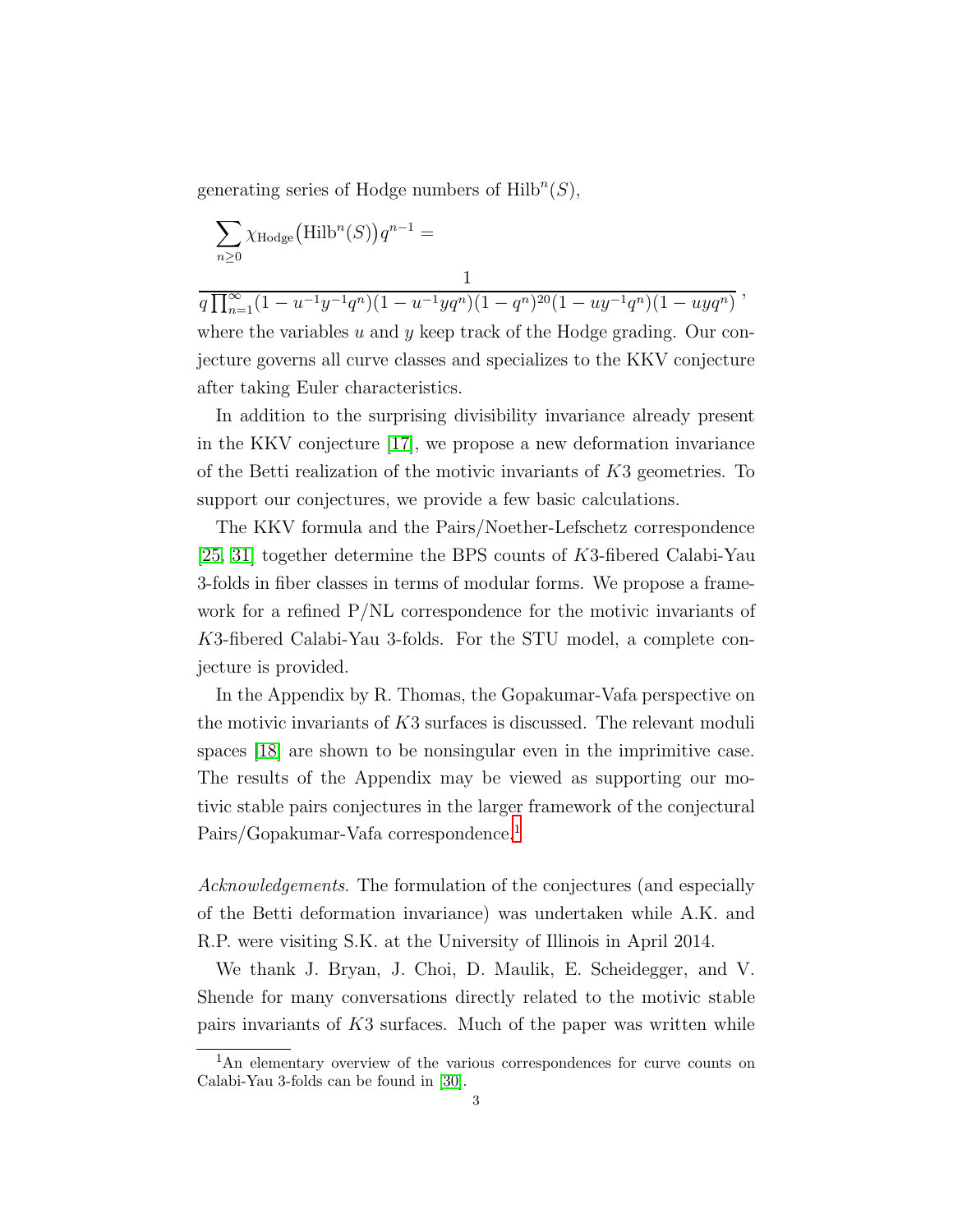generating series of Hodge numbers of $\mathrm{Hilb}^n(S)$,

$$\sum_{n\geq 0} \chi_{\mathrm{Hodge}}\big(\mathrm{Hilb}^n(S)\big) q^{n-1} =$$

$$\frac{1}{q\prod_{n=1}^{\infty}(1-u^{-1}y^{-1}q^n)(1-u^{-1}yq^n)(1-q^n)^{20}(1-uy^{-1}q^n)(1-uyq^n)}\,,$$

where the variables $u$ and $y$ keep track of the Hodge grading. Our conjecture governs all curve classes and specializes to the KKV conjecture after taking Euler characteristics.

In addition to the surprising divisibility invariance already present in the KKV conjecture [17], we propose a new deformation invariance of the Betti realization of the motivic invariants of $K3$ geometries. To support our conjectures, we provide a few basic calculations.

The KKV formula and the Pairs/Noether-Lefschetz correspondence [25, 31] together determine the BPS counts of $K3$-fibered Calabi-Yau 3-folds in fiber classes in terms of modular forms. We propose a framework for a refined P/NL correspondence for the motivic invariants of $K3$-fibered Calabi-Yau 3-folds. For the STU model, a complete conjecture is provided.

In the Appendix by R. Thomas, the Gopakumar-Vafa perspective on the motivic invariants of $K3$ surfaces is discussed. The relevant moduli spaces [18] are shown to be nonsingular even in the imprimitive case. The results of the Appendix may be viewed as supporting our motivic stable pairs conjectures in the larger framework of the conjectural Pairs/Gopakumar-Vafa correspondence.[1]

*Acknowledgements*. The formulation of the conjectures (and especially of the Betti deformation invariance) was undertaken while A.K. and R.P. were visiting S.K. at the University of Illinois in April 2014.

We thank J. Bryan, J. Choi, D. Maulik, E. Scheidegger, and V. Shende for many conversations directly related to the motivic stable pairs invariants of $K3$ surfaces. Much of the paper was written while

[1] An elementary overview of the various correspondences for curve counts on Calabi-Yau 3-folds can be found in [30].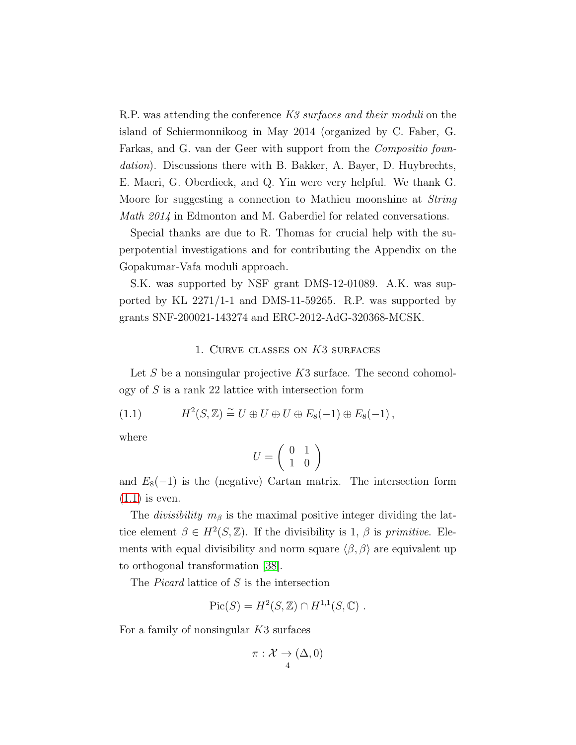R.P. was attending the conference *K3 surfaces and their moduli* on the island of Schiermonnikoog in May 2014 (organized by C. Faber, G. Farkas, and G. van der Geer with support from the *Compositio foundation*). Discussions there with B. Bakker, A. Bayer, D. Huybrechts, E. Macri, G. Oberdieck, and Q. Yin were very helpful. We thank G. Moore for suggesting a connection to Mathieu moonshine at *String Math 2014* in Edmonton and M. Gaberdiel for related conversations.

Special thanks are due to R. Thomas for crucial help with the superpotential investigations and for contributing the Appendix on the Gopakumar-Vafa moduli approach.

S.K. was supported by NSF grant DMS-12-01089. A.K. was supported by KL 2271/1-1 and DMS-11-59265. R.P. was supported by grants SNF-200021-143274 and ERC-2012-AdG-320368-MCSK.

## 1. Curve classes on $K3$ surfaces

Let $S$ be a nonsingular projective $K3$ surface. The second cohomology of $S$ is a rank 22 lattice with intersection form

$$H^2(S,\mathbb{Z}) \cong U \oplus U \oplus U \oplus E_8(-1) \oplus E_8(-1)\,, \tag{1.1}$$

where

$$U = \begin{pmatrix} 0 & 1 \\ 1 & 0 \end{pmatrix}$$

and $E_8(-1)$ is the (negative) Cartan matrix. The intersection form (1.1) is even.

The *divisibility* $m_\beta$ is the maximal positive integer dividing the lattice element $\beta \in H^2(S,\mathbb{Z})$. If the divisibility is 1, $\beta$ is *primitive*. Elements with equal divisibility and norm square $\langle \beta, \beta \rangle$ are equivalent up to orthogonal transformation [38].

The *Picard* lattice of $S$ is the intersection

$$\mathrm{Pic}(S) = H^2(S,\mathbb{Z}) \cap H^{1,1}(S,\mathbb{C})\ .$$

For a family of nonsingular $K3$ surfaces

$$\pi : \mathcal{X} \to (\Delta, 0)$$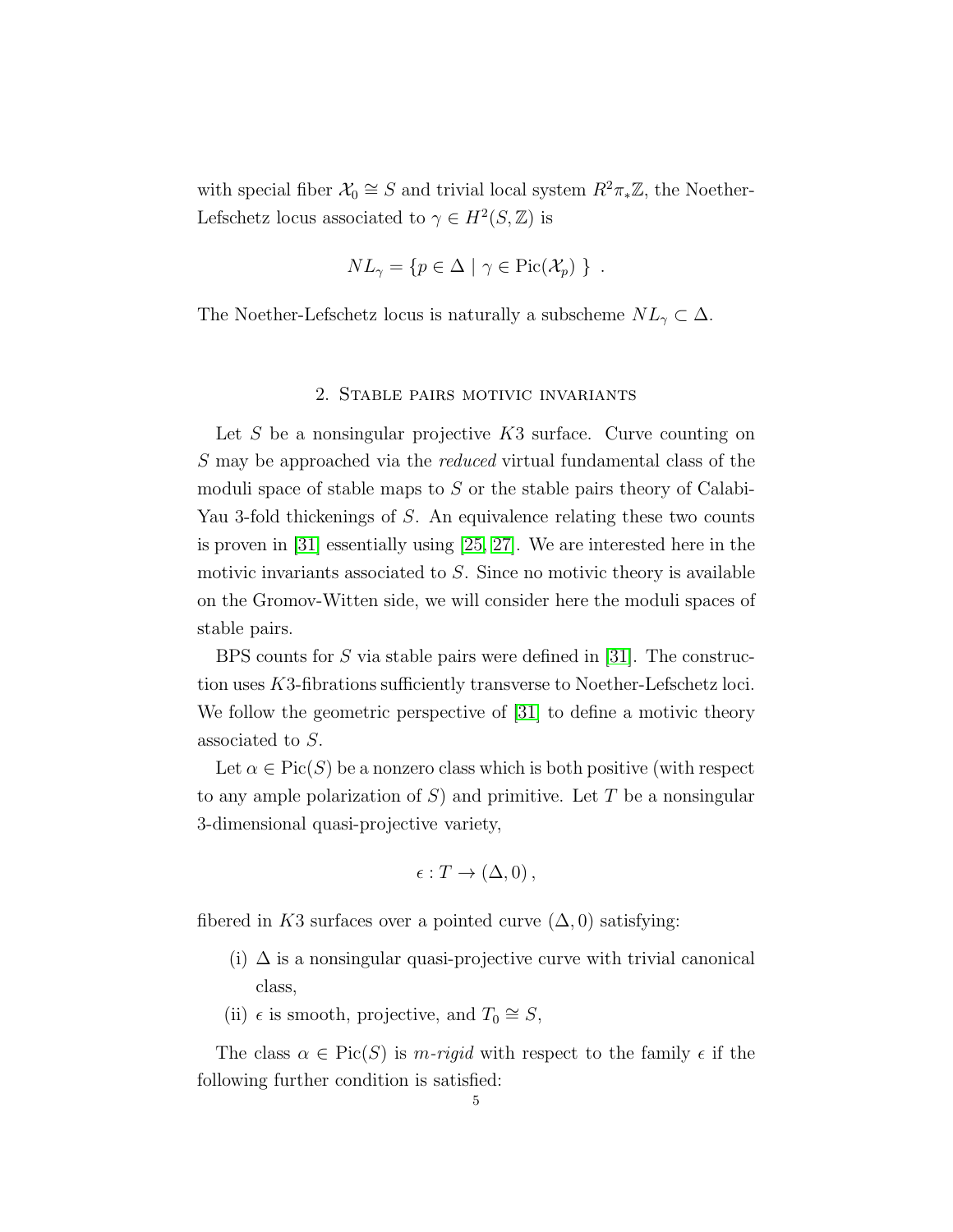with special fiber $\mathcal{X}_0 \cong S$ and trivial local system $R^2\pi_*\mathbb{Z}$, the Noether-Lefschetz locus associated to $\gamma \in H^2(S,\mathbb{Z})$ is

$$NL_\gamma = \{p \in \Delta \mid \gamma \in \text{Pic}(\mathcal{X}_p)\ \} \ \ .$$

The Noether-Lefschetz locus is naturally a subscheme $NL_\gamma \subset \Delta$.

## 2. Stable pairs motivic invariants

Let $S$ be a nonsingular projective $K3$ surface. Curve counting on $S$ may be approached via the *reduced* virtual fundamental class of the moduli space of stable maps to $S$ or the stable pairs theory of Calabi-Yau 3-fold thickenings of $S$. An equivalence relating these two counts is proven in [31] essentially using [25, 27]. We are interested here in the motivic invariants associated to $S$. Since no motivic theory is available on the Gromov-Witten side, we will consider here the moduli spaces of stable pairs.

BPS counts for $S$ via stable pairs were defined in [31]. The construction uses $K3$-fibrations sufficiently transverse to Noether-Lefschetz loci. We follow the geometric perspective of [31] to define a motivic theory associated to $S$.

Let $\alpha \in \text{Pic}(S)$ be a nonzero class which is both positive (with respect to any ample polarization of $S$) and primitive. Let $T$ be a nonsingular 3-dimensional quasi-projective variety,

$$\epsilon : T \to (\Delta, 0)\,,$$

fibered in $K3$ surfaces over a pointed curve $(\Delta, 0)$ satisfying:

(i) $\Delta$ is a nonsingular quasi-projective curve with trivial canonical class,

(ii) $\epsilon$ is smooth, projective, and $T_0 \cong S$,

The class $\alpha \in \text{Pic}(S)$ is *$m$-rigid* with respect to the family $\epsilon$ if the following further condition is satisfied: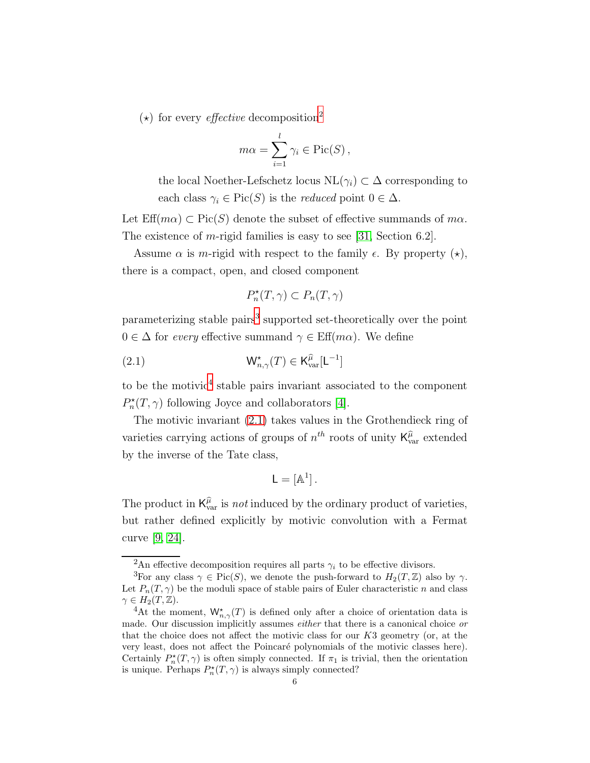($\star$) for every *effective* decomposition[2]

$$m\alpha = \sum_{i=1}^{l} \gamma_i \in \mathrm{Pic}(S)\,,$$

the local Noether-Lefschetz locus $\mathrm{NL}(\gamma_i) \subset \Delta$ corresponding to each class $\gamma_i \in \mathrm{Pic}(S)$ is the *reduced* point $0 \in \Delta$.

Let $\mathrm{Eff}(m\alpha) \subset \mathrm{Pic}(S)$ denote the subset of effective summands of $m\alpha$. The existence of $m$-rigid families is easy to see [31, Section 6.2].

Assume $\alpha$ is $m$-rigid with respect to the family $\epsilon$. By property ($\star$), there is a compact, open, and closed component

$$P_n^\star(T,\gamma) \subset P_n(T,\gamma)$$

parameterizing stable pairs[3] supported set-theoretically over the point $0 \in \Delta$ for *every* effective summand $\gamma \in \mathrm{Eff}(m\alpha)$. We define

$$\mathsf{W}^\star_{n,\gamma}(T) \in \mathsf{K}^{\widehat{\mu}}_{\mathrm{var}}[\mathsf{L}^{-1}] \tag{2.1}$$

to be the motivic[4] stable pairs invariant associated to the component $P_n^\star(T,\gamma)$ following Joyce and collaborators [4].

The motivic invariant (2.1) takes values in the Grothendieck ring of varieties carrying actions of groups of $n^{th}$ roots of unity $\mathsf{K}^{\widehat{\mu}}_{\mathrm{var}}$ extended by the inverse of the Tate class,

$$\mathsf{L} = [\mathbb{A}^1]\,.$$

The product in $\mathsf{K}^{\widehat{\mu}}_{\mathrm{var}}$ is *not* induced by the ordinary product of varieties, but rather defined explicitly by motivic convolution with a Fermat curve [9, 24].

---

[2] An effective decomposition requires all parts $\gamma_i$ to be effective divisors.

[3] For any class $\gamma \in \mathrm{Pic}(S)$, we denote the push-forward to $H_2(T,\mathbb{Z})$ also by $\gamma$. Let $P_n(T,\gamma)$ be the moduli space of stable pairs of Euler characteristic $n$ and class $\gamma \in H_2(T,\mathbb{Z})$.

[4] At the moment, $\mathsf{W}^\star_{n,\gamma}(T)$ is defined only after a choice of orientation data is made. Our discussion implicitly assumes *either* that there is a canonical choice *or* that the choice does not affect the motivic class for our $K3$ geometry (or, at the very least, does not affect the Poincaré polynomials of the motivic classes here). Certainly $P_n^\star(T,\gamma)$ is often simply connected. If $\pi_1$ is trivial, then the orientation is unique. Perhaps $P_n^\star(T,\gamma)$ is always simply connected?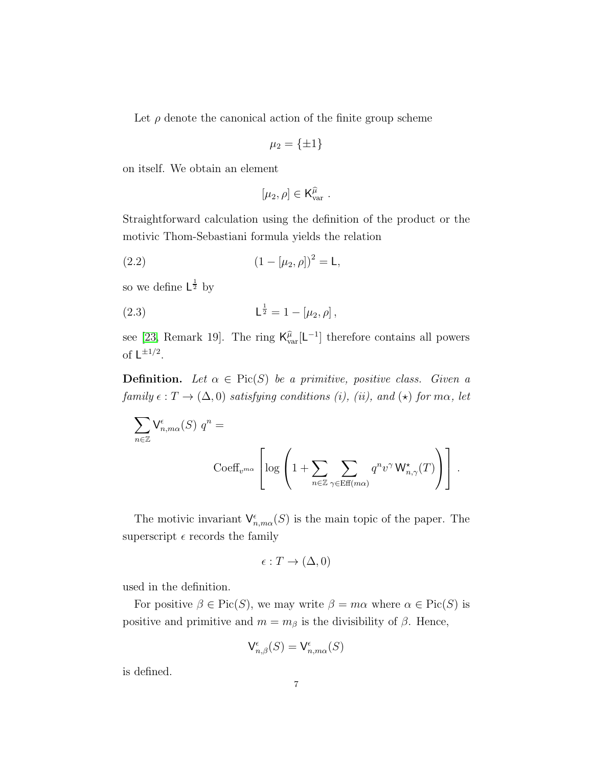Let $\rho$ denote the canonical action of the finite group scheme

$$\mu_2 = \{\pm 1\}$$

on itself. We obtain an element

$$[\mu_2, \rho] \in \mathsf{K}_{\mathrm{var}}^{\widehat{\mu}} \, .$$

Straightforward calculation using the definition of the product or the motivic Thom-Sebastiani formula yields the relation

$$(1 - [\mu_2, \rho])^2 = \mathsf{L}, \tag{2.2}$$

so we define $\mathsf{L}^{\frac{1}{2}}$ by

$$\mathsf{L}^{\frac{1}{2}} = 1 - [\mu_2, \rho] \, , \tag{2.3}$$

see [23, Remark 19]. The ring $\mathsf{K}_{\mathrm{var}}^{\widehat{\mu}}[\mathsf{L}^{-1}]$ therefore contains all powers of $\mathsf{L}^{\pm 1/2}$.

**Definition.** *Let $\alpha \in \mathrm{Pic}(S)$ be a primitive, positive class. Given a family $\epsilon : T \to (\Delta, 0)$ satisfying conditions (i), (ii), and $(\star)$ for $m\alpha$, let*

$$\sum_{n \in \mathbb{Z}} \mathsf{V}_{n,m\alpha}^{\epsilon}(S) \; q^n = \mathrm{Coeff}_{v^{m\alpha}} \left[ \log \left( 1 + \sum_{n \in \mathbb{Z}} \sum_{\gamma \in \mathrm{Eff}(m\alpha)} q^n v^{\gamma} \, \mathsf{W}_{n,\gamma}^{\star}(T) \right) \right] .$$

The motivic invariant $\mathsf{V}_{n,m\alpha}^{\epsilon}(S)$ is the main topic of the paper. The superscript $\epsilon$ records the family

$$\epsilon : T \to (\Delta, 0)$$

used in the definition.

For positive $\beta \in \mathrm{Pic}(S)$, we may write $\beta = m\alpha$ where $\alpha \in \mathrm{Pic}(S)$ is positive and primitive and $m = m_\beta$ is the divisibility of $\beta$. Hence,

$$\mathsf{V}_{n,\beta}^{\epsilon}(S) = \mathsf{V}_{n,m\alpha}^{\epsilon}(S)$$

is defined.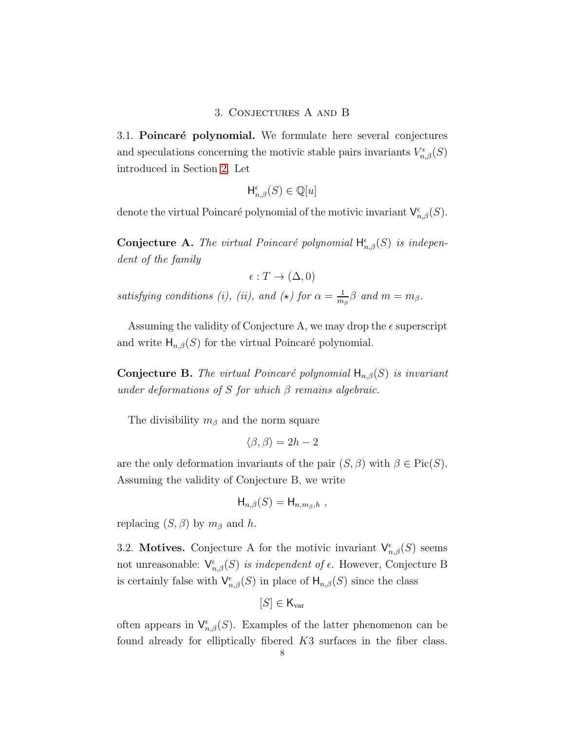## 3. Conjectures A and B

3.1. **Poincaré polynomial.** We formulate here several conjectures and speculations concerning the motivic stable pairs invariants $V^{\epsilon}_{n,\beta}(S)$ introduced in Section 2. Let

$$\mathsf{H}^{\epsilon}_{n,\beta}(S) \in \mathbb{Q}[u]$$

denote the virtual Poincaré polynomial of the motivic invariant $\mathsf{V}^{\epsilon}_{n,\beta}(S)$.

**Conjecture A.** *The virtual Poincaré polynomial $\mathsf{H}^{\epsilon}_{n,\beta}(S)$ is independent of the family*

$$\epsilon : T \to (\Delta, 0)$$

*satisfying conditions (i), (ii), and ($\star$) for $\alpha = \frac{1}{m_\beta}\beta$ and $m = m_\beta$.*

Assuming the validity of Conjecture A, we may drop the $\epsilon$ superscript and write $\mathsf{H}_{n,\beta}(S)$ for the virtual Poincaré polynomial.

**Conjecture B.** *The virtual Poincaré polynomial $\mathsf{H}_{n,\beta}(S)$ is invariant under deformations of $S$ for which $\beta$ remains algebraic.*

The divisibility $m_\beta$ and the norm square

$$\langle \beta, \beta \rangle = 2h - 2$$

are the only deformation invariants of the pair $(S, \beta)$ with $\beta \in \mathrm{Pic}(S)$. Assuming the validity of Conjecture B, we write

$$\mathsf{H}_{n,\beta}(S) = \mathsf{H}_{n,m_\beta,h} \ ,$$

replacing $(S, \beta)$ by $m_\beta$ and $h$.

3.2. **Motives.** Conjecture A for the motivic invariant $\mathsf{V}^{\epsilon}_{n,\beta}(S)$ seems not unreasonable: *$\mathsf{V}^{\epsilon}_{n,\beta}(S)$ is independent of $\epsilon$.* However, Conjecture B is certainly false with $\mathsf{V}^{\epsilon}_{n,\beta}(S)$ in place of $\mathsf{H}_{n,\beta}(S)$ since the class

$$[S] \in \mathsf{K}_{\mathrm{var}}$$

often appears in $\mathsf{V}^{\epsilon}_{n,\beta}(S)$. Examples of the latter phenomenon can be found already for elliptically fibered $K3$ surfaces in the fiber class.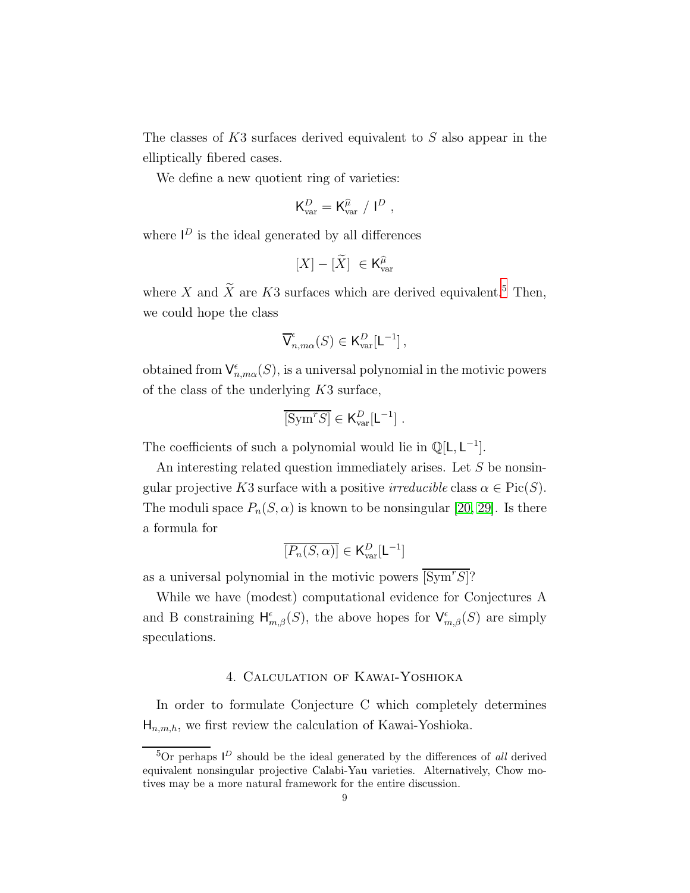The classes of $K3$ surfaces derived equivalent to $S$ also appear in the elliptically fibered cases.

We define a new quotient ring of varieties:

$$\mathsf{K}^D_{\rm var} = \mathsf{K}^{\widehat{\mu}}_{\rm var} \;/\; \mathsf{I}^D \,,$$

where $\mathsf{I}^D$ is the ideal generated by all differences

$$[X] - [\widetilde{X}] \;\in \mathsf{K}^{\widehat{\mu}}_{\rm var}$$

where $X$ and $\widetilde{X}$ are $K3$ surfaces which are derived equivalent.[5] Then, we could hope the class

$$\overline{\mathsf{V}}^{\epsilon}_{n,m\alpha}(S) \in \mathsf{K}^D_{\rm var}[\mathsf{L}^{-1}]\,,$$

obtained from $\mathsf{V}^{\epsilon}_{n,m\alpha}(S)$, is a universal polynomial in the motivic powers of the class of the underlying $K3$ surface,

$$\overline{[\mathrm{Sym}^r S]} \in \mathsf{K}^D_{\rm var}[\mathsf{L}^{-1}]\;.$$

The coefficients of such a polynomial would lie in $\mathbb{Q}[\mathsf{L},\mathsf{L}^{-1}]$.

An interesting related question immediately arises. Let $S$ be nonsingular projective $K3$ surface with a positive *irreducible* class $\alpha \in \mathrm{Pic}(S)$. The moduli space $P_n(S,\alpha)$ is known to be nonsingular [20, 29]. Is there a formula for

$$\overline{[P_n(S,\alpha)]} \in \mathsf{K}^D_{\rm var}[\mathsf{L}^{-1}]$$

as a universal polynomial in the motivic powers $\overline{[\mathrm{Sym}^r S]}$?

While we have (modest) computational evidence for Conjectures A and B constraining $\mathsf{H}^{\epsilon}_{m,\beta}(S)$, the above hopes for $\mathsf{V}^{\epsilon}_{m,\beta}(S)$ are simply speculations.

## 4. Calculation of Kawai-Yoshioka

In order to formulate Conjecture C which completely determines $\mathsf{H}_{n,m,h}$, we first review the calculation of Kawai-Yoshioka.

[5] Or perhaps $\mathsf{I}^D$ should be the ideal generated by the differences of *all* derived equivalent nonsingular projective Calabi-Yau varieties. Alternatively, Chow motives may be a more natural framework for the entire discussion.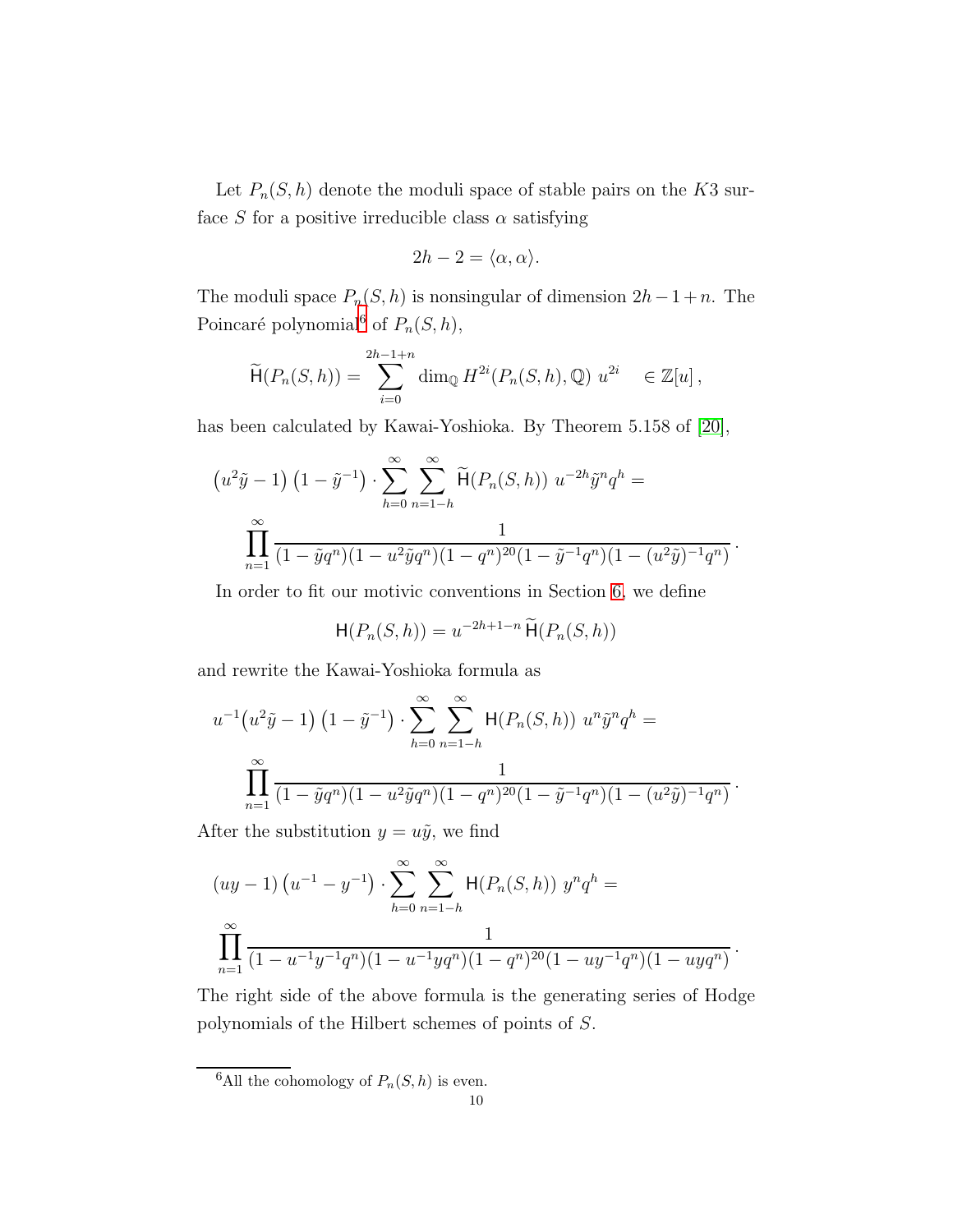Let $P_n(S,h)$ denote the moduli space of stable pairs on the $K3$ surface $S$ for a positive irreducible class $\alpha$ satisfying

$$2h-2 = \langle \alpha, \alpha \rangle .$$

The moduli space $P_n(S,h)$ is nonsingular of dimension $2h-1+n$. The Poincaré polynomial[6] of $P_n(S,h)$,

$$\widetilde{\mathsf{H}}(P_n(S,h)) = \sum_{i=0}^{2h-1+n} \dim_{\mathbb{Q}} H^{2i}(P_n(S,h),\mathbb{Q}) \ u^{2i} \quad \in \mathbb{Z}[u]\,,$$

has been calculated by Kawai-Yoshioka. By Theorem 5.158 of [20],

$$\left(u^2\tilde{y}-1\right)\left(1-\tilde{y}^{-1}\right) \cdot \sum_{h=0}^{\infty} \sum_{n=1-h}^{\infty} \widetilde{\mathsf{H}}(P_n(S,h)) \ u^{-2h} \tilde{y}^n q^h =$$
$$\prod_{n=1}^{\infty} \frac{1}{(1-\tilde{y}q^n)(1-u^2\tilde{y}q^n)(1-q^n)^{20}(1-\tilde{y}^{-1}q^n)(1-(u^2\tilde{y})^{-1}q^n)} .$$

In order to fit our motivic conventions in Section 6, we define

$$\mathsf{H}(P_n(S,h)) = u^{-2h+1-n}\, \widetilde{\mathsf{H}}(P_n(S,h))$$

and rewrite the Kawai-Yoshioka formula as

$$u^{-1}\left(u^2\tilde{y}-1\right)\left(1-\tilde{y}^{-1}\right) \cdot \sum_{h=0}^{\infty} \sum_{n=1-h}^{\infty} \mathsf{H}(P_n(S,h)) \ u^n \tilde{y}^n q^h =$$
$$\prod_{n=1}^{\infty} \frac{1}{(1-\tilde{y}q^n)(1-u^2\tilde{y}q^n)(1-q^n)^{20}(1-\tilde{y}^{-1}q^n)(1-(u^2\tilde{y})^{-1}q^n)} .$$

After the substitution $y = u\tilde{y}$, we find

$$\left(uy-1\right)\left(u^{-1}-y^{-1}\right) \cdot \sum_{h=0}^{\infty} \sum_{n=1-h}^{\infty} \mathsf{H}(P_n(S,h)) \ y^n q^h =$$
$$\prod_{n=1}^{\infty} \frac{1}{(1-u^{-1}y^{-1}q^n)(1-u^{-1}yq^n)(1-q^n)^{20}(1-uy^{-1}q^n)(1-uyq^n)} .$$

The right side of the above formula is the generating series of Hodge polynomials of the Hilbert schemes of points of $S$.

[6] All the cohomology of $P_n(S,h)$ is even.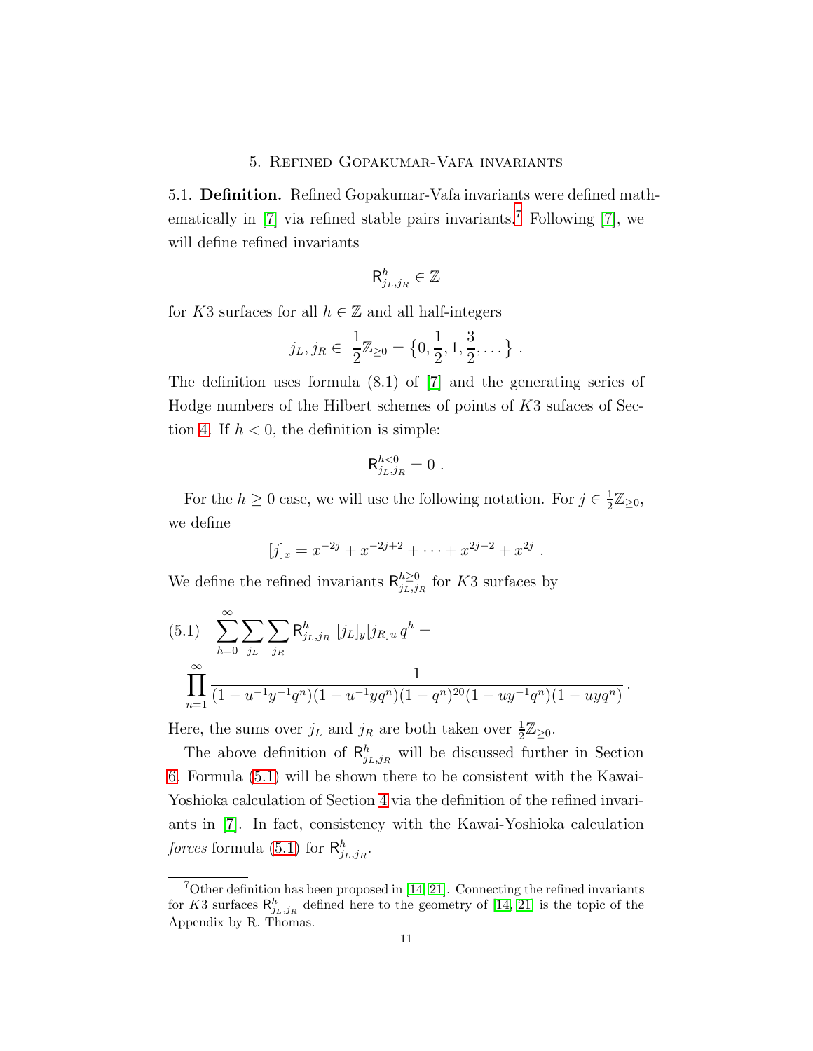## 5. Refined Gopakumar-Vafa invariants

5.1. **Definition.** Refined Gopakumar-Vafa invariants were defined mathematically in [7] via refined stable pairs invariants.[7] Following [7], we will define refined invariants

$$\mathsf{R}^h_{j_L,j_R} \in \mathbb{Z}$$

for $K3$ surfaces for all $h \in \mathbb{Z}$ and all half-integers

$$j_L, j_R \in \frac{1}{2}\mathbb{Z}_{\geq 0} = \left\{0, \frac{1}{2}, 1, \frac{3}{2}, \dots\right\} .$$

The definition uses formula (8.1) of [7] and the generating series of Hodge numbers of the Hilbert schemes of points of $K3$ sufaces of Section 4. If $h < 0$, the definition is simple:

$$\mathsf{R}^{h<0}_{j_L,j_R} = 0 .$$

For the $h \geq 0$ case, we will use the following notation. For $j \in \frac{1}{2}\mathbb{Z}_{\geq 0}$, we define

$$[j]_x = x^{-2j} + x^{-2j+2} + \cdots + x^{2j-2} + x^{2j} .$$

We define the refined invariants $\mathsf{R}^{h\geq 0}_{j_L,j_R}$ for $K3$ surfaces by

$$\sum_{h=0}^{\infty} \sum_{j_L} \sum_{j_R} \mathsf{R}^h_{j_L,j_R}\, [j_L]_y [j_R]_u\, q^h = \prod_{n=1}^{\infty} \frac{1}{(1-u^{-1}y^{-1}q^n)(1-u^{-1}yq^n)(1-q^n)^{20}(1-uy^{-1}q^n)(1-uyq^n)} . \tag{5.1}$$

Here, the sums over $j_L$ and $j_R$ are both taken over $\frac{1}{2}\mathbb{Z}_{\geq 0}$.

The above definition of $\mathsf{R}^h_{j_L,j_R}$ will be discussed further in Section 6. Formula (5.1) will be shown there to be consistent with the Kawai-Yoshioka calculation of Section 4 via the definition of the refined invariants in [7]. In fact, consistency with the Kawai-Yoshioka calculation *forces* formula (5.1) for $\mathsf{R}^h_{j_L,j_R}$.

[7] Other definition has been proposed in [14, 21]. Connecting the refined invariants for $K3$ surfaces $\mathsf{R}^h_{j_L,j_R}$ defined here to the geometry of [14, 21] is the topic of the Appendix by R. Thomas.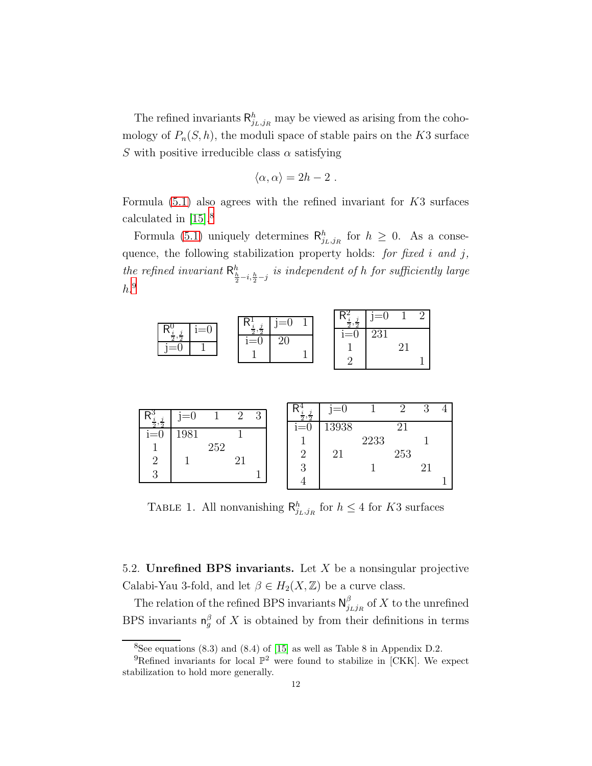The refined invariants $\mathsf{R}^h_{j_L,j_R}$ may be viewed as arising from the cohomology of $P_n(S,h)$, the moduli space of stable pairs on the $K3$ surface $S$ with positive irreducible class $\alpha$ satisfying

$$\langle \alpha, \alpha \rangle = 2h - 2 \ .$$

Formula (5.1) also agrees with the refined invariant for $K3$ surfaces calculated in [15].[8]

Formula (5.1) uniquely determines $\mathsf{R}^h_{j_L,j_R}$ for $h \geq 0$. As a consequence, the following stabilization property holds: *for fixed $i$ and $j$, the refined invariant $\mathsf{R}^h_{\frac{h}{2}-i,\frac{h}{2}-j}$ is independent of $h$ for sufficiently large $h$.*[9]

| $\mathsf{R}^0_{\frac{i}{2},\frac{j}{2}}$ | i=0 |
|---|---|
| j=0 | 1 |

| $\mathsf{R}^1_{\frac{i}{2},\frac{j}{2}}$ | j=0 | 1 |
|---|---|---|
| i=0 | 20 | |
| 1 | | 1 |

| $\mathsf{R}^2_{\frac{i}{2},\frac{j}{2}}$ | j=0 | 1 | 2 |
|---|---|---|---|
| i=0 | 231 | | |
| 1 | | 21 | |
| 2 | | | 1 |

| $\mathsf{R}^3_{\frac{i}{2},\frac{j}{2}}$ | j=0 | 1 | 2 | 3 |
|---|---|---|---|---|
| i=0 | 1981 | | 1 | |
| 1 | | 252 | | |
| 2 | 1 | | 21 | |
| 3 | | | | 1 |

| $\mathsf{R}^4_{\frac{i}{2},\frac{j}{2}}$ | j=0 | 1 | 2 | 3 | 4 |
|---|---|---|---|---|---|
| i=0 | 13938 | | 21 | | |
| 1 | | 2233 | | 1 | |
| 2 | 21 | | 253 | | |
| 3 | | 1 | | 21 | |
| 4 | | | | | 1 |

TABLE 1. All nonvanishing $\mathsf{R}^h_{j_L,j_R}$ for $h \leq 4$ for $K3$ surfaces

5.2. **Unrefined BPS invariants.** Let $X$ be a nonsingular projective Calabi-Yau 3-fold, and let $\beta \in H_2(X,\mathbb{Z})$ be a curve class.

The relation of the refined BPS invariants $\mathsf{N}^\beta_{j_L j_R}$ of $X$ to the unrefined BPS invariants $\mathsf{n}^\beta_g$ of $X$ is obtained by from their definitions in terms

[8] See equations (8.3) and (8.4) of [15] as well as Table 8 in Appendix D.2.

[9] Refined invariants for local $\mathbb{P}^2$ were found to stabilize in [CKK]. We expect stabilization to hold more generally.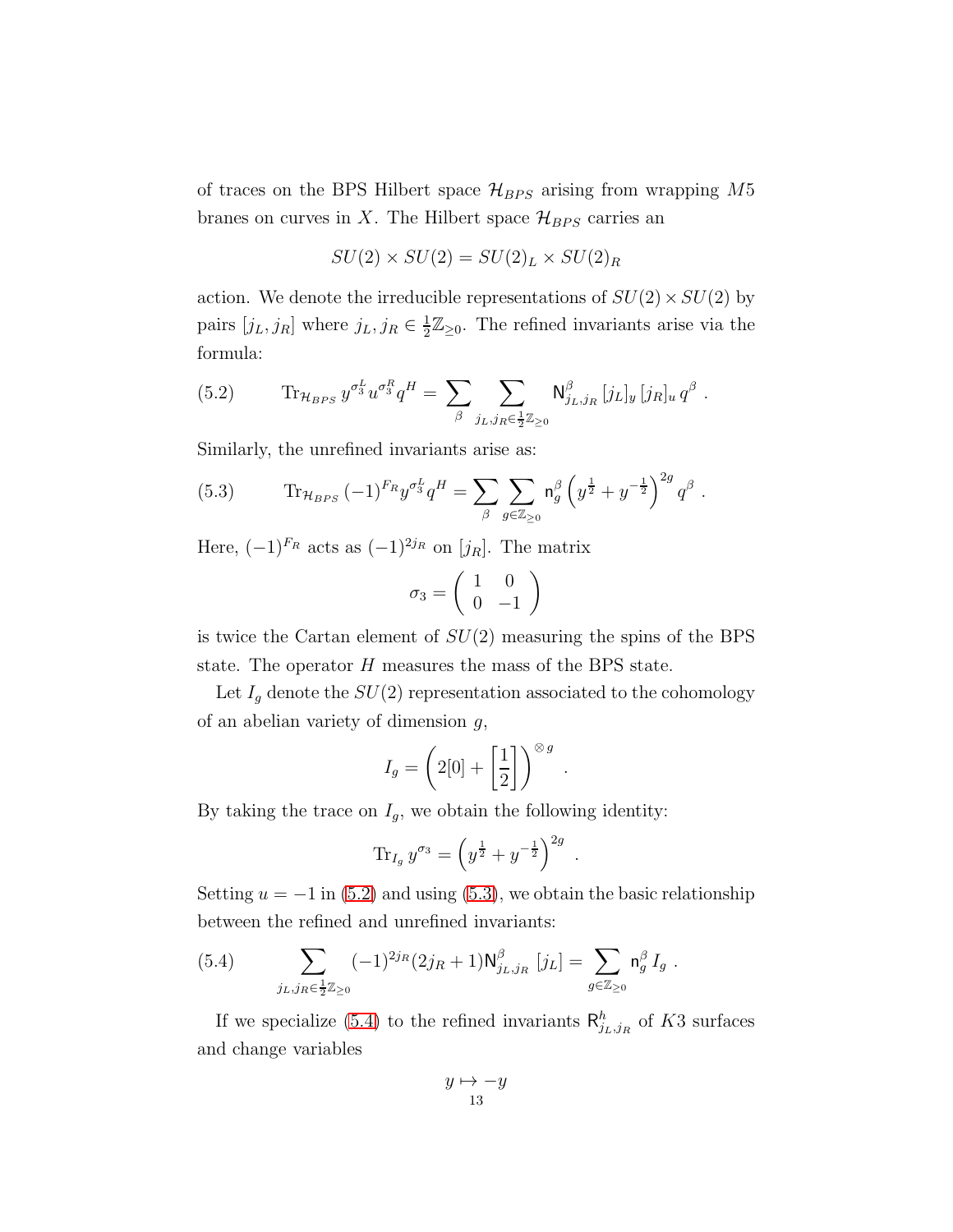of traces on the BPS Hilbert space $\mathcal{H}_{BPS}$ arising from wrapping $M5$ branes on curves in $X$. The Hilbert space $\mathcal{H}_{BPS}$ carries an

$$SU(2) \times SU(2) = SU(2)_L \times SU(2)_R$$

action. We denote the irreducible representations of $SU(2) \times SU(2)$ by pairs $[j_L, j_R]$ where $j_L, j_R \in \frac{1}{2}\mathbb{Z}_{\geq 0}$. The refined invariants arise via the formula:

$$\mathrm{Tr}_{\mathcal{H}_{BPS}}\, y^{\sigma_3^L} u^{\sigma_3^R} q^H = \sum_{\beta} \sum_{j_L, j_R \in \frac{1}{2}\mathbb{Z}_{\geq 0}} \mathsf{N}^{\beta}_{j_L, j_R}\, [j_L]_y\, [j_R]_u\, q^{\beta}\ . \tag{5.2}$$

Similarly, the unrefined invariants arise as:

$$\mathrm{Tr}_{\mathcal{H}_{BPS}}\, (-1)^{F_R} y^{\sigma_3^L} q^H = \sum_{\beta} \sum_{g \in \mathbb{Z}_{\geq 0}} \mathsf{n}^{\beta}_g \left( y^{\frac{1}{2}} + y^{-\frac{1}{2}} \right)^{2g} q^{\beta}\ . \tag{5.3}$$

Here, $(-1)^{F_R}$ acts as $(-1)^{2j_R}$ on $[j_R]$. The matrix

$$\sigma_3 = \begin{pmatrix} 1 & 0 \\ 0 & -1 \end{pmatrix}$$

is twice the Cartan element of $SU(2)$ measuring the spins of the BPS state. The operator $H$ measures the mass of the BPS state.

Let $I_g$ denote the $SU(2)$ representation associated to the cohomology of an abelian variety of dimension $g$,

$$I_g = \left( 2[0] + \left[ \frac{1}{2} \right] \right)^{\otimes g}\ .$$

By taking the trace on $I_g$, we obtain the following identity:

$$\mathrm{Tr}_{I_g}\, y^{\sigma_3} = \left( y^{\frac{1}{2}} + y^{-\frac{1}{2}} \right)^{2g}\ .$$

Setting $u = -1$ in (5.2) and using (5.3), we obtain the basic relationship between the refined and unrefined invariants:

$$\sum_{j_L, j_R \in \frac{1}{2}\mathbb{Z}_{\geq 0}} (-1)^{2j_R} (2j_R + 1) \mathsf{N}^{\beta}_{j_L, j_R}\ [j_L] = \sum_{g \in \mathbb{Z}_{\geq 0}} \mathsf{n}^{\beta}_g\, I_g\ . \tag{5.4}$$

If we specialize (5.4) to the refined invariants $\mathsf{R}^h_{j_L, j_R}$ of $K3$ surfaces and change variables

$$y \mapsto -y$$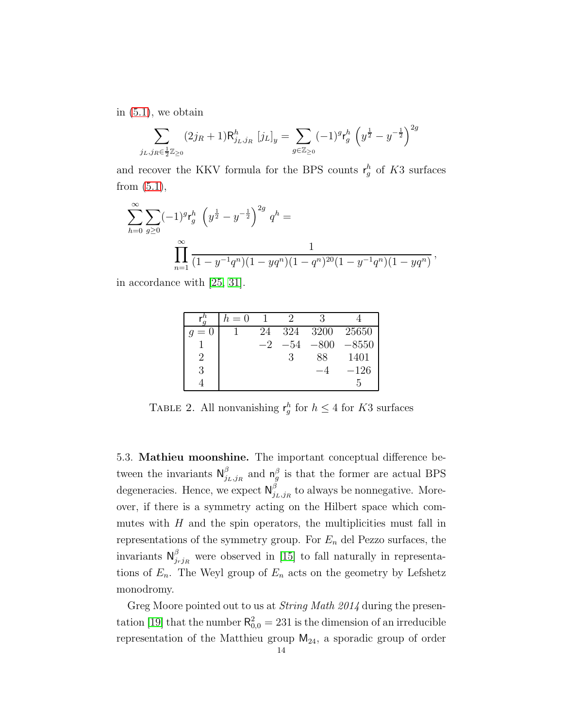in (5.1), we obtain

$$\sum_{j_L, j_R \in \frac{1}{2}\mathbb{Z}_{\geq 0}} (2j_R+1) \mathsf{R}^h_{j_L,j_R} \, [j_L]_y = \sum_{g \in \mathbb{Z}_{\geq 0}} (-1)^g \mathsf{r}^h_g \left( y^{\frac{1}{2}} - y^{-\frac{1}{2}} \right)^{2g}$$

and recover the KKV formula for the BPS counts $\mathsf{r}^h_g$ of $K3$ surfaces from (5.1),

$$\sum_{h=0}^{\infty} \sum_{g \geq 0} (-1)^g \mathsf{r}^h_g \left( y^{\frac{1}{2}} - y^{-\frac{1}{2}} \right)^{2g} q^h = \prod_{n=1}^{\infty} \frac{1}{(1-y^{-1}q^n)(1-yq^n)(1-q^n)^{20}(1-y^{-1}q^n)(1-yq^n)},$$

in accordance with [25, 31].

| $\mathsf{r}^h_g$ | $h=0$ | 1 | 2 | 3 | 4 |
|---|---|---|---|---|---|
| $g=0$ | 1 | 24 | 324 | 3200 | 25650 |
| 1 | | $-2$ | $-54$ | $-800$ | $-8550$ |
| 2 | | | 3 | 88 | 1401 |
| 3 | | | | $-4$ | $-126$ |
| 4 | | | | | 5 |

TABLE 2. All nonvanishing $\mathsf{r}^h_g$ for $h \leq 4$ for $K3$ surfaces

5.3. **Mathieu moonshine.** The important conceptual difference between the invariants $\mathsf{N}^{\beta}_{j_L,j_R}$ and $\mathsf{n}^{\beta}_g$ is that the former are actual BPS degeneracies. Hence, we expect $\mathsf{N}^{\beta}_{j_L,j_R}$ to always be nonnegative. Moreover, if there is a symmetry acting on the Hilbert space which commutes with $H$ and the spin operators, the multiplicities must fall in representations of the symmetry group. For $E_n$ del Pezzo surfaces, the invariants $\mathsf{N}^{\beta}_{j_r j_R}$ were observed in [15] to fall naturally in representations of $E_n$. The Weyl group of $E_n$ acts on the geometry by Lefshetz monodromy.

Greg Moore pointed out to us at *String Math 2014* during the presentation [19] that the number $\mathsf{R}^2_{0,0} = 231$ is the dimension of an irreducible representation of the Matthieu group $\mathsf{M}_{24}$, a sporadic group of order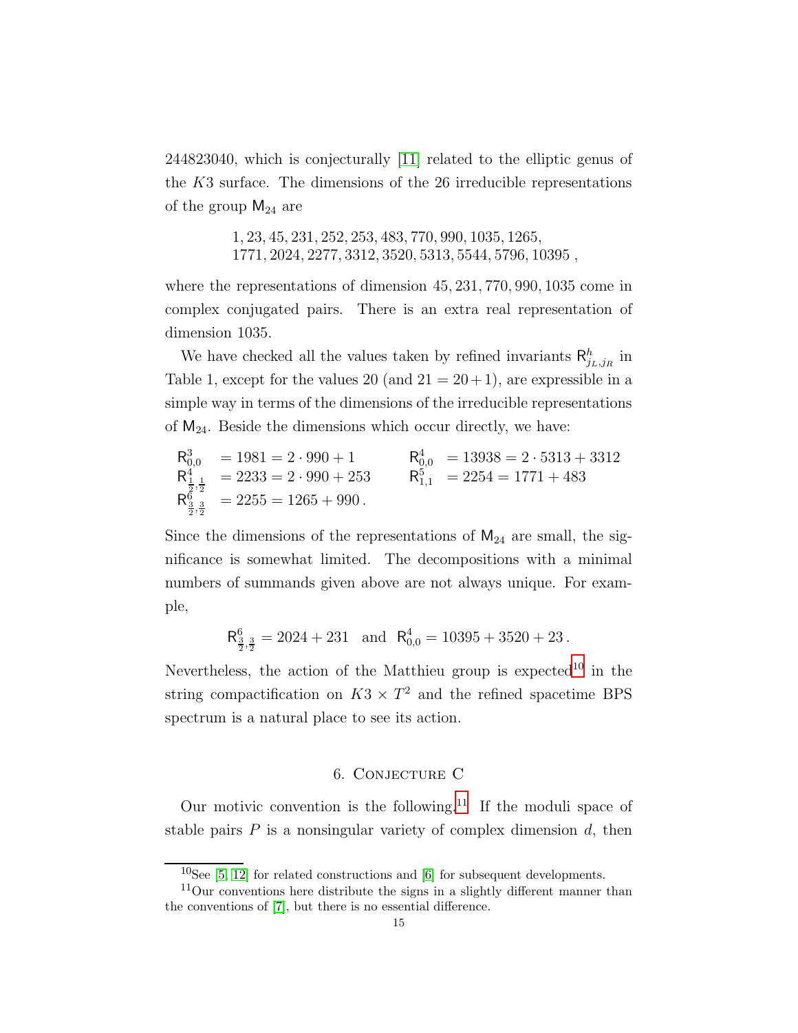244823040, which is conjecturally [11] related to the elliptic genus of the $K3$ surface. The dimensions of the 26 irreducible representations of the group $\mathsf{M}_{24}$ are

$$1, 23, 45, 231, 252, 253, 483, 770, 990, 1035, 1265,$$
$$1771, 2024, 2277, 3312, 3520, 5313, 5544, 5796, 10395\ ,$$

where the representations of dimension $45, 231, 770, 990, 1035$ come in complex conjugated pairs. There is an extra real representation of dimension 1035.

We have checked all the values taken by refined invariants $\mathsf{R}^h_{j_L,j_R}$ in Table 1, except for the values 20 (and $21 = 20+1$), are expressible in a simple way in terms of the dimensions of the irreducible representations of $\mathsf{M}_{24}$. Beside the dimensions which occur directly, we have:

$$\mathsf{R}^3_{0,0} = 1981 = 2\cdot 990 + 1 \qquad \mathsf{R}^4_{0,0} = 13938 = 2\cdot 5313 + 3312$$
$$\mathsf{R}^4_{\frac{1}{2},\frac{1}{2}} = 2233 = 2\cdot 990 + 253 \qquad \mathsf{R}^5_{1,1} = 2254 = 1771 + 483$$
$$\mathsf{R}^6_{\frac{3}{2},\frac{3}{2}} = 2255 = 1265 + 990\,.$$

Since the dimensions of the representations of $\mathsf{M}_{24}$ are small, the significance is somewhat limited. The decompositions with a minimal numbers of summands given above are not always unique. For example,

$$\mathsf{R}^6_{\frac{3}{2},\frac{3}{2}} = 2024 + 231 \quad \text{and} \quad \mathsf{R}^4_{0,0} = 10395 + 3520 + 23\,.$$

Nevertheless, the action of the Matthieu group is expected[10] in the string compactification on $K3\times T^2$ and the refined spacetime BPS spectrum is a natural place to see its action.

## 6. Conjecture C

Our motivic convention is the following.[11] If the moduli space of stable pairs $P$ is a nonsingular variety of complex dimension $d$, then

[10] See [5, 12] for related constructions and [6] for subsequent developments.

[11] Our conventions here distribute the signs in a slightly different manner than the conventions of [7], but there is no essential difference.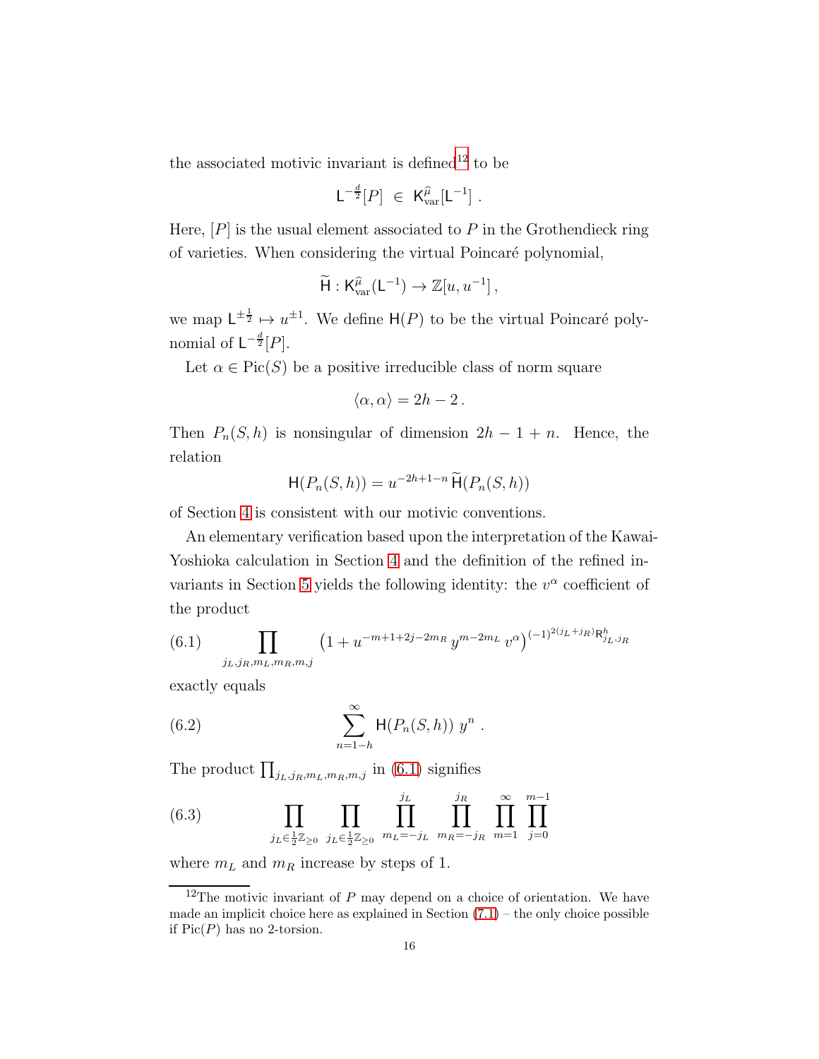the associated motivic invariant is defined[12] to be

$$\mathsf{L}^{-\frac{d}{2}}[P] \ \in \ \mathsf{K}^{\widehat{\mu}}_{\mathrm{var}}[\mathsf{L}^{-1}] \ .$$

Here, $[P]$ is the usual element associated to $P$ in the Grothendieck ring of varieties. When considering the virtual Poincaré polynomial,

$$\widetilde{\mathsf{H}} : \mathsf{K}^{\widehat{\mu}}_{\mathrm{var}}(\mathsf{L}^{-1}) \to \mathbb{Z}[u, u^{-1}] \,,$$

we map $\mathsf{L}^{\pm\frac{1}{2}} \mapsto u^{\pm 1}$. We define $\mathsf{H}(P)$ to be the virtual Poincaré polynomial of $\mathsf{L}^{-\frac{d}{2}}[P]$.

Let $\alpha \in \mathrm{Pic}(S)$ be a positive irreducible class of norm square

$$\langle \alpha, \alpha \rangle = 2h - 2 \,.$$

Then $P_n(S,h)$ is nonsingular of dimension $2h-1+n$. Hence, the relation

$$\mathsf{H}(P_n(S,h)) = u^{-2h+1-n}\, \widetilde{\mathsf{H}}(P_n(S,h))$$

of Section 4 is consistent with our motivic conventions.

An elementary verification based upon the interpretation of the Kawai-Yoshioka calculation in Section 4 and the definition of the refined invariants in Section 5 yields the following identity: the $v^\alpha$ coefficient of the product

$$\prod_{j_L, j_R, m_L, m_R, m, j} \left(1 + u^{-m+1+2j-2m_R}\, y^{m-2m_L}\, v^{\alpha}\right)^{(-1)^{2(j_L+j_R)} \mathsf{R}^h_{j_L, j_R}} \tag{6.1}$$

exactly equals

$$\sum_{n=1-h}^{\infty} \mathsf{H}(P_n(S,h))\ y^n \ . \tag{6.2}$$

The product $\prod_{j_L, j_R, m_L, m_R, m, j}$ in (6.1) signifies

$$\prod_{j_L \in \frac{1}{2}\mathbb{Z}_{\geq 0}} \ \prod_{j_L \in \frac{1}{2}\mathbb{Z}_{\geq 0}} \ \prod_{m_L=-j_L}^{j_L} \ \prod_{m_R=-j_R}^{j_R} \ \prod_{m=1}^{\infty} \ \prod_{j=0}^{m-1} \tag{6.3}$$

where $m_L$ and $m_R$ increase by steps of 1.

[12] The motivic invariant of $P$ may depend on a choice of orientation. We have made an implicit choice here as explained in Section (7.1) – the only choice possible if $\mathrm{Pic}(P)$ has no 2-torsion.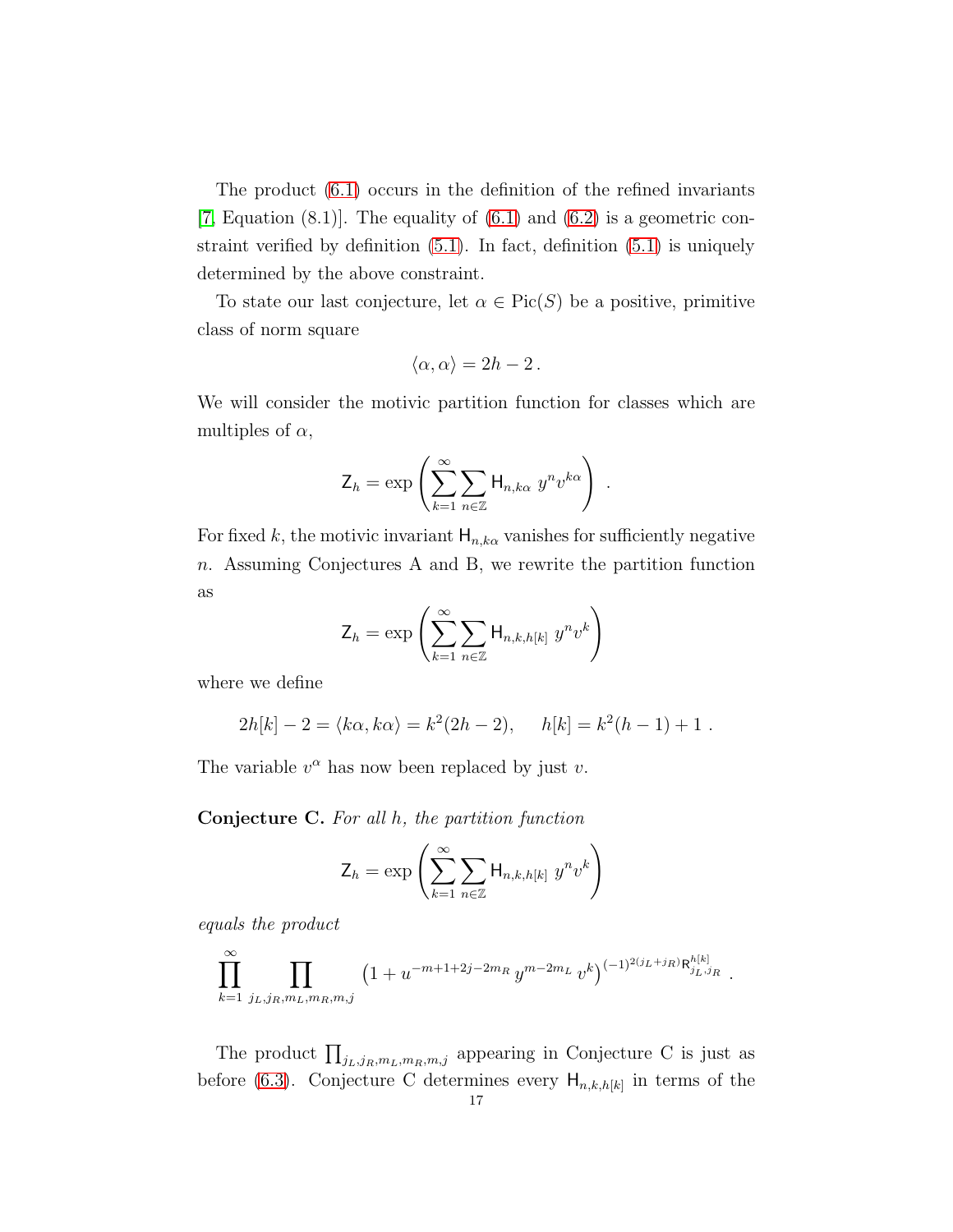The product (6.1) occurs in the definition of the refined invariants [7, Equation (8.1)]. The equality of (6.1) and (6.2) is a geometric constraint verified by definition (5.1). In fact, definition (5.1) is uniquely determined by the above constraint.

To state our last conjecture, let $\alpha \in \mathrm{Pic}(S)$ be a positive, primitive class of norm square

$$\langle \alpha, \alpha \rangle = 2h - 2\,.$$

We will consider the motivic partition function for classes which are multiples of $\alpha$,

$$\mathsf{Z}_h = \exp\left( \sum_{k=1}^{\infty} \sum_{n \in \mathbb{Z}} \mathsf{H}_{n,k\alpha}\ y^n v^{k\alpha} \right)\ .$$

For fixed $k$, the motivic invariant $\mathsf{H}_{n,k\alpha}$ vanishes for sufficiently negative $n$. Assuming Conjectures A and B, we rewrite the partition function as

$$\mathsf{Z}_h = \exp\left( \sum_{k=1}^{\infty} \sum_{n \in \mathbb{Z}} \mathsf{H}_{n,k,h[k]}\ y^n v^{k} \right)$$

where we define

$$2h[k] - 2 = \langle k\alpha, k\alpha \rangle = k^2(2h-2), \qquad h[k] = k^2(h-1) + 1\ .$$

The variable $v^\alpha$ has now been replaced by just $v$.

**Conjecture C.** *For all $h$, the partition function*

$$\mathsf{Z}_h = \exp\left( \sum_{k=1}^{\infty} \sum_{n \in \mathbb{Z}} \mathsf{H}_{n,k,h[k]}\ y^n v^{k} \right)$$

*equals the product*

$$\prod_{k=1}^{\infty} \prod_{j_L, j_R, m_L, m_R, m, j} \left(1 + u^{-m+1+2j-2m_R}\, y^{m-2m_L}\, v^k\right)^{(-1)^{2(j_L+j_R)} \mathsf{R}^{h[k]}_{j_L,j_R}}\ .$$

The product $\prod_{j_L,j_R,m_L,m_R,m,j}$ appearing in Conjecture C is just as before (6.3). Conjecture C determines every $\mathsf{H}_{n,k,h[k]}$ in terms of the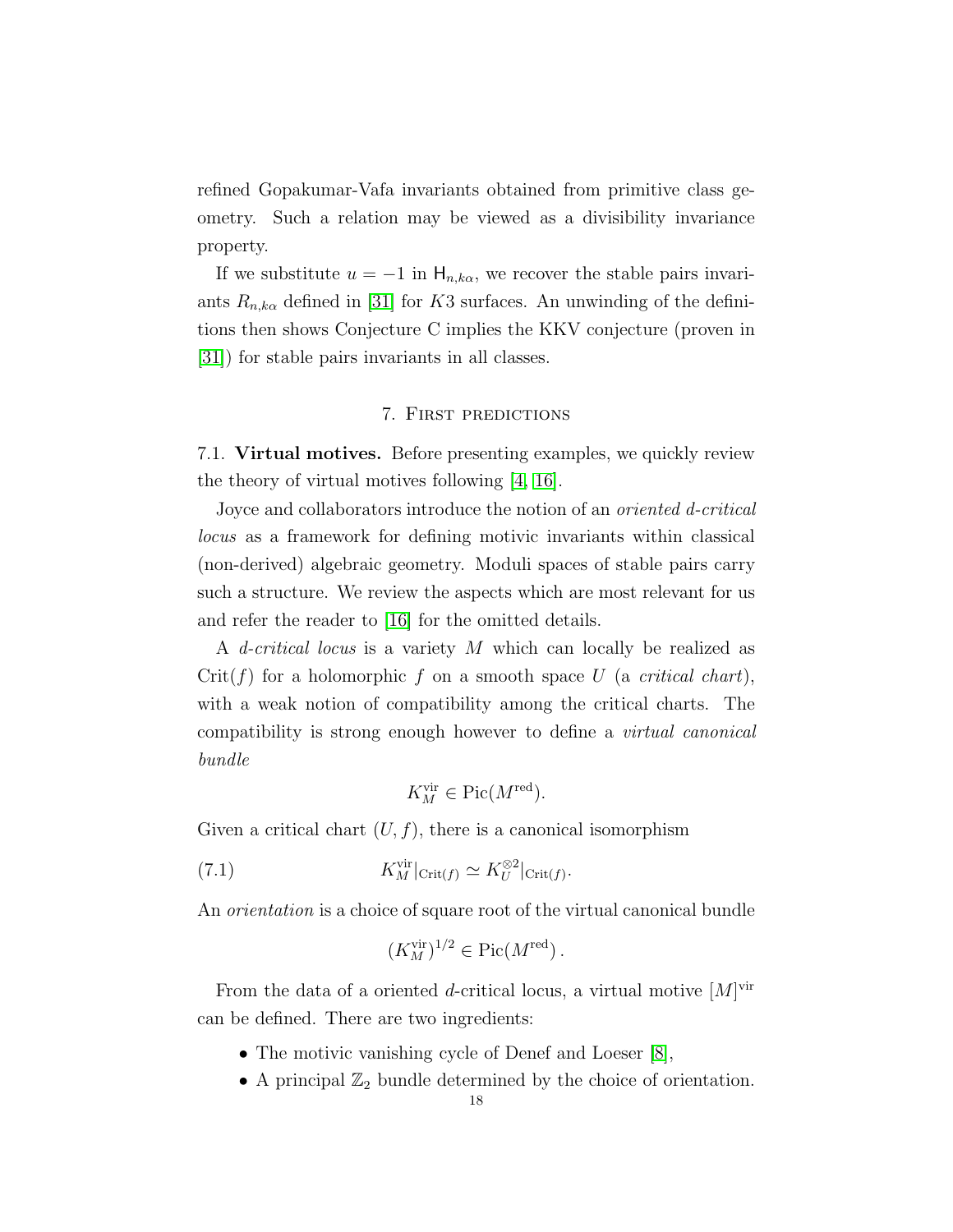refined Gopakumar-Vafa invariants obtained from primitive class geometry. Such a relation may be viewed as a divisibility invariance property.

If we substitute $u = -1$ in $\mathsf{H}_{n,k\alpha}$, we recover the stable pairs invariants $R_{n,k\alpha}$ defined in [31] for $K3$ surfaces. An unwinding of the definitions then shows Conjecture C implies the KKV conjecture (proven in [31]) for stable pairs invariants in all classes.

## 7. First predictions

7.1. **Virtual motives.** Before presenting examples, we quickly review the theory of virtual motives following [4, 16].

Joyce and collaborators introduce the notion of an *oriented d-critical locus* as a framework for defining motivic invariants within classical (non-derived) algebraic geometry. Moduli spaces of stable pairs carry such a structure. We review the aspects which are most relevant for us and refer the reader to [16] for the omitted details.

A *d-critical locus* is a variety $M$ which can locally be realized as $\mathrm{Crit}(f)$ for a holomorphic $f$ on a smooth space $U$ (a *critical chart*), with a weak notion of compatibility among the critical charts. The compatibility is strong enough however to define a *virtual canonical bundle*

$$K_M^{\mathrm{vir}} \in \mathrm{Pic}(M^{\mathrm{red}}).$$

Given a critical chart $(U, f)$, there is a canonical isomorphism

$$K_M^{\mathrm{vir}}|_{\mathrm{Crit}(f)} \simeq K_U^{\otimes 2}|_{\mathrm{Crit}(f)}. \tag{7.1}$$

An *orientation* is a choice of square root of the virtual canonical bundle

$$(K_M^{\mathrm{vir}})^{1/2} \in \mathrm{Pic}(M^{\mathrm{red}})\,.$$

From the data of a oriented $d$-critical locus, a virtual motive $[M]^{\mathrm{vir}}$ can be defined. There are two ingredients:

- The motivic vanishing cycle of Denef and Loeser [8],
- A principal $\mathbb{Z}_2$ bundle determined by the choice of orientation.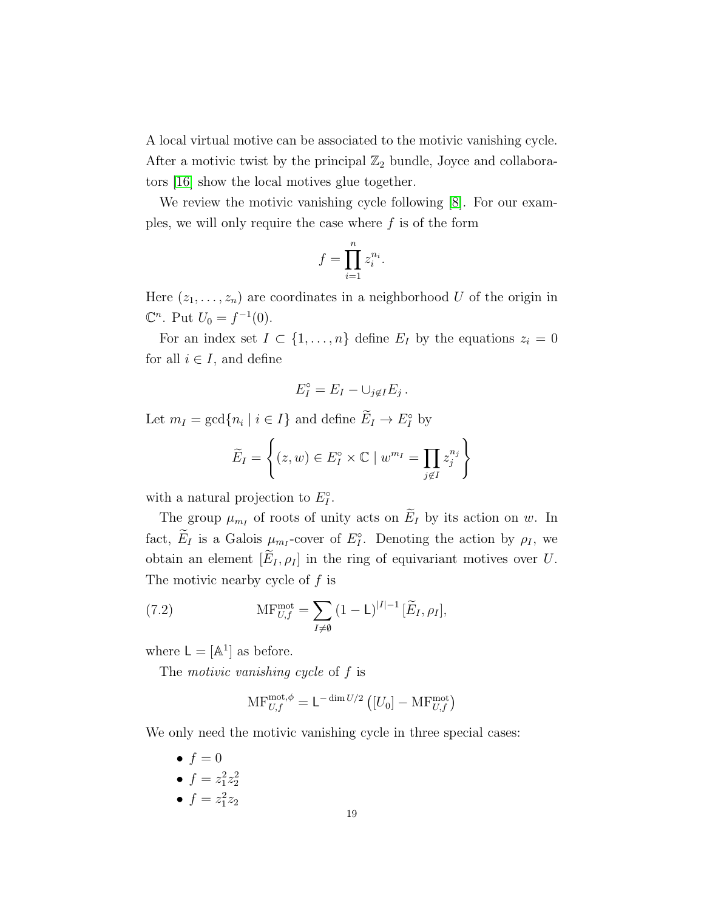A local virtual motive can be associated to the motivic vanishing cycle. After a motivic twist by the principal $\mathbb{Z}_2$ bundle, Joyce and collaborators [16] show the local motives glue together.

We review the motivic vanishing cycle following [8]. For our examples, we will only require the case where $f$ is of the form

$$f = \prod_{i=1}^{n} z_i^{n_i}.$$

Here $(z_1, \ldots, z_n)$ are coordinates in a neighborhood $U$ of the origin in $\mathbb{C}^n$. Put $U_0 = f^{-1}(0)$.

For an index set $I \subset \{1, \ldots, n\}$ define $E_I$ by the equations $z_i = 0$ for all $i \in I$, and define

$$E_I^\circ = E_I - \cup_{j \notin I} E_j \, .$$

Let $m_I = \gcd\{n_i \mid i \in I\}$ and define $\widetilde{E}_I \to E_I^\circ$ by

$$\widetilde{E}_I = \left\{ (z, w) \in E_I^\circ \times \mathbb{C} \mid w^{m_I} = \prod_{j \notin I} z_j^{n_j} \right\}$$

with a natural projection to $E_I^\circ$.

The group $\mu_{m_I}$ of roots of unity acts on $\widetilde{E}_I$ by its action on $w$. In fact, $\widetilde{E}_I$ is a Galois $\mu_{m_I}$-cover of $E_I^\circ$. Denoting the action by $\rho_I$, we obtain an element $[\widetilde{E}_I, \rho_I]$ in the ring of equivariant motives over $U$. The motivic nearby cycle of $f$ is

$$\mathrm{MF}_{U,f}^{\mathrm{mot}} = \sum_{I \neq \emptyset} (1 - \mathsf{L})^{|I|-1} \, [\widetilde{E}_I, \rho_I], \tag{7.2}$$

where $\mathsf{L} = [\mathbb{A}^1]$ as before.

The *motivic vanishing cycle* of $f$ is

$$\mathrm{MF}_{U,f}^{\mathrm{mot},\phi} = \mathsf{L}^{-\dim U/2} \left( [U_0] - \mathrm{MF}_{U,f}^{\mathrm{mot}} \right)$$

We only need the motivic vanishing cycle in three special cases:

- $f = 0$
- $f = z_1^2 z_2^2$
- $f = z_1^2 z_2$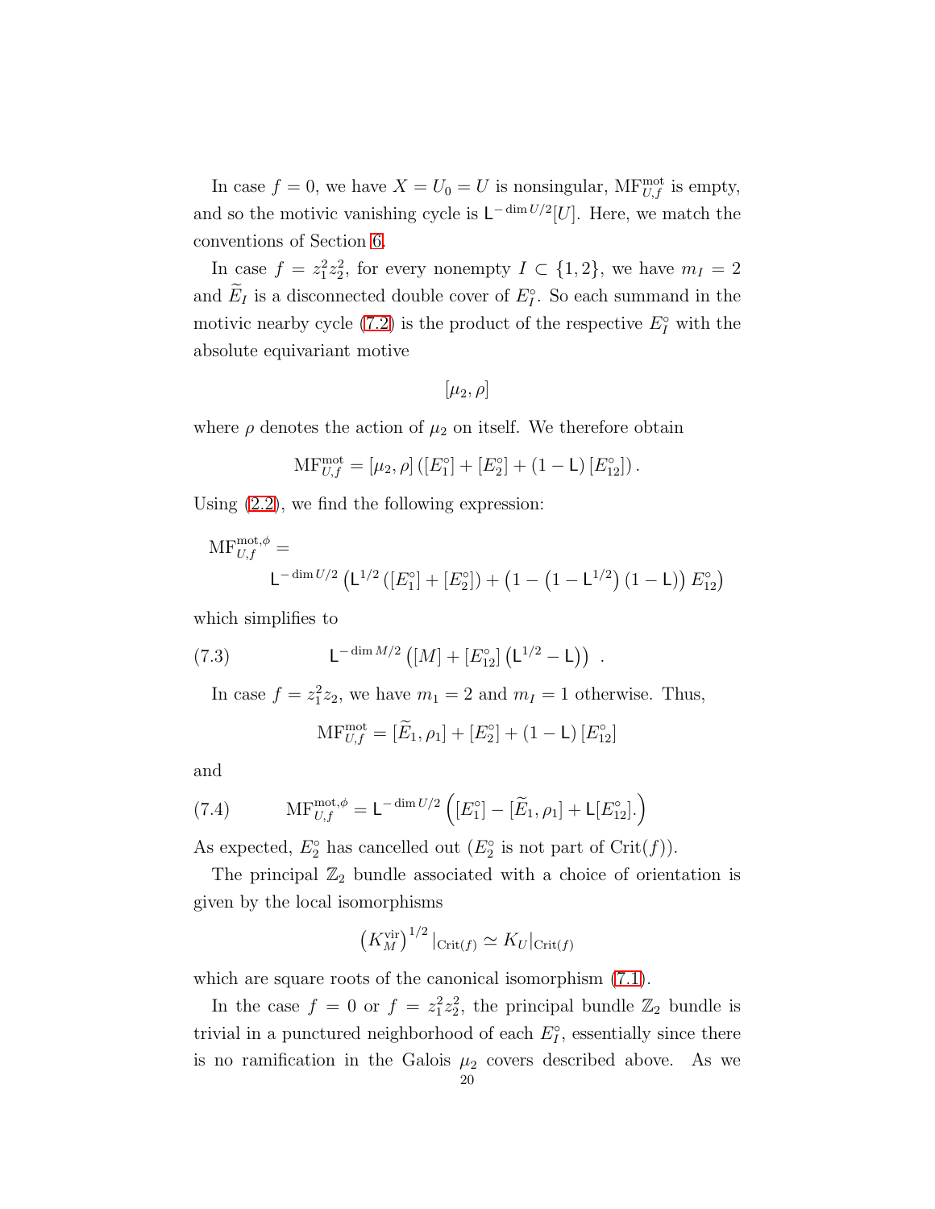In case $f = 0$, we have $X = U_0 = U$ is nonsingular, $\mathrm{MF}^{\mathrm{mot}}_{U,f}$ is empty, and so the motivic vanishing cycle is $\mathsf{L}^{-\dim U/2}[U]$. Here, we match the conventions of Section 6.

In case $f = z_1^2 z_2^2$, for every nonempty $I \subset \{1,2\}$, we have $m_I = 2$ and $\widetilde{E}_I$ is a disconnected double cover of $E_I^\circ$. So each summand in the motivic nearby cycle (7.2) is the product of the respective $E_I^\circ$ with the absolute equivariant motive

$$[\mu_2, \rho]$$

where $\rho$ denotes the action of $\mu_2$ on itself. We therefore obtain

$$\mathrm{MF}^{\mathrm{mot}}_{U,f} = [\mu_2, \rho]\left([E_1^\circ] + [E_2^\circ] + (1 - \mathsf{L})\,[E_{12}^\circ]\right).$$

Using (2.2), we find the following expression:

$$\mathrm{MF}^{\mathrm{mot},\phi}_{U,f} = \mathsf{L}^{-\dim U/2}\left(\mathsf{L}^{1/2}\left([E_1^\circ] + [E_2^\circ]\right) + \left(1 - \left(1 - \mathsf{L}^{1/2}\right)(1 - \mathsf{L})\right) E_{12}^\circ\right)$$

which simplifies to

$$\mathsf{L}^{-\dim M/2}\left([M] + [E_{12}^\circ]\left(\mathsf{L}^{1/2} - \mathsf{L}\right)\right) \ . \tag{7.3}$$

In case $f = z_1^2 z_2$, we have $m_1 = 2$ and $m_I = 1$ otherwise. Thus,

$$\mathrm{MF}^{\mathrm{mot}}_{U,f} = [\widetilde{E}_1, \rho_1] + [E_2^\circ] + (1 - \mathsf{L})\,[E_{12}^\circ]$$

and

$$\mathrm{MF}^{\mathrm{mot},\phi}_{U,f} = \mathsf{L}^{-\dim U/2}\left([E_1^\circ] - [\widetilde{E}_1, \rho_1] + \mathsf{L}[E_{12}^\circ].\right) \tag{7.4}$$

As expected, $E_2^\circ$ has cancelled out ($E_2^\circ$ is not part of $\mathrm{Crit}(f)$).

The principal $\mathbb{Z}_2$ bundle associated with a choice of orientation is given by the local isomorphisms

$$\left(K_M^{\mathrm{vir}}\right)^{1/2}|_{\mathrm{Crit}(f)} \simeq K_U|_{\mathrm{Crit}(f)}$$

which are square roots of the canonical isomorphism (7.1).

In the case $f = 0$ or $f = z_1^2 z_2^2$, the principal bundle $\mathbb{Z}_2$ bundle is trivial in a punctured neighborhood of each $E_I^\circ$, essentially since there is no ramification in the Galois $\mu_2$ covers described above. As we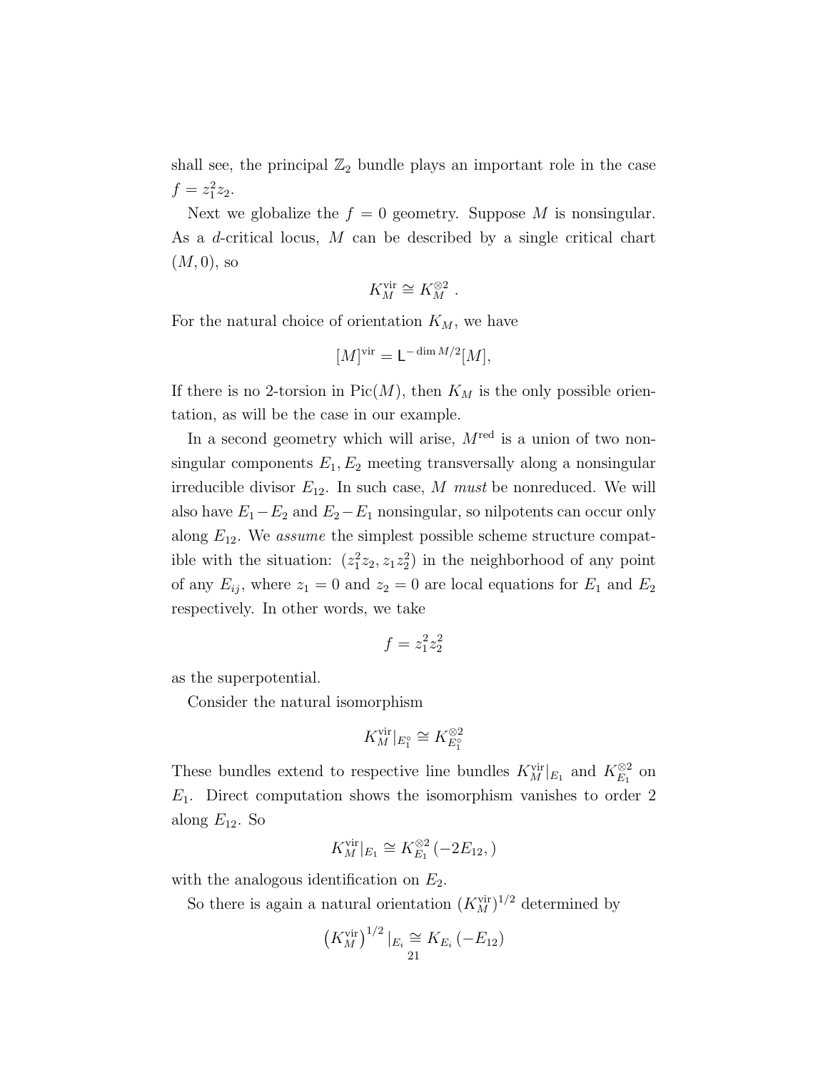shall see, the principal $\mathbb{Z}_2$ bundle plays an important role in the case $f = z_1^2 z_2$.

Next we globalize the $f = 0$ geometry. Suppose $M$ is nonsingular. As a $d$-critical locus, $M$ can be described by a single critical chart $(M, 0)$, so

$$K_M^{\mathrm{vir}} \cong K_M^{\otimes 2} \ .$$

For the natural choice of orientation $K_M$, we have

$$[M]^{\mathrm{vir}} = \mathsf{L}^{-\dim M/2}[M],$$

If there is no 2-torsion in $\mathrm{Pic}(M)$, then $K_M$ is the only possible orientation, as will be the case in our example.

In a second geometry which will arise, $M^{\mathrm{red}}$ is a union of two nonsingular components $E_1, E_2$ meeting transversally along a nonsingular irreducible divisor $E_{12}$. In such case, $M$ *must* be nonreduced. We will also have $E_1 - E_2$ and $E_2 - E_1$ nonsingular, so nilpotents can occur only along $E_{12}$. We *assume* the simplest possible scheme structure compatible with the situation: $(z_1^2 z_2, z_1 z_2^2)$ in the neighborhood of any point of any $E_{ij}$, where $z_1 = 0$ and $z_2 = 0$ are local equations for $E_1$ and $E_2$ respectively. In other words, we take

$$f = z_1^2 z_2^2$$

as the superpotential.

Consider the natural isomorphism

$$K_M^{\mathrm{vir}}|_{E_1^\circ} \cong K_{E_1^\circ}^{\otimes 2}$$

These bundles extend to respective line bundles $K_M^{\mathrm{vir}}|_{E_1}$ and $K_{E_1}^{\otimes 2}$ on $E_1$. Direct computation shows the isomorphism vanishes to order 2 along $E_{12}$. So

$$K_M^{\mathrm{vir}}|_{E_1} \cong K_{E_1}^{\otimes 2}(-2E_{12}, )$$

with the analogous identification on $E_2$.

So there is again a natural orientation $(K_M^{\mathrm{vir}})^{1/2}$ determined by

$$\left(K_M^{\mathrm{vir}}\right)^{1/2}|_{E_i} \cong K_{E_i}(-E_{12})$$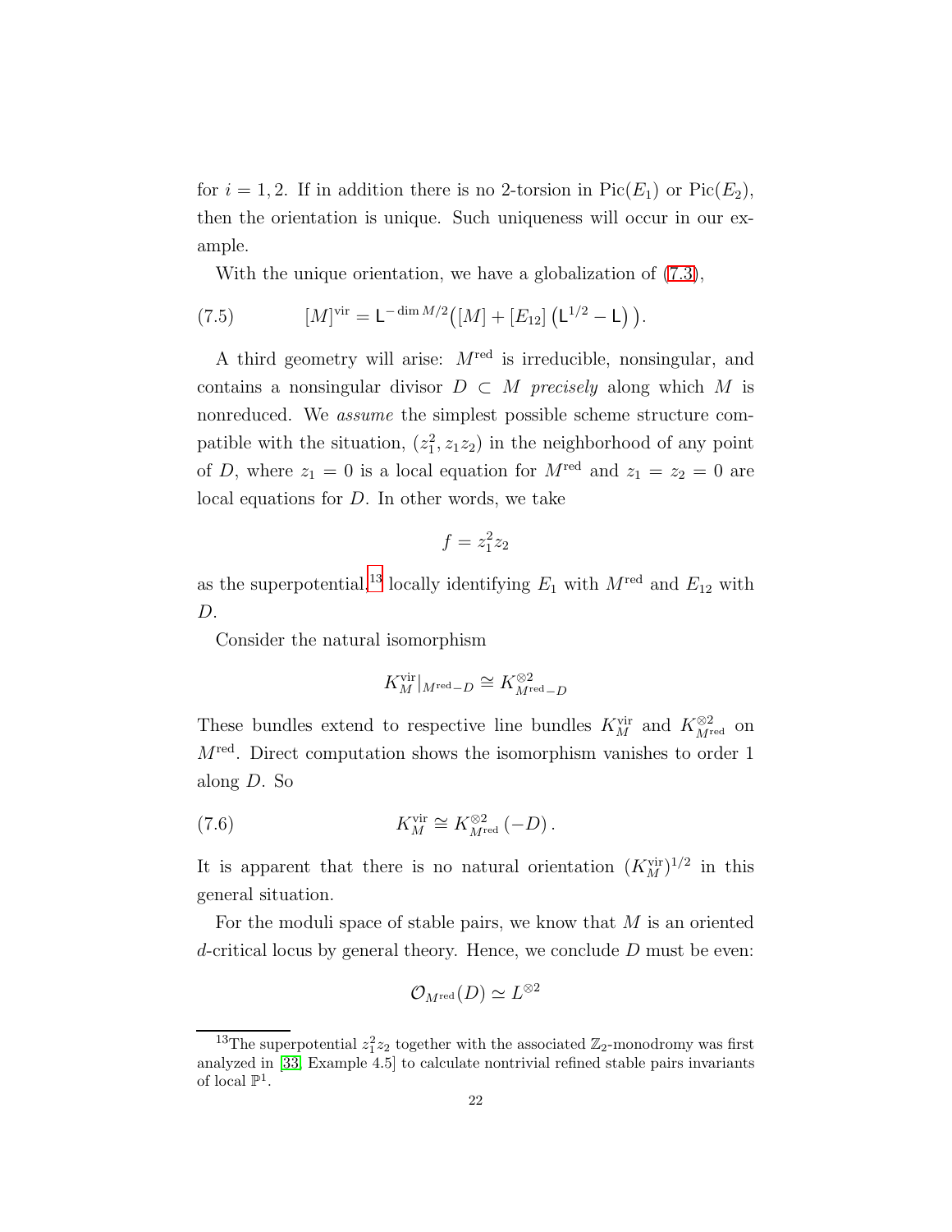for $i = 1, 2$. If in addition there is no 2-torsion in $\mathrm{Pic}(E_1)$ or $\mathrm{Pic}(E_2)$, then the orientation is unique. Such uniqueness will occur in our example.

With the unique orientation, we have a globalization of (7.3),

$$[M]^{\mathrm{vir}} = \mathsf{L}^{-\dim M/2}\big([M] + [E_{12}]\left(\mathsf{L}^{1/2} - \mathsf{L}\right)\big). \tag{7.5}$$

A third geometry will arise: $M^{\mathrm{red}}$ is irreducible, nonsingular, and contains a nonsingular divisor $D \subset M$ *precisely* along which $M$ is nonreduced. We *assume* the simplest possible scheme structure compatible with the situation, $(z_1^2, z_1 z_2)$ in the neighborhood of any point of $D$, where $z_1 = 0$ is a local equation for $M^{\mathrm{red}}$ and $z_1 = z_2 = 0$ are local equations for $D$. In other words, we take

$$f = z_1^2 z_2$$

as the superpotential,[13] locally identifying $E_1$ with $M^{\mathrm{red}}$ and $E_{12}$ with $D$.

Consider the natural isomorphism

$$K_M^{\mathrm{vir}}|_{M^{\mathrm{red}}-D} \cong K_{M^{\mathrm{red}}-D}^{\otimes 2}$$

These bundles extend to respective line bundles $K_M^{\mathrm{vir}}$ and $K_{M^{\mathrm{red}}}^{\otimes 2}$ on $M^{\mathrm{red}}$. Direct computation shows the isomorphism vanishes to order 1 along $D$. So

$$K_M^{\mathrm{vir}} \cong K_{M^{\mathrm{red}}}^{\otimes 2}(-D)\,. \tag{7.6}$$

It is apparent that there is no natural orientation $(K_M^{\mathrm{vir}})^{1/2}$ in this general situation.

For the moduli space of stable pairs, we know that $M$ is an oriented $d$-critical locus by general theory. Hence, we conclude $D$ must be even:

$$\mathcal{O}_{M^{\mathrm{red}}}(D) \simeq L^{\otimes 2}$$

[13] The superpotential $z_1^2 z_2$ together with the associated $\mathbb{Z}_2$-monodromy was first analyzed in [33, Example 4.5] to calculate nontrivial refined stable pairs invariants of local $\mathbb{P}^1$.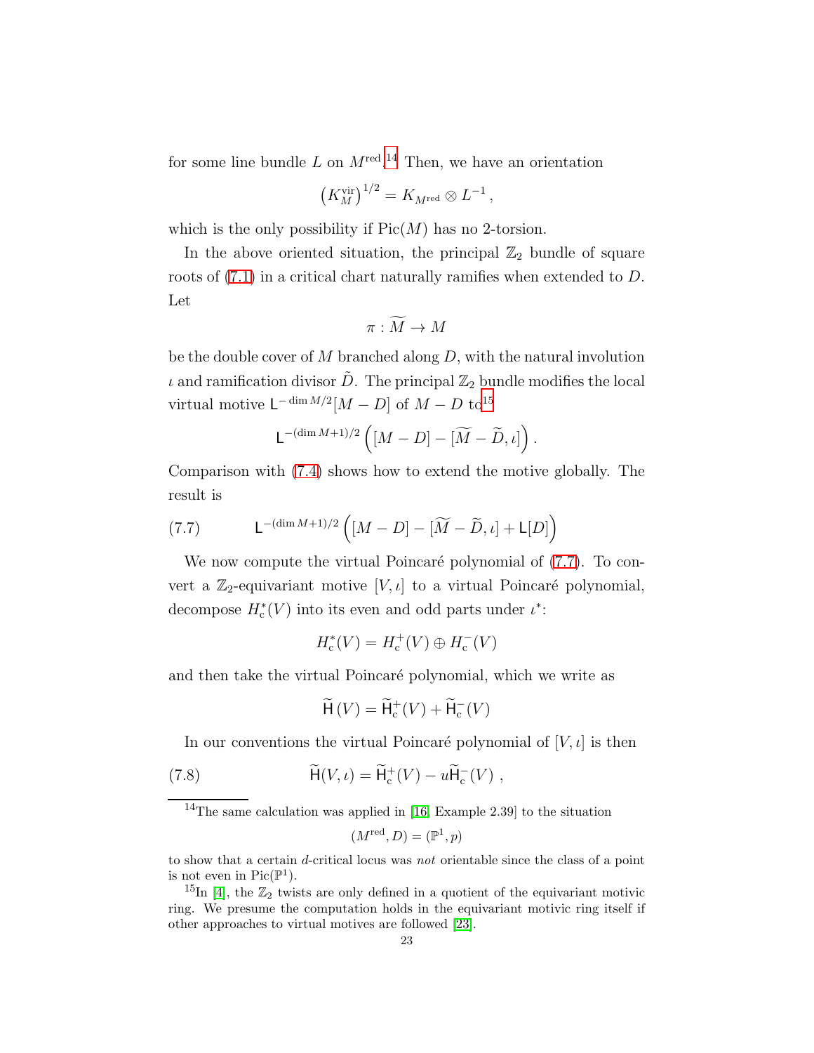for some line bundle $L$ on $M^{\mathrm{red}}$.[14] Then, we have an orientation

$$\left(K_M^{\mathrm{vir}}\right)^{1/2} = K_{M^{\mathrm{red}}} \otimes L^{-1}\,,$$

which is the only possibility if $\mathrm{Pic}(M)$ has no 2-torsion.

In the above oriented situation, the principal $\mathbb{Z}_2$ bundle of square roots of (7.1) in a critical chart naturally ramifies when extended to $D$. Let

$$\pi : \widetilde{M} \to M$$

be the double cover of $M$ branched along $D$, with the natural involution $\iota$ and ramification divisor $\tilde{D}$. The principal $\mathbb{Z}_2$ bundle modifies the local virtual motive $\mathsf{L}^{-\dim M/2}[M-D]$ of $M-D$ to[15]

$$\mathsf{L}^{-(\dim M+1)/2}\left([M-D]-[\widetilde{M}-\widetilde{D},\iota]\right).$$

Comparison with (7.4) shows how to extend the motive globally. The result is

$$\mathsf{L}^{-(\dim M+1)/2}\left([M-D]-[\widetilde{M}-\widetilde{D},\iota]+\mathsf{L}[D]\right) \tag{7.7}$$

We now compute the virtual Poincaré polynomial of (7.7). To convert a $\mathbb{Z}_2$-equivariant motive $[V,\iota]$ to a virtual Poincaré polynomial, decompose $H^*_{\mathrm{c}}(V)$ into its even and odd parts under $\iota^*$:

$$H^*_{\mathrm{c}}(V) = H^+_{\mathrm{c}}(V) \oplus H^-_{\mathrm{c}}(V)$$

and then take the virtual Poincaré polynomial, which we write as

$$\widetilde{\mathsf{H}}\,(V) = \widetilde{\mathsf{H}}^+_{\mathrm{c}}(V) + \widetilde{\mathsf{H}}^-_{\mathrm{c}}(V)$$

In our conventions the virtual Poincaré polynomial of $[V,\iota]$ is then

$$\widetilde{\mathsf{H}}(V,\iota) = \widetilde{\mathsf{H}}^+_{\mathrm{c}}(V) - u\widetilde{\mathsf{H}}^-_{\mathrm{c}}(V)\;, \tag{7.8}$$

---

[14] The same calculation was applied in [16, Example 2.39] to the situation

$$(M^{\mathrm{red}}, D) = (\mathbb{P}^1, p)$$

to show that a certain $d$-critical locus was *not* orientable since the class of a point is not even in $\mathrm{Pic}(\mathbb{P}^1)$.

[15] In [4], the $\mathbb{Z}_2$ twists are only defined in a quotient of the equivariant motivic ring. We presume the computation holds in the equivariant motivic ring itself if other approaches to virtual motives are followed [23].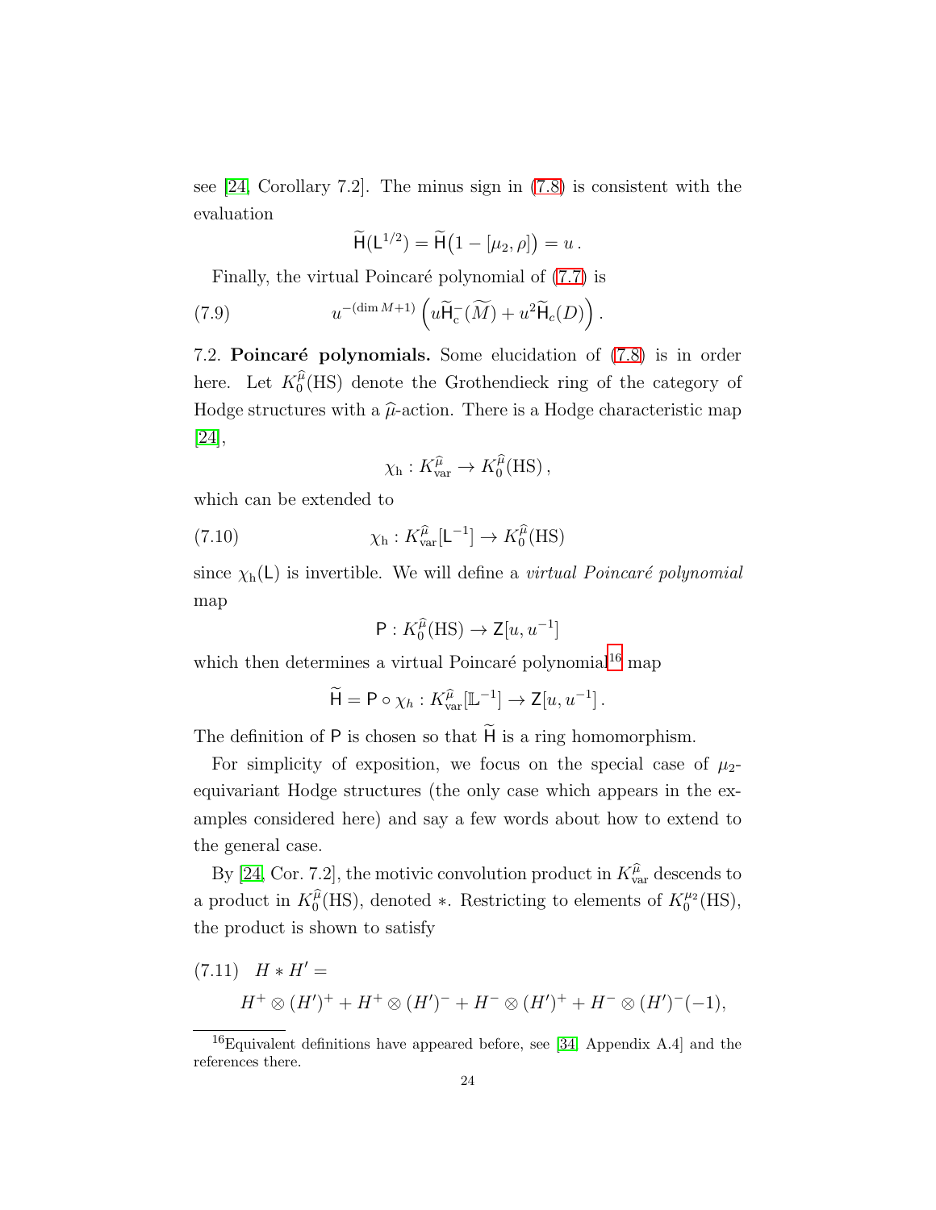see [24, Corollary 7.2]. The minus sign in (7.8) is consistent with the evaluation

$$\widetilde{\mathsf{H}}(\mathsf{L}^{1/2}) = \widetilde{\mathsf{H}}\big(1 - [\mu_2, \rho]\big) = u\,.$$

Finally, the virtual Poincaré polynomial of (7.7) is

$$u^{-(\dim M+1)}\left(u\widetilde{\mathsf{H}}_{\mathrm{c}}^{-}(\widetilde{M}) + u^2\widetilde{\mathsf{H}}_c(D)\right). \tag{7.9}$$

7.2. **Poincaré polynomials.** Some elucidation of (7.8) is in order here. Let $K_0^{\widehat{\mu}}(\mathrm{HS})$ denote the Grothendieck ring of the category of Hodge structures with a $\widehat{\mu}$-action. There is a Hodge characteristic map [24],

$$\chi_{\mathrm{h}} : K_{\mathrm{var}}^{\widehat{\mu}} \to K_0^{\widehat{\mu}}(\mathrm{HS})\,,$$

which can be extended to

$$\chi_{\mathrm{h}} : K_{\mathrm{var}}^{\widehat{\mu}}[\mathsf{L}^{-1}] \to K_0^{\widehat{\mu}}(\mathrm{HS}) \tag{7.10}$$

since $\chi_{\mathrm{h}}(\mathsf{L})$ is invertible. We will define a *virtual Poincaré polynomial* map

$$\mathsf{P} : K_0^{\widehat{\mu}}(\mathrm{HS}) \to \mathsf{Z}[u, u^{-1}]$$

which then determines a virtual Poincaré polynomial[16] map

$$\widetilde{\mathsf{H}} = \mathsf{P} \circ \chi_h : K_{\mathrm{var}}^{\widehat{\mu}}[\mathbb{L}^{-1}] \to \mathsf{Z}[u, u^{-1}]\,.$$

The definition of $\mathsf{P}$ is chosen so that $\widetilde{\mathsf{H}}$ is a ring homomorphism.

For simplicity of exposition, we focus on the special case of $\mu_2$-equivariant Hodge structures (the only case which appears in the examples considered here) and say a few words about how to extend to the general case.

By [24, Cor. 7.2], the motivic convolution product in $K_{\mathrm{var}}^{\widehat{\mu}}$ descends to a product in $K_0^{\widehat{\mu}}(\mathrm{HS})$, denoted $*$. Restricting to elements of $K_0^{\mu_2}(\mathrm{HS})$, the product is shown to satisfy

$$H * H' = H^+ \otimes (H')^+ + H^+ \otimes (H')^- + H^- \otimes (H')^+ + H^- \otimes (H')^-(-1), \tag{7.11}$$

[16] Equivalent definitions have appeared before, see [34, Appendix A.4] and the references there.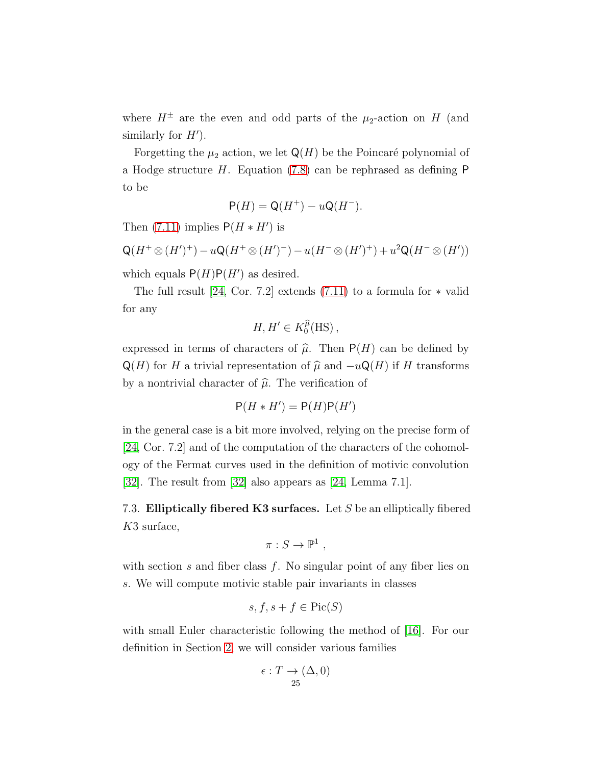where $H^{\pm}$ are the even and odd parts of the $\mu_2$-action on $H$ (and similarly for $H'$).

Forgetting the $\mu_2$ action, we let $\mathsf{Q}(H)$ be the Poincaré polynomial of a Hodge structure $H$. Equation (7.8) can be rephrased as defining $\mathsf{P}$ to be

$$\mathsf{P}(H) = \mathsf{Q}(H^+) - u\mathsf{Q}(H^-).$$

Then (7.11) implies $\mathsf{P}(H * H')$ is

$$\mathsf{Q}(H^+ \otimes (H')^+) - u\mathsf{Q}(H^+ \otimes (H')^-) - u(H^- \otimes (H')^+) + u^2\mathsf{Q}(H^- \otimes (H'))$$

which equals $\mathsf{P}(H)\mathsf{P}(H')$ as desired.

The full result [24, Cor. 7.2] extends (7.11) to a formula for $*$ valid for any

$$H, H' \in K_0^{\widehat{\mu}}(\mathrm{HS}),$$

expressed in terms of characters of $\widehat{\mu}$. Then $\mathsf{P}(H)$ can be defined by $\mathsf{Q}(H)$ for $H$ a trivial representation of $\widehat{\mu}$ and $-u\mathsf{Q}(H)$ if $H$ transforms by a nontrivial character of $\widehat{\mu}$. The verification of

$$\mathsf{P}(H * H') = \mathsf{P}(H)\mathsf{P}(H')$$

in the general case is a bit more involved, relying on the precise form of [24, Cor. 7.2] and of the computation of the characters of the cohomology of the Fermat curves used in the definition of motivic convolution [32]. The result from [32] also appears as [24, Lemma 7.1].

7.3. **Elliptically fibered K3 surfaces.** Let $S$ be an elliptically fibered $K3$ surface,

$$\pi : S \to \mathbb{P}^1 ,$$

with section $s$ and fiber class $f$. No singular point of any fiber lies on $s$. We will compute motivic stable pair invariants in classes

$$s, f, s+f \in \mathrm{Pic}(S)$$

with small Euler characteristic following the method of [16]. For our definition in Section 2, we will consider various families

$$\epsilon : T \to (\Delta, 0)$$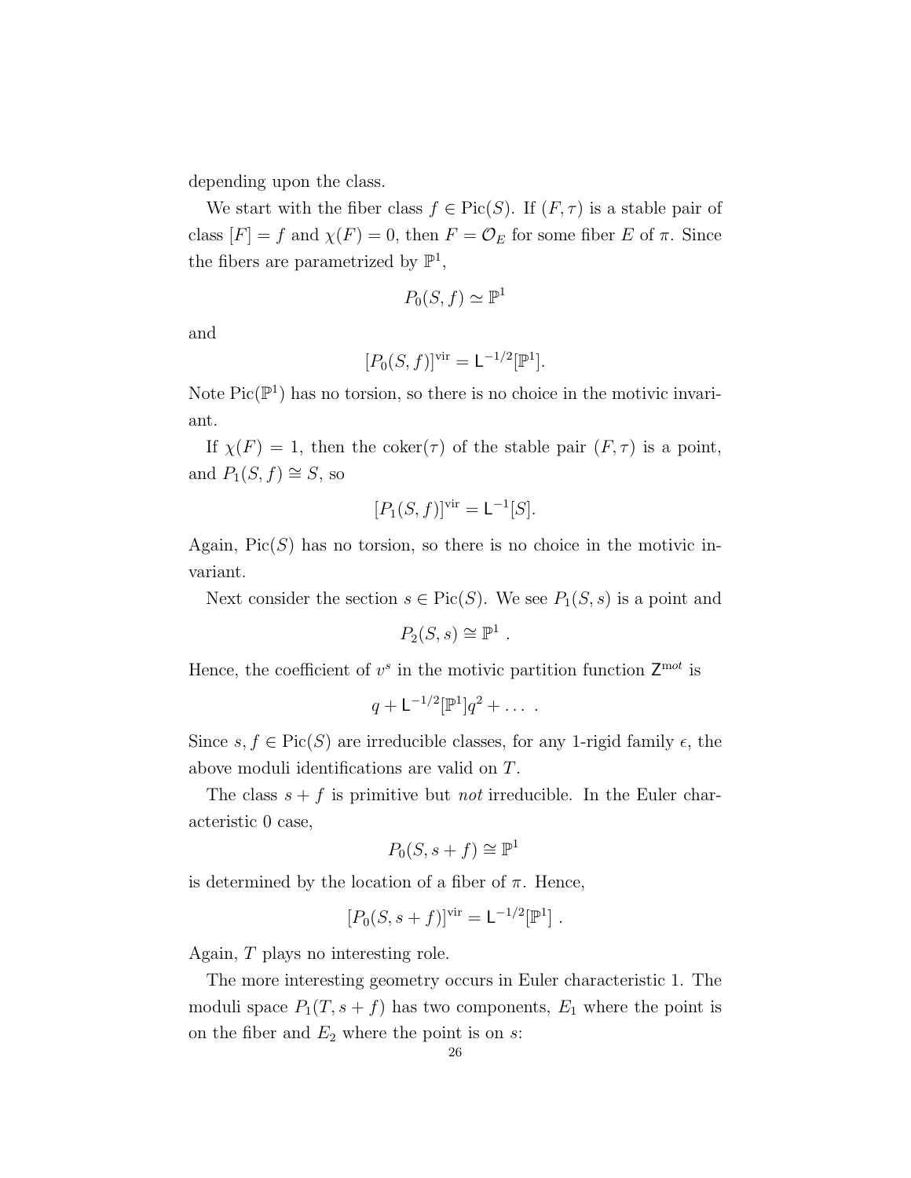depending upon the class.

We start with the fiber class $f \in \mathrm{Pic}(S)$. If $(F, \tau)$ is a stable pair of class $[F] = f$ and $\chi(F) = 0$, then $F = \mathcal{O}_E$ for some fiber $E$ of $\pi$. Since the fibers are parametrized by $\mathbb{P}^1$,

$$P_0(S, f) \simeq \mathbb{P}^1$$

and

$$[P_0(S, f)]^{\mathrm{vir}} = \mathsf{L}^{-1/2}[\mathbb{P}^1].$$

Note $\mathrm{Pic}(\mathbb{P}^1)$ has no torsion, so there is no choice in the motivic invariant.

If $\chi(F) = 1$, then the $\mathrm{coker}(\tau)$ of the stable pair $(F, \tau)$ is a point, and $P_1(S, f) \cong S$, so

$$[P_1(S, f)]^{\mathrm{vir}} = \mathsf{L}^{-1}[S].$$

Again, $\mathrm{Pic}(S)$ has no torsion, so there is no choice in the motivic invariant.

Next consider the section $s \in \mathrm{Pic}(S)$. We see $P_1(S, s)$ is a point and

$$P_2(S, s) \cong \mathbb{P}^1 \ .$$

Hence, the coefficient of $v^s$ in the motivic partition function $\mathsf{Z}^{\mathrm{m}ot}$ is

$$q + \mathsf{L}^{-1/2}[\mathbb{P}^1]q^2 + \dots \ .$$

Since $s, f \in \mathrm{Pic}(S)$ are irreducible classes, for any 1-rigid family $\epsilon$, the above moduli identifications are valid on $T$.

The class $s + f$ is primitive but *not* irreducible. In the Euler characteristic 0 case,

$$P_0(S, s + f) \cong \mathbb{P}^1$$

is determined by the location of a fiber of $\pi$. Hence,

$$[P_0(S, s + f)]^{\mathrm{vir}} = \mathsf{L}^{-1/2}[\mathbb{P}^1] \ .$$

Again, $T$ plays no interesting role.

The more interesting geometry occurs in Euler characteristic 1. The moduli space $P_1(T, s + f)$ has two components, $E_1$ where the point is on the fiber and $E_2$ where the point is on $s$: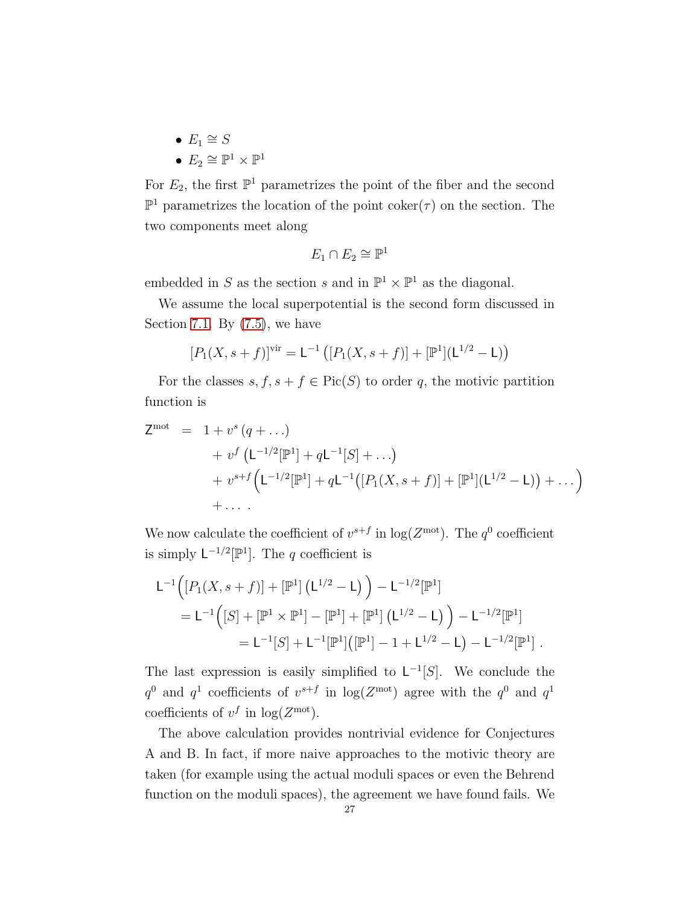- $E_1 \cong S$
- $E_2 \cong \mathbb{P}^1 \times \mathbb{P}^1$

For $E_2$, the first $\mathbb{P}^1$ parametrizes the point of the fiber and the second $\mathbb{P}^1$ parametrizes the location of the point $\mathrm{coker}(\tau)$ on the section. The two components meet along

$$E_1 \cap E_2 \cong \mathbb{P}^1$$

embedded in $S$ as the section $s$ and in $\mathbb{P}^1 \times \mathbb{P}^1$ as the diagonal.

We assume the local superpotential is the second form discussed in Section 7.1. By (7.5), we have

$$[P_1(X, s+f)]^{\mathrm{vir}} = \mathsf{L}^{-1}\left([P_1(X, s+f)] + [\mathbb{P}^1](\mathsf{L}^{1/2} - \mathsf{L})\right)$$

For the classes $s, f, s+f \in \mathrm{Pic}(S)$ to order $q$, the motivic partition function is

$$\begin{aligned}
\mathsf{Z}^{\mathrm{mot}} \;\; = \;\; & 1 + v^s\,(q + \ldots) \\
& + v^f\,\left(\mathsf{L}^{-1/2}[\mathbb{P}^1] + q\mathsf{L}^{-1}[S] + \ldots\right) \\
& + v^{s+f}\Big(\mathsf{L}^{-1/2}[\mathbb{P}^1] + q\mathsf{L}^{-1}\big([P_1(X, s+f)] + [\mathbb{P}^1](\mathsf{L}^{1/2} - \mathsf{L})\big) + \ldots\Big) \\
& + \ldots\ .
\end{aligned}$$

We now calculate the coefficient of $v^{s+f}$ in $\log(Z^{\mathrm{mot}})$. The $q^0$ coefficient is simply $\mathsf{L}^{-1/2}[\mathbb{P}^1]$. The $q$ coefficient is

$$\begin{aligned}
& \mathsf{L}^{-1}\Big([P_1(X, s+f)] + [\mathbb{P}^1]\left(\mathsf{L}^{1/2} - \mathsf{L}\right)\Big) - \mathsf{L}^{-1/2}[\mathbb{P}^1] \\
& \quad = \mathsf{L}^{-1}\Big([S] + [\mathbb{P}^1 \times \mathbb{P}^1] - [\mathbb{P}^1] + [\mathbb{P}^1]\left(\mathsf{L}^{1/2} - \mathsf{L}\right)\Big) - \mathsf{L}^{-1/2}[\mathbb{P}^1] \\
& \qquad\quad = \mathsf{L}^{-1}[S] + \mathsf{L}^{-1}[\mathbb{P}^1]\big([\mathbb{P}^1] - 1 + \mathsf{L}^{1/2} - \mathsf{L}\big) - \mathsf{L}^{-1/2}[\mathbb{P}^1]\ .
\end{aligned}$$

The last expression is easily simplified to $\mathsf{L}^{-1}[S]$. We conclude the $q^0$ and $q^1$ coefficients of $v^{s+f}$ in $\log(Z^{\mathrm{mot}})$ agree with the $q^0$ and $q^1$ coefficients of $v^f$ in $\log(Z^{\mathrm{mot}})$.

The above calculation provides nontrivial evidence for Conjectures A and B. In fact, if more naive approaches to the motivic theory are taken (for example using the actual moduli spaces or even the Behrend function on the moduli spaces), the agreement we have found fails. We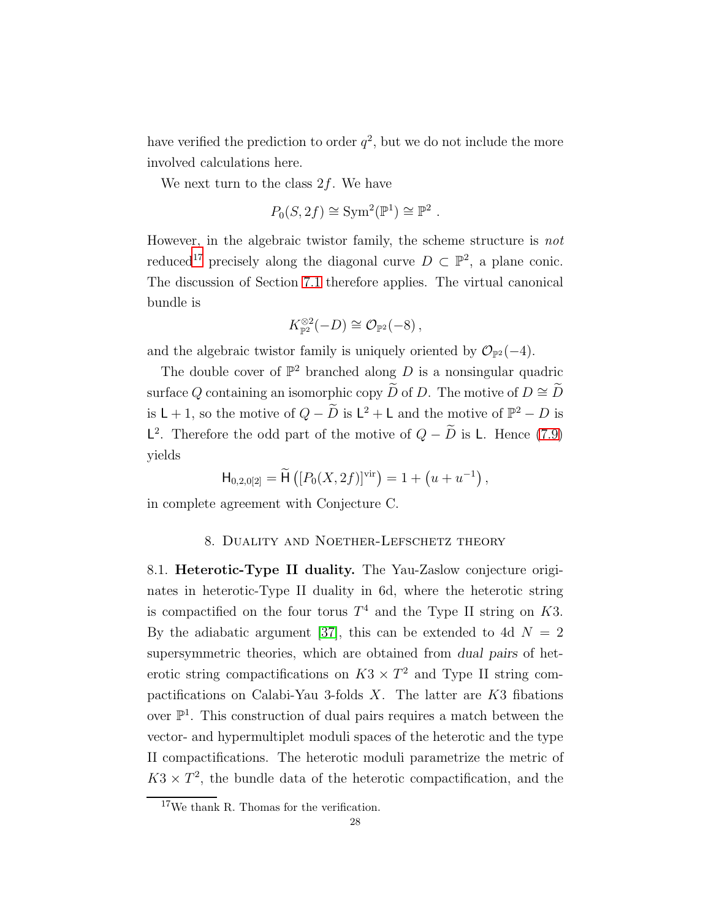have verified the prediction to order $q^2$, but we do not include the more involved calculations here.

We next turn to the class $2f$. We have

$$P_0(S, 2f) \cong \mathrm{Sym}^2(\mathbb{P}^1) \cong \mathbb{P}^2 \ .$$

However, in the algebraic twistor family, the scheme structure is *not* reduced[17] precisely along the diagonal curve $D \subset \mathbb{P}^2$, a plane conic. The discussion of Section 7.1 therefore applies. The virtual canonical bundle is

$$K_{\mathbb{P}^2}^{\otimes 2}(-D) \cong \mathcal{O}_{\mathbb{P}^2}(-8)\,,$$

and the algebraic twistor family is uniquely oriented by $\mathcal{O}_{\mathbb{P}^2}(-4)$.

The double cover of $\mathbb{P}^2$ branched along $D$ is a nonsingular quadric surface $Q$ containing an isomorphic copy $\widetilde{D}$ of $D$. The motive of $D \cong \widetilde{D}$ is $\mathsf{L} + 1$, so the motive of $Q - \widetilde{D}$ is $\mathsf{L}^2 + \mathsf{L}$ and the motive of $\mathbb{P}^2 - D$ is $\mathsf{L}^2$. Therefore the odd part of the motive of $Q - \widetilde{D}$ is $\mathsf{L}$. Hence (7.9) yields

$$\mathsf{H}_{0,2,0[2]} = \widetilde{\mathsf{H}}\left([P_0(X, 2f)]^{\mathrm{vir}}\right) = 1 + \left(u + u^{-1}\right),$$

in complete agreement with Conjecture C.

## 8. Duality and Noether-Lefschetz theory

**8.1. Heterotic-Type II duality.** The Yau-Zaslow conjecture originates in heterotic-Type II duality in 6d, where the heterotic string is compactified on the four torus $T^4$ and the Type II string on $K3$. By the adiabatic argument [37], this can be extended to 4d $N = 2$ supersymmetric theories, which are obtained from *dual pairs* of heterotic string compactifications on $K3 \times T^2$ and Type II string compactifications on Calabi-Yau 3-folds $X$. The latter are $K3$ fibations over $\mathbb{P}^1$. This construction of dual pairs requires a match between the vector- and hypermultiplet moduli spaces of the heterotic and the type II compactifications. The heterotic moduli parametrize the metric of $K3 \times T^2$, the bundle data of the heterotic compactification, and the

[17] We thank R. Thomas for the verification.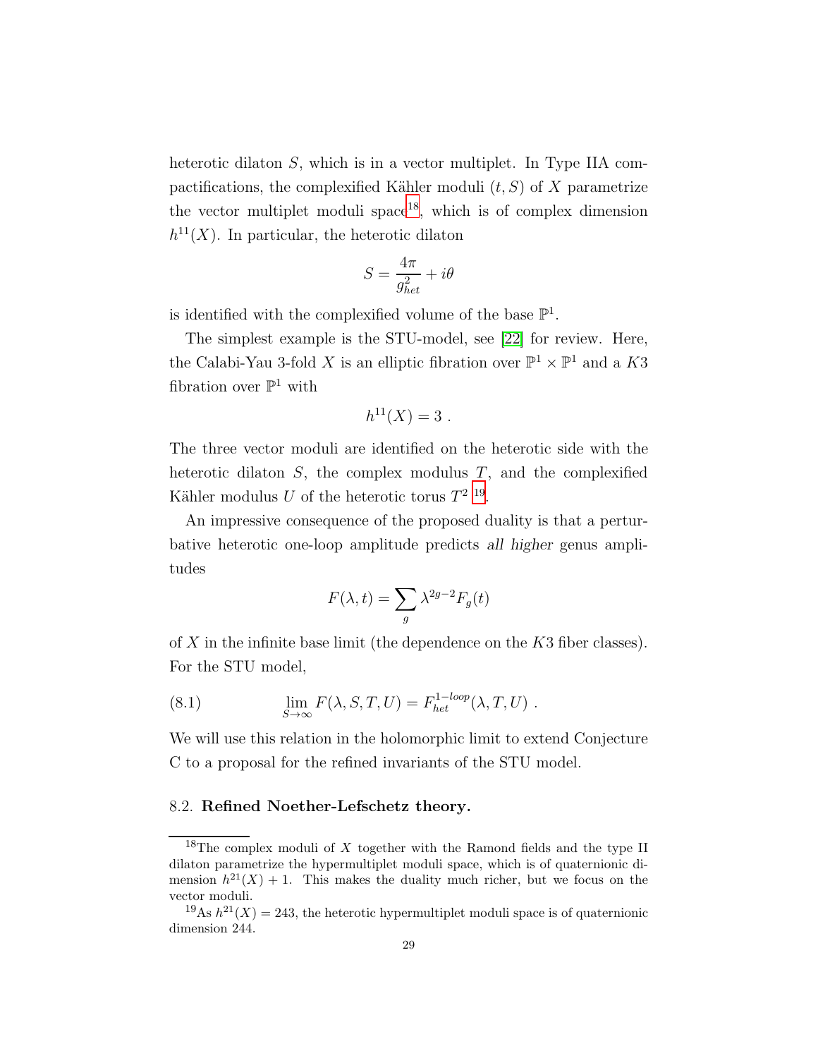heterotic dilaton $S$, which is in a vector multiplet. In Type IIA compactifications, the complexified Kähler moduli $(t, S)$ of $X$ parametrize the vector multiplet moduli space[18], which is of complex dimension $h^{11}(X)$. In particular, the heterotic dilaton

$$S = \frac{4\pi}{g_{het}^2} + i\theta$$

is identified with the complexified volume of the base $\mathbb{P}^1$.

The simplest example is the STU-model, see [22] for review. Here, the Calabi-Yau 3-fold $X$ is an elliptic fibration over $\mathbb{P}^1 \times \mathbb{P}^1$ and a $K3$ fibration over $\mathbb{P}^1$ with

$$h^{11}(X) = 3 \ .$$

The three vector moduli are identified on the heterotic side with the heterotic dilaton $S$, the complex modulus $T$, and the complexified Kähler modulus $U$ of the heterotic torus $T^2$ [19].

An impressive consequence of the proposed duality is that a perturbative heterotic one-loop amplitude predicts *all higher* genus amplitudes

$$F(\lambda, t) = \sum_g \lambda^{2g-2} F_g(t)$$

of $X$ in the infinite base limit (the dependence on the $K3$ fiber classes). For the STU model,

$$\lim_{S \to \infty} F(\lambda, S, T, U) = F_{het}^{1-loop}(\lambda, T, U) \ . \tag{8.1}$$

We will use this relation in the holomorphic limit to extend Conjecture C to a proposal for the refined invariants of the STU model.

### 8.2. Refined Noether-Lefschetz theory.

[18] The complex moduli of $X$ together with the Ramond fields and the type II dilaton parametrize the hypermultiplet moduli space, which is of quaternionic dimension $h^{21}(X) + 1$. This makes the duality much richer, but we focus on the vector moduli.

[19] As $h^{21}(X) = 243$, the heterotic hypermultiplet moduli space is of quaternionic dimension 244.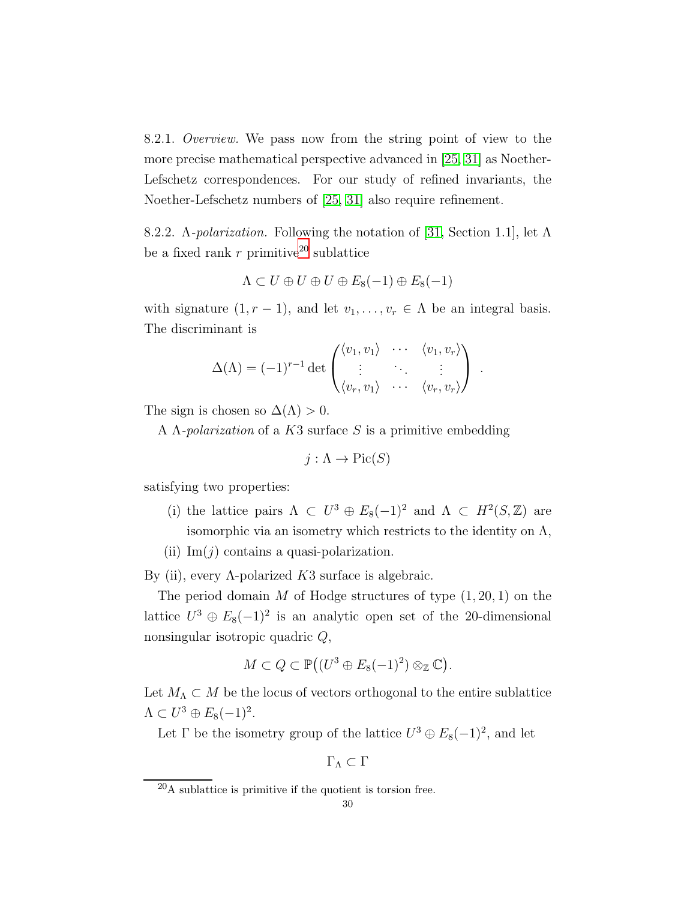8.2.1. *Overview.* We pass now from the string point of view to the more precise mathematical perspective advanced in [25, 31] as Noether-Lefschetz correspondences. For our study of refined invariants, the Noether-Lefschetz numbers of [25, 31] also require refinement.

8.2.2. *$\Lambda$-polarization.* Following the notation of [31, Section 1.1], let $\Lambda$ be a fixed rank $r$ primitive[20] sublattice

$$\Lambda \subset U \oplus U \oplus U \oplus E_8(-1) \oplus E_8(-1)$$

with signature $(1, r-1)$, and let $v_1, \ldots, v_r \in \Lambda$ be an integral basis. The discriminant is

$$\Delta(\Lambda) = (-1)^{r-1} \det \begin{pmatrix} \langle v_1, v_1 \rangle & \cdots & \langle v_1, v_r \rangle \\ \vdots & \ddots & \vdots \\ \langle v_r, v_1 \rangle & \cdots & \langle v_r, v_r \rangle \end{pmatrix} .$$

The sign is chosen so $\Delta(\Lambda) > 0$.

A *$\Lambda$-polarization* of a $K3$ surface $S$ is a primitive embedding

$$j : \Lambda \to \mathrm{Pic}(S)$$

satisfying two properties:

(i) the lattice pairs $\Lambda \subset U^3 \oplus E_8(-1)^2$ and $\Lambda \subset H^2(S, \mathbb{Z})$ are isomorphic via an isometry which restricts to the identity on $\Lambda$,

(ii) $\mathrm{Im}(j)$ contains a quasi-polarization.

By (ii), every $\Lambda$-polarized $K3$ surface is algebraic.

The period domain $M$ of Hodge structures of type $(1, 20, 1)$ on the lattice $U^3 \oplus E_8(-1)^2$ is an analytic open set of the 20-dimensional nonsingular isotropic quadric $Q$,

$$M \subset Q \subset \mathbb{P}\big((U^3 \oplus E_8(-1)^2) \otimes_{\mathbb{Z}} \mathbb{C}\big).$$

Let $M_\Lambda \subset M$ be the locus of vectors orthogonal to the entire sublattice $\Lambda \subset U^3 \oplus E_8(-1)^2$.

Let $\Gamma$ be the isometry group of the lattice $U^3 \oplus E_8(-1)^2$, and let

$$\Gamma_\Lambda \subset \Gamma$$

[20] A sublattice is primitive if the quotient is torsion free.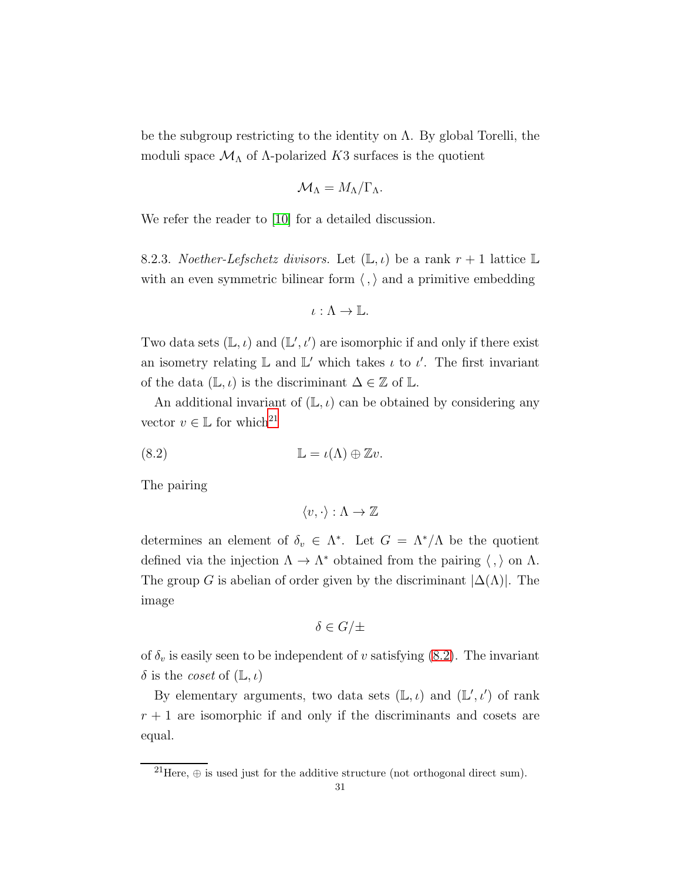be the subgroup restricting to the identity on $\Lambda$. By global Torelli, the moduli space $\mathcal{M}_\Lambda$ of $\Lambda$-polarized $K3$ surfaces is the quotient

$$\mathcal{M}_\Lambda = M_\Lambda / \Gamma_\Lambda.$$

We refer the reader to [10] for a detailed discussion.

8.2.3. *Noether-Lefschetz divisors.* Let $(\mathbb{L}, \iota)$ be a rank $r+1$ lattice $\mathbb{L}$ with an even symmetric bilinear form $\langle\,,\rangle$ and a primitive embedding

$$\iota : \Lambda \to \mathbb{L}.$$

Two data sets $(\mathbb{L}, \iota)$ and $(\mathbb{L}', \iota')$ are isomorphic if and only if there exist an isometry relating $\mathbb{L}$ and $\mathbb{L}'$ which takes $\iota$ to $\iota'$. The first invariant of the data $(\mathbb{L}, \iota)$ is the discriminant $\Delta \in \mathbb{Z}$ of $\mathbb{L}$.

An additional invariant of $(\mathbb{L}, \iota)$ can be obtained by considering any vector $v \in \mathbb{L}$ for which[21]

$$\mathbb{L} = \iota(\Lambda) \oplus \mathbb{Z}v. \tag{8.2}$$

The pairing

$$\langle v, \cdot \rangle : \Lambda \to \mathbb{Z}$$

determines an element of $\delta_v \in \Lambda^*$. Let $G = \Lambda^*/\Lambda$ be the quotient defined via the injection $\Lambda \to \Lambda^*$ obtained from the pairing $\langle\,,\rangle$ on $\Lambda$. The group $G$ is abelian of order given by the discriminant $|\Delta(\Lambda)|$. The image

$$\delta \in G/\pm$$

of $\delta_v$ is easily seen to be independent of $v$ satisfying (8.2). The invariant $\delta$ is the *coset* of $(\mathbb{L}, \iota)$

By elementary arguments, two data sets $(\mathbb{L}, \iota)$ and $(\mathbb{L}', \iota')$ of rank $r+1$ are isomorphic if and only if the discriminants and cosets are equal.

[21] Here, $\oplus$ is used just for the additive structure (not orthogonal direct sum).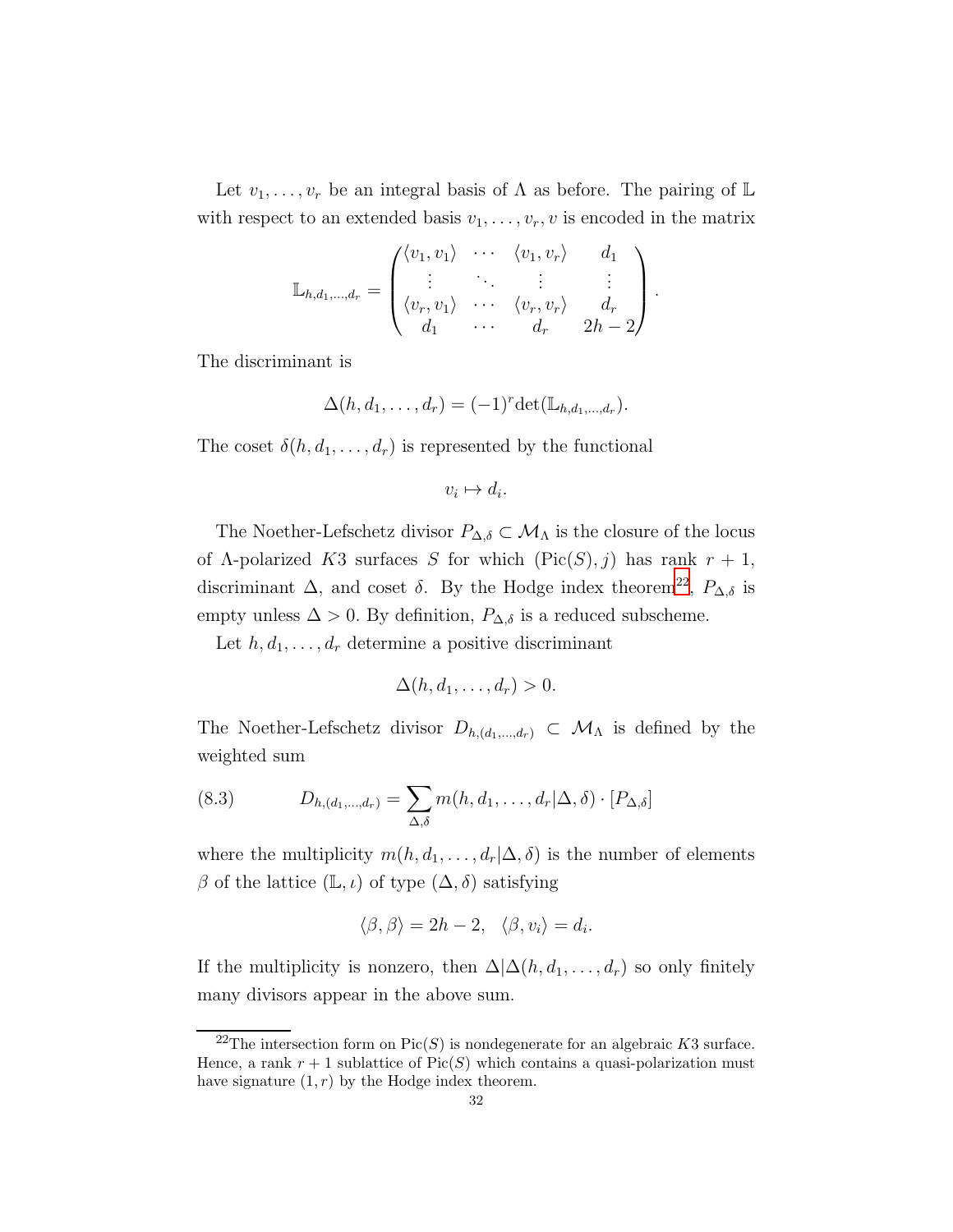Let $v_1, \ldots, v_r$ be an integral basis of $\Lambda$ as before. The pairing of $\mathbb{L}$ with respect to an extended basis $v_1, \ldots, v_r, v$ is encoded in the matrix

$$\mathbb{L}_{h,d_1,\ldots,d_r} = \begin{pmatrix} \langle v_1, v_1 \rangle & \cdots & \langle v_1, v_r \rangle & d_1 \\ \vdots & \ddots & \vdots & \vdots \\ \langle v_r, v_1 \rangle & \cdots & \langle v_r, v_r \rangle & d_r \\ d_1 & \cdots & d_r & 2h-2 \end{pmatrix}.$$

The discriminant is

$$\Delta(h, d_1, \ldots, d_r) = (-1)^r \det(\mathbb{L}_{h,d_1,\ldots,d_r}).$$

The coset $\delta(h, d_1, \ldots, d_r)$ is represented by the functional

$$v_i \mapsto d_i.$$

The Noether-Lefschetz divisor $P_{\Delta,\delta} \subset \mathcal{M}_\Lambda$ is the closure of the locus of $\Lambda$-polarized $K3$ surfaces $S$ for which $(\mathrm{Pic}(S), j)$ has rank $r+1$, discriminant $\Delta$, and coset $\delta$. By the Hodge index theorem[22], $P_{\Delta,\delta}$ is empty unless $\Delta > 0$. By definition, $P_{\Delta,\delta}$ is a reduced subscheme.

Let $h, d_1, \ldots, d_r$ determine a positive discriminant

$$\Delta(h, d_1, \ldots, d_r) > 0.$$

The Noether-Lefschetz divisor $D_{h,(d_1,\ldots,d_r)} \subset \mathcal{M}_\Lambda$ is defined by the weighted sum

$$D_{h,(d_1,\ldots,d_r)} = \sum_{\Delta,\delta} m(h, d_1, \ldots, d_r | \Delta, \delta) \cdot [P_{\Delta,\delta}] \tag{8.3}$$

where the multiplicity $m(h, d_1, \ldots, d_r | \Delta, \delta)$ is the number of elements $\beta$ of the lattice $(\mathbb{L}, \iota)$ of type $(\Delta, \delta)$ satisfying

$$\langle \beta, \beta \rangle = 2h - 2, \quad \langle \beta, v_i \rangle = d_i.$$

If the multiplicity is nonzero, then $\Delta | \Delta(h, d_1, \ldots, d_r)$ so only finitely many divisors appear in the above sum.

---

[22] The intersection form on $\mathrm{Pic}(S)$ is nondegenerate for an algebraic $K3$ surface. Hence, a rank $r+1$ sublattice of $\mathrm{Pic}(S)$ which contains a quasi-polarization must have signature $(1, r)$ by the Hodge index theorem.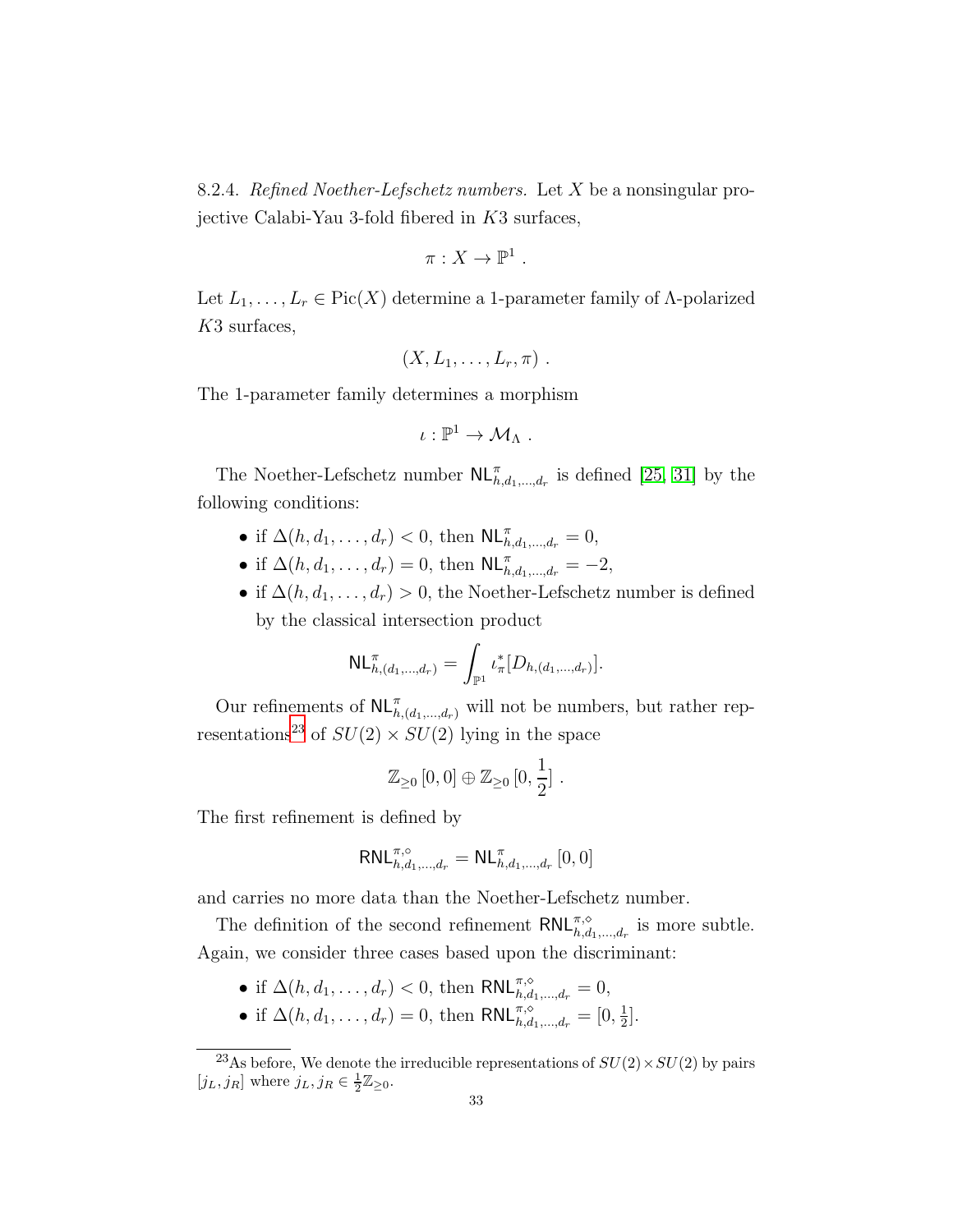8.2.4. *Refined Noether-Lefschetz numbers.* Let $X$ be a nonsingular projective Calabi-Yau 3-fold fibered in $K3$ surfaces,

$$\pi : X \to \mathbb{P}^1 \ .$$

Let $L_1, \ldots, L_r \in \mathrm{Pic}(X)$ determine a 1-parameter family of $\Lambda$-polarized $K3$ surfaces,

$$(X, L_1, \ldots, L_r, \pi) \ .$$

The 1-parameter family determines a morphism

$$\iota : \mathbb{P}^1 \to \mathcal{M}_\Lambda \ .$$

The Noether-Lefschetz number $\mathsf{NL}^\pi_{h,d_1,\ldots,d_r}$ is defined [25, 31] by the following conditions:

- if $\Delta(h, d_1, \ldots, d_r) < 0$, then $\mathsf{NL}^\pi_{h,d_1,\ldots,d_r} = 0$,
- if $\Delta(h, d_1, \ldots, d_r) = 0$, then $\mathsf{NL}^\pi_{h,d_1,\ldots,d_r} = -2$,
- if $\Delta(h, d_1, \ldots, d_r) > 0$, the Noether-Lefschetz number is defined by the classical intersection product

$$\mathsf{NL}^\pi_{h,(d_1,\ldots,d_r)} = \int_{\mathbb{P}^1} \iota^*_\pi [D_{h,(d_1,\ldots,d_r)}].$$

Our refinements of $\mathsf{NL}^\pi_{h,(d_1,\ldots,d_r)}$ will not be numbers, but rather representations[23] of $SU(2) \times SU(2)$ lying in the space

$$\mathbb{Z}_{\geq 0} \, [0, 0] \oplus \mathbb{Z}_{\geq 0} \, [0, \frac{1}{2}] \ .$$

The first refinement is defined by

$$\mathsf{RNL}^{\pi,\circ}_{h,d_1,\ldots,d_r} = \mathsf{NL}^\pi_{h,d_1,\ldots,d_r} \, [0, 0]$$

and carries no more data than the Noether-Lefschetz number.

The definition of the second refinement $\mathsf{RNL}^{\pi,\diamond}_{h,d_1,\ldots,d_r}$ is more subtle. Again, we consider three cases based upon the discriminant:

- if $\Delta(h, d_1, \ldots, d_r) < 0$, then $\mathsf{RNL}^{\pi,\diamond}_{h,d_1,\ldots,d_r} = 0$,
- if $\Delta(h, d_1, \ldots, d_r) = 0$, then $\mathsf{RNL}^{\pi,\diamond}_{h,d_1,\ldots,d_r} = [0, \frac{1}{2}]$.

[23] As before, We denote the irreducible representations of $SU(2) \times SU(2)$ by pairs $[j_L, j_R]$ where $j_L, j_R \in \frac{1}{2}\mathbb{Z}_{\geq 0}$.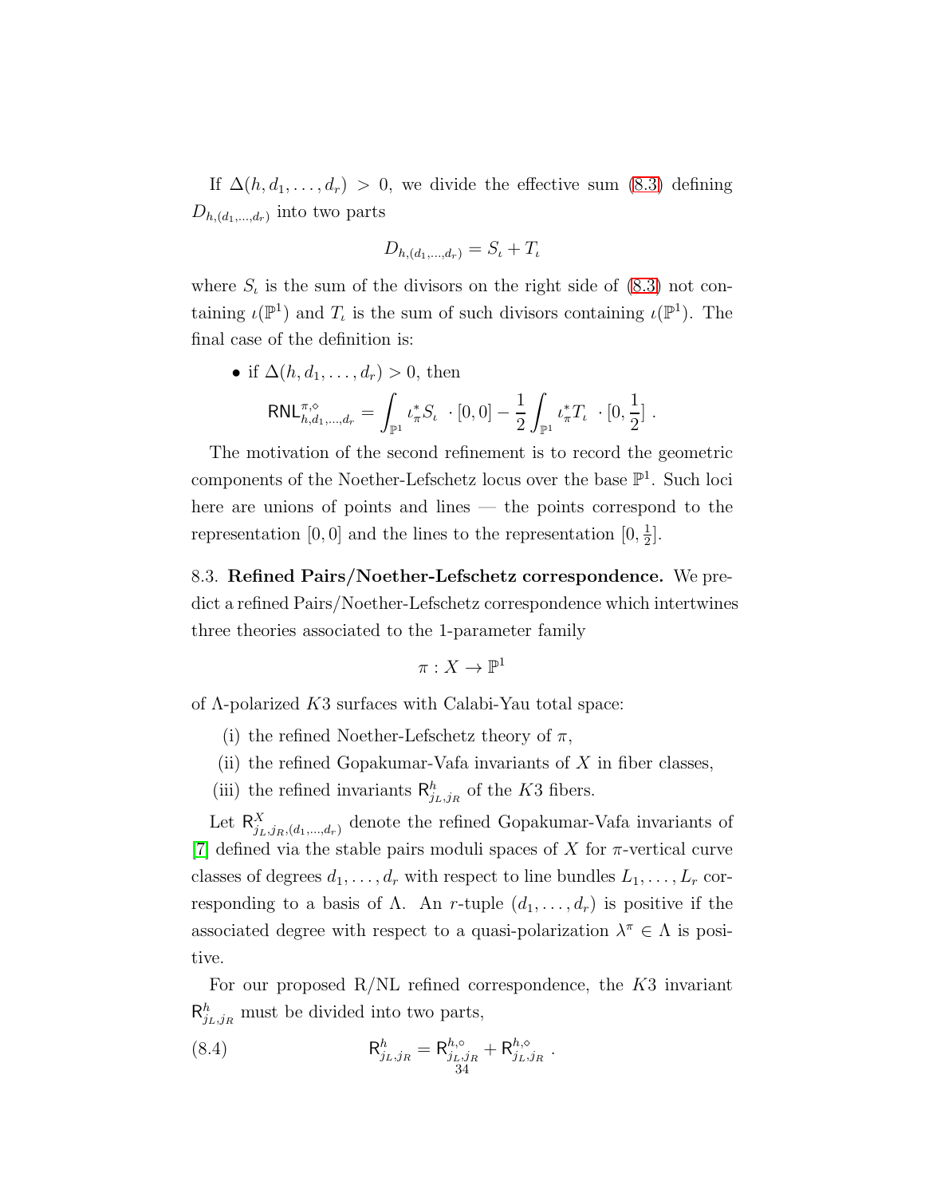If $\Delta(h, d_1, \ldots, d_r) > 0$, we divide the effective sum (8.3) defining $D_{h,(d_1,\ldots,d_r)}$ into two parts

$$D_{h,(d_1,\ldots,d_r)} = S_\iota + T_\iota$$

where $S_\iota$ is the sum of the divisors on the right side of (8.3) not containing $\iota(\mathbb{P}^1)$ and $T_\iota$ is the sum of such divisors containing $\iota(\mathbb{P}^1)$. The final case of the definition is:

- if $\Delta(h, d_1, \ldots, d_r) > 0$, then
$$\mathsf{RNL}^{\pi,\diamond}_{h,d_1,\ldots,d_r} = \int_{\mathbb{P}^1} \iota_\pi^* S_\iota \ \cdot [0,0] - \frac{1}{2}\int_{\mathbb{P}^1} \iota_\pi^* T_\iota \ \cdot [0, \frac{1}{2}] \ .$$

The motivation of the second refinement is to record the geometric components of the Noether-Lefschetz locus over the base $\mathbb{P}^1$. Such loci here are unions of points and lines — the points correspond to the representation $[0,0]$ and the lines to the representation $[0, \frac{1}{2}]$.

## 8.3. Refined Pairs/Noether-Lefschetz correspondence.

We predict a refined Pairs/Noether-Lefschetz correspondence which intertwines three theories associated to the 1-parameter family

$$\pi : X \to \mathbb{P}^1$$

of $\Lambda$-polarized $K3$ surfaces with Calabi-Yau total space:

(i) the refined Noether-Lefschetz theory of $\pi$,

(ii) the refined Gopakumar-Vafa invariants of $X$ in fiber classes,

(iii) the refined invariants $\mathsf{R}^h_{j_L,j_R}$ of the $K3$ fibers.

Let $\mathsf{R}^X_{j_L,j_R,(d_1,\ldots,d_r)}$ denote the refined Gopakumar-Vafa invariants of [7] defined via the stable pairs moduli spaces of $X$ for $\pi$-vertical curve classes of degrees $d_1, \ldots, d_r$ with respect to line bundles $L_1, \ldots, L_r$ corresponding to a basis of $\Lambda$. An $r$-tuple $(d_1, \ldots, d_r)$ is positive if the associated degree with respect to a quasi-polarization $\lambda^\pi \in \Lambda$ is positive.

For our proposed R/NL refined correspondence, the $K3$ invariant $\mathsf{R}^h_{j_L,j_R}$ must be divided into two parts,

$$\mathsf{R}^h_{j_L,j_R} = \mathsf{R}^{h,\circ}_{j_L,j_R} + \mathsf{R}^{h,\diamond}_{j_L,j_R} \ . \tag{8.4}$$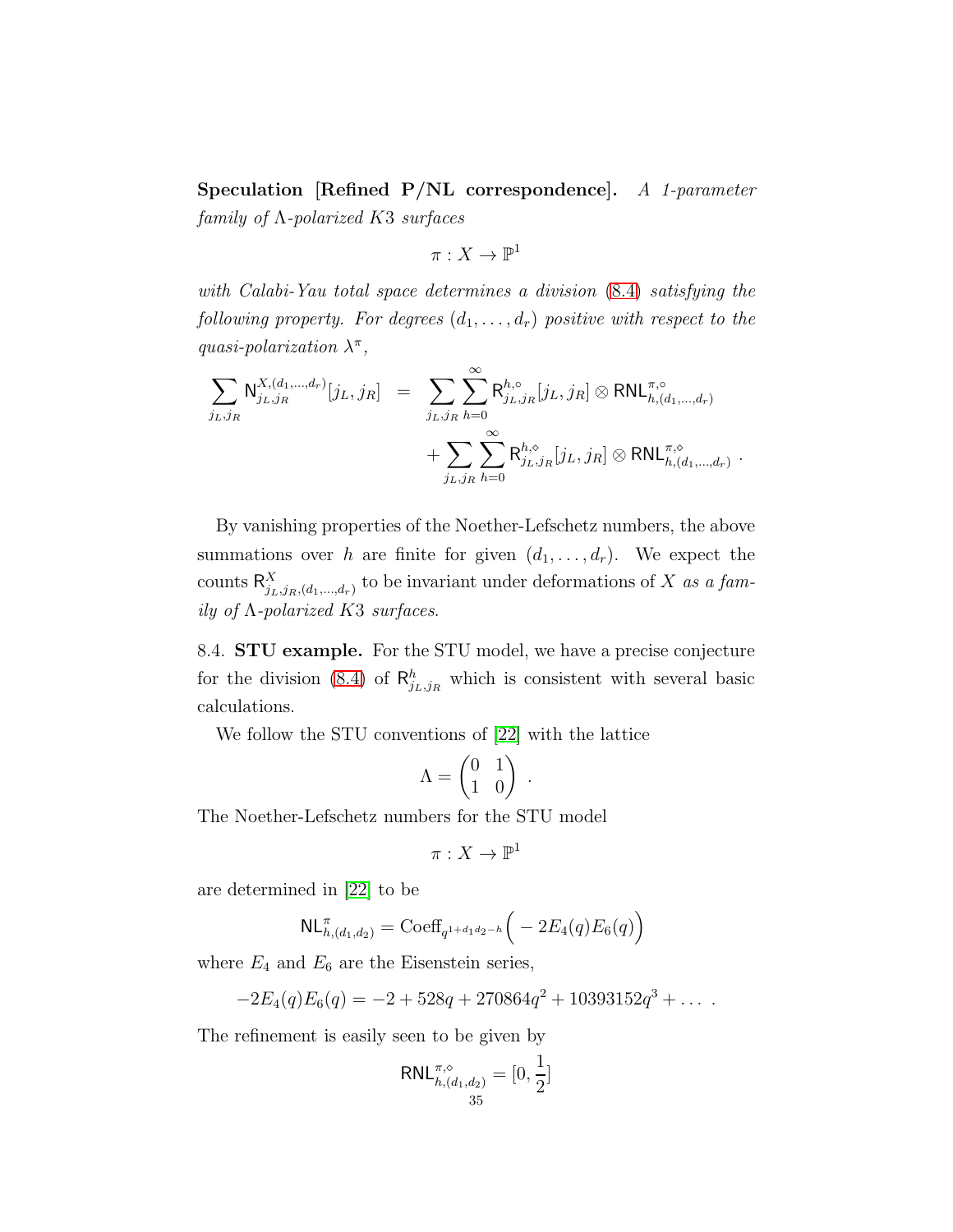**Speculation [Refined P/NL correspondence].** *A 1-parameter family of $\Lambda$-polarized $K3$ surfaces*

$$\pi : X \to \mathbb{P}^1$$

*with Calabi-Yau total space determines a division* (8.4) *satisfying the following property. For degrees $(d_1, \ldots, d_r)$ positive with respect to the quasi-polarization $\lambda^\pi$,*

$$\begin{aligned}\sum_{j_L, j_R} \mathsf{N}^{X,(d_1,\ldots,d_r)}_{j_L,j_R}[j_L, j_R] \;\; &= \;\; \sum_{j_L,j_R} \sum_{h=0}^{\infty} \mathsf{R}^{h,\circ}_{j_L,j_R}[j_L, j_R] \otimes \mathsf{RNL}^{\pi,\circ}_{h,(d_1,\ldots,d_r)} \\ &\quad + \sum_{j_L,j_R} \sum_{h=0}^{\infty} \mathsf{R}^{h,\diamond}_{j_L,j_R}[j_L, j_R] \otimes \mathsf{RNL}^{\pi,\diamond}_{h,(d_1,\ldots,d_r)} \; .\end{aligned}$$

By vanishing properties of the Noether-Lefschetz numbers, the above summations over $h$ are finite for given $(d_1, \ldots, d_r)$. We expect the counts $\mathsf{R}^X_{j_L,j_R,(d_1,\ldots,d_r)}$ to be invariant under deformations of $X$ *as a family of $\Lambda$-polarized $K3$ surfaces*.

8.4. **STU example.** For the STU model, we have a precise conjecture for the division (8.4) of $\mathsf{R}^h_{j_L,j_R}$ which is consistent with several basic calculations.

We follow the STU conventions of [22] with the lattice

$$\Lambda = \begin{pmatrix} 0 & 1 \\ 1 & 0 \end{pmatrix} \; .$$

The Noether-Lefschetz numbers for the STU model

$$\pi : X \to \mathbb{P}^1$$

are determined in [22] to be

$$\mathsf{NL}^\pi_{h,(d_1,d_2)} = \mathrm{Coeff}_{q^{1+d_1 d_2 - h}}\Big( -2E_4(q)E_6(q) \Big)$$

where $E_4$ and $E_6$ are the Eisenstein series,

$$-2E_4(q)E_6(q) = -2 + 528q + 270864q^2 + 10393152q^3 + \ldots \; .$$

The refinement is easily seen to be given by

$$\mathsf{RNL}^{\pi,\diamond}_{h,(d_1,d_2)} = [0, \frac{1}{2}]$$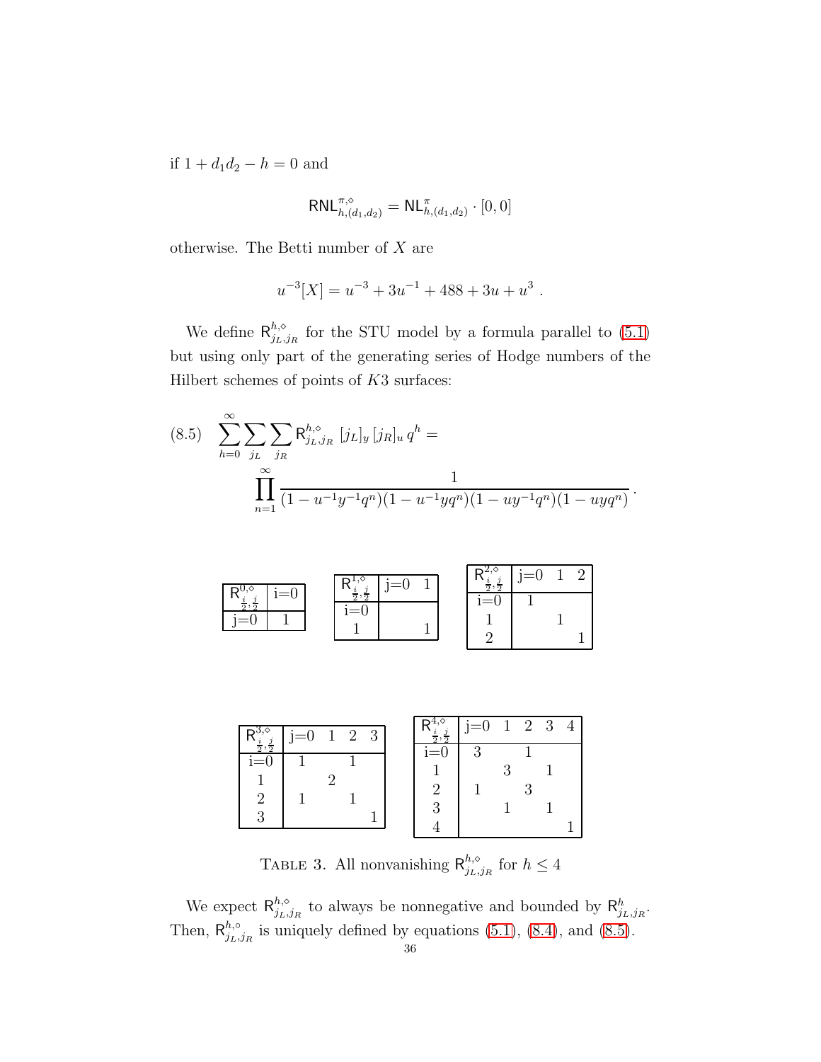if $1 + d_1 d_2 - h = 0$ and

$$\mathsf{RNL}^{\pi,\diamond}_{h,(d_1,d_2)} = \mathsf{NL}^{\pi}_{h,(d_1,d_2)} \cdot [0,0]$$

otherwise. The Betti number of $X$ are

$$u^{-3}[X] = u^{-3} + 3u^{-1} + 488 + 3u + u^3 \ .$$

We define $\mathsf{R}^{h,\diamond}_{j_L,j_R}$ for the STU model by a formula parallel to (5.1) but using only part of the generating series of Hodge numbers of the Hilbert schemes of points of $K3$ surfaces:

$$(8.5) \quad \sum_{h=0}^{\infty} \sum_{j_L} \sum_{j_R} \mathsf{R}^{h,\diamond}_{j_L,j_R} \, [j_L]_y \, [j_R]_u \, q^h = \prod_{n=1}^{\infty} \frac{1}{(1-u^{-1}y^{-1}q^n)(1-u^{-1}yq^n)(1-uy^{-1}q^n)(1-uyq^n)} \, .$$

| $\mathsf{R}^{0,\diamond}_{\frac{i}{2},\frac{j}{2}}$ | i=0 |
|---|---|
| j=0 | 1 |

| $\mathsf{R}^{1,\diamond}_{\frac{i}{2},\frac{j}{2}}$ | j=0 | 1 |
|---|---|---|
| i=0 | | |
| 1 | | 1 |

| $\mathsf{R}^{2,\diamond}_{\frac{i}{2},\frac{j}{2}}$ | j=0 | 1 | 2 |
|---|---|---|---|
| i=0 | 1 | | |
| 1 | | 1 | |
| 2 | | | 1 |

| $\mathsf{R}^{3,\diamond}_{\frac{i}{2},\frac{j}{2}}$ | j=0 | 1 | 2 | 3 |
|---|---|---|---|---|
| i=0 | 1 | | 1 | |
| 1 | | 2 | | |
| 2 | 1 | | 1 | |
| 3 | | | | 1 |

| $\mathsf{R}^{4,\diamond}_{\frac{i}{2},\frac{j}{2}}$ | j=0 | 1 | 2 | 3 | 4 |
|---|---|---|---|---|---|
| i=0 | 3 | | 1 | | |
| 1 | | 3 | | 1 | |
| 2 | 1 | | 3 | | |
| 3 | | 1 | | 1 | |
| 4 | | | | | 1 |

TABLE 3. All nonvanishing $\mathsf{R}^{h,\diamond}_{j_L,j_R}$ for $h \leq 4$

We expect $\mathsf{R}^{h,\diamond}_{j_L,j_R}$ to always be nonnegative and bounded by $\mathsf{R}^{h}_{j_L,j_R}$. Then, $\mathsf{R}^{h,\circ}_{j_L,j_R}$ is uniquely defined by equations (5.1), (8.4), and (8.5).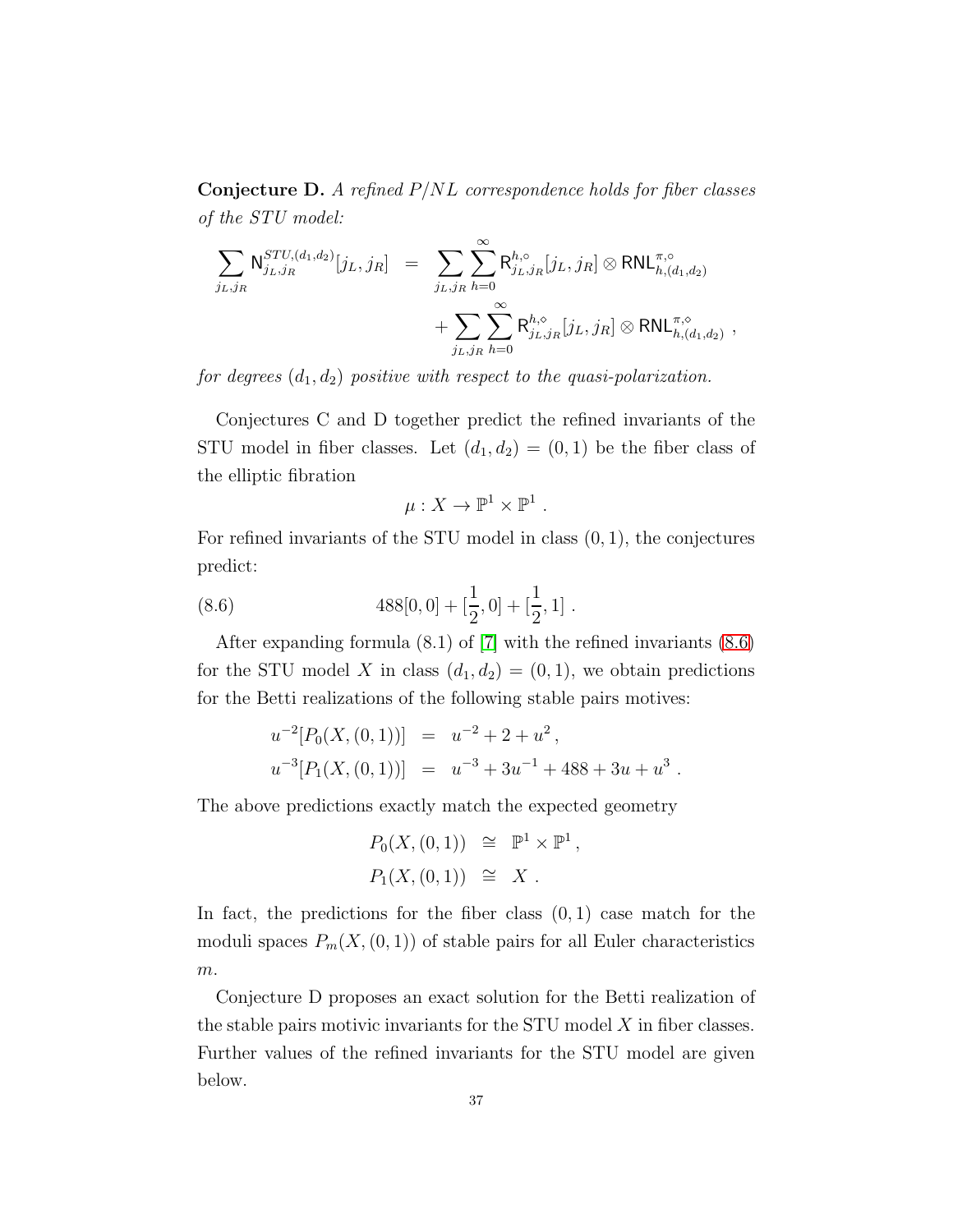**Conjecture D.** *A refined P/NL correspondence holds for fiber classes of the STU model:*

$$\sum_{j_L,j_R} \mathsf{N}^{STU,(d_1,d_2)}_{j_L,j_R}[j_L,j_R] \;=\; \sum_{j_L,j_R}\sum_{h=0}^{\infty} \mathsf{R}^{h,\circ}_{j_L,j_R}[j_L,j_R] \otimes \mathsf{RNL}^{\pi,\circ}_{h,(d_1,d_2)} + \sum_{j_L,j_R}\sum_{h=0}^{\infty} \mathsf{R}^{h,\diamond}_{j_L,j_R}[j_L,j_R] \otimes \mathsf{RNL}^{\pi,\diamond}_{h,(d_1,d_2)} \; ,$$

*for degrees $(d_1, d_2)$ positive with respect to the quasi-polarization.*

Conjectures C and D together predict the refined invariants of the STU model in fiber classes. Let $(d_1, d_2) = (0, 1)$ be the fiber class of the elliptic fibration

$$\mu : X \to \mathbb{P}^1 \times \mathbb{P}^1 \; .$$

For refined invariants of the STU model in class $(0, 1)$, the conjectures predict:

$$488[0,0] + [\tfrac{1}{2}, 0] + [\tfrac{1}{2}, 1] \; . \tag{8.6}$$

After expanding formula (8.1) of [7] with the refined invariants (8.6) for the STU model $X$ in class $(d_1, d_2) = (0, 1)$, we obtain predictions for the Betti realizations of the following stable pairs motives:

$$u^{-2}[P_0(X,(0,1))] \;=\; u^{-2} + 2 + u^2 \, ,$$
$$u^{-3}[P_1(X,(0,1))] \;=\; u^{-3} + 3u^{-1} + 488 + 3u + u^3 \; .$$

The above predictions exactly match the expected geometry

$$P_0(X,(0,1)) \;\cong\; \mathbb{P}^1 \times \mathbb{P}^1 \, ,$$
$$P_1(X,(0,1)) \;\cong\; X \; .$$

In fact, the predictions for the fiber class $(0, 1)$ case match for the moduli spaces $P_m(X, (0, 1))$ of stable pairs for all Euler characteristics $m$.

Conjecture D proposes an exact solution for the Betti realization of the stable pairs motivic invariants for the STU model $X$ in fiber classes. Further values of the refined invariants for the STU model are given below.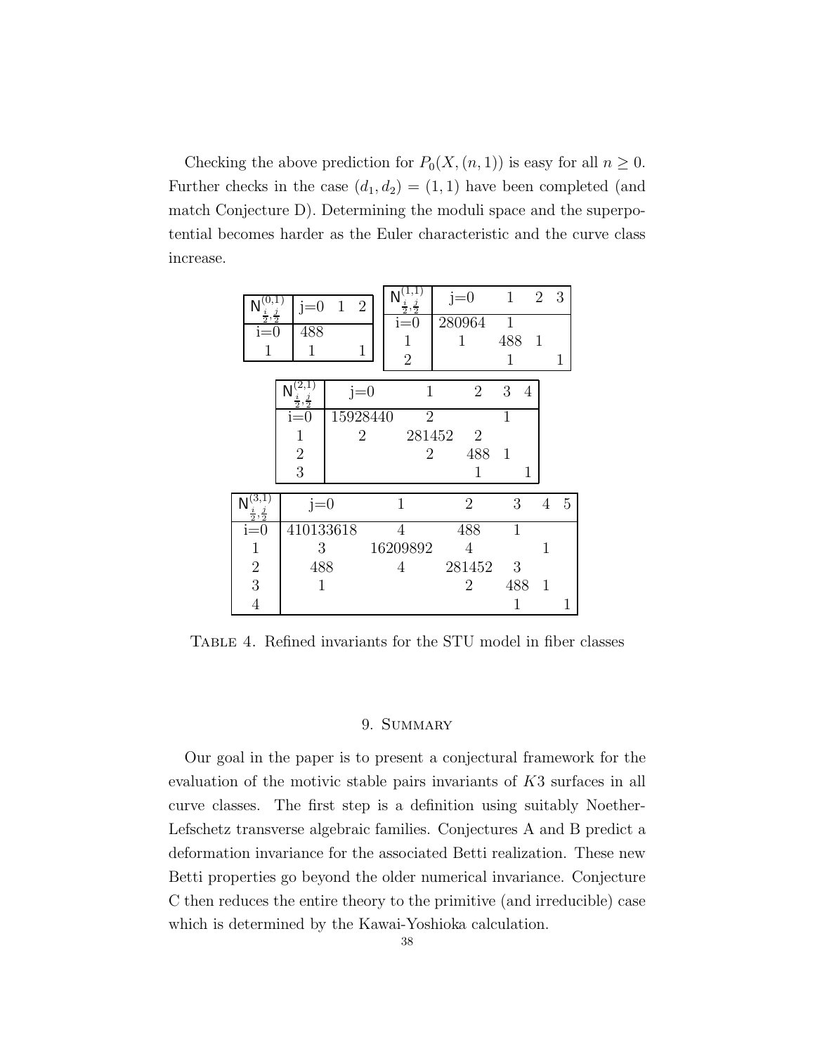Checking the above prediction for $P_0(X,(n,1))$ is easy for all $n \geq 0$. Further checks in the case $(d_1, d_2) = (1,1)$ have been completed (and match Conjecture D). Determining the moduli space and the superpotential becomes harder as the Euler characteristic and the curve class increase.

| $\mathsf{N}^{(0,1)}_{\frac{i}{2},\frac{j}{2}}$ | j=0 | 1 | 2 |
|---|---|---|---|
| i=0 | 488 | | |
| 1 | 1 | | 1 |

| $\mathsf{N}^{(1,1)}_{\frac{i}{2},\frac{j}{2}}$ | j=0 | 1 | 2 | 3 |
|---|---|---|---|---|
| i=0 | 280964 | 1 | | |
| 1 | 1 | 488 | 1 | |
| 2 | | 1 | | 1 |

| $\mathsf{N}^{(2,1)}_{\frac{i}{2},\frac{j}{2}}$ | j=0 | 1 | 2 | 3 | 4 |
|---|---|---|---|---|---|
| i=0 | 15928440 | 2 | | 1 | |
| 1 | 2 | 281452 | 2 | | |
| 2 | | 2 | 488 | 1 | |
| 3 | | | 1 | | 1 |

| $\mathsf{N}^{(3,1)}_{\frac{i}{2},\frac{j}{2}}$ | j=0 | 1 | 2 | 3 | 4 | 5 |
|---|---|---|---|---|---|---|
| i=0 | 410133618 | 4 | 488 | 1 | | |
| 1 | 3 | 16209892 | 4 | | 1 | |
| 2 | 488 | 4 | 281452 | 3 | | |
| 3 | 1 | | 2 | 488 | 1 | |
| 4 | | | | 1 | | 1 |

Table 4. Refined invariants for the STU model in fiber classes

## 9. Summary

Our goal in the paper is to present a conjectural framework for the evaluation of the motivic stable pairs invariants of $K3$ surfaces in all curve classes. The first step is a definition using suitably Noether-Lefschetz transverse algebraic families. Conjectures A and B predict a deformation invariance for the associated Betti realization. These new Betti properties go beyond the older numerical invariance. Conjecture C then reduces the entire theory to the primitive (and irreducible) case which is determined by the Kawai-Yoshioka calculation.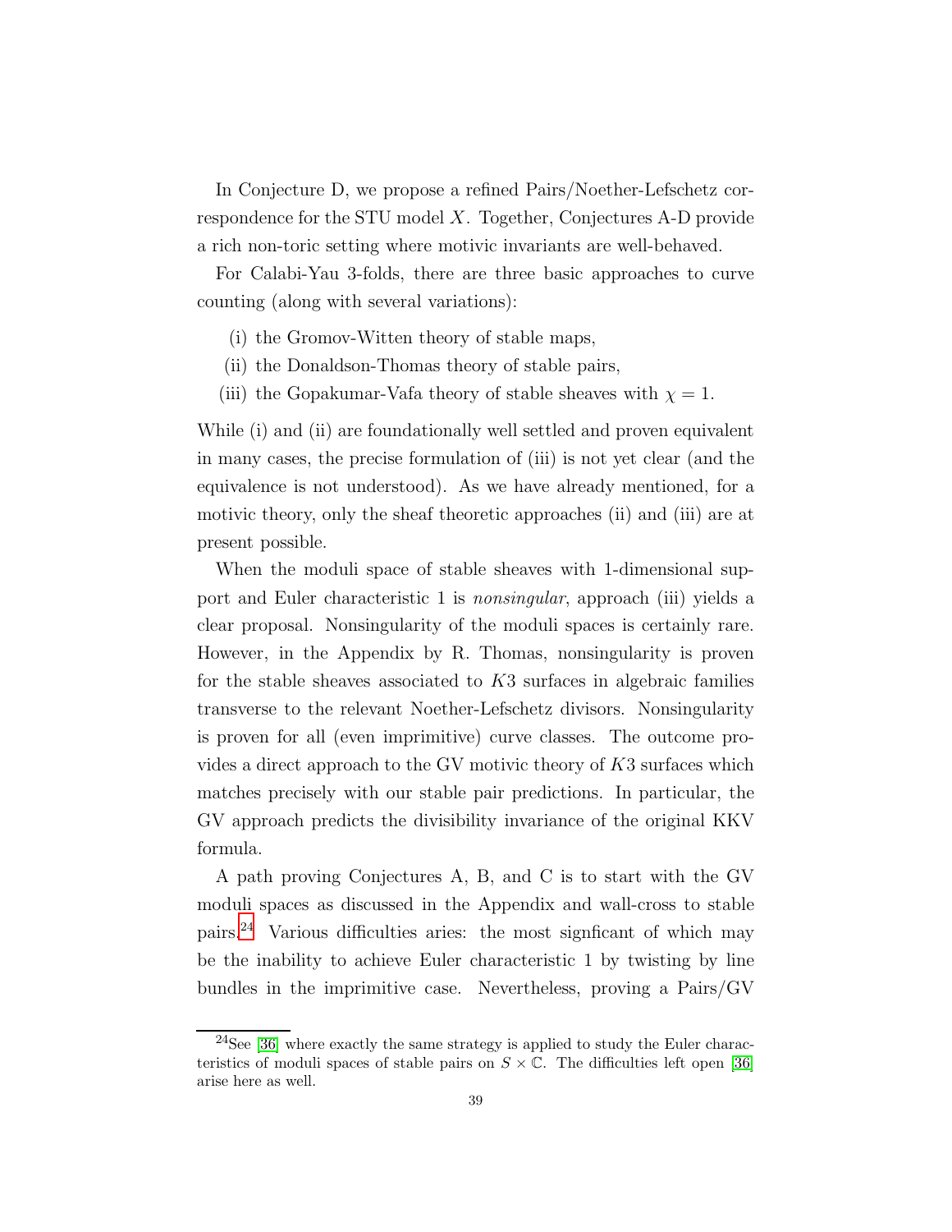In Conjecture D, we propose a refined Pairs/Noether-Lefschetz correspondence for the STU model $X$. Together, Conjectures A-D provide a rich non-toric setting where motivic invariants are well-behaved.

For Calabi-Yau 3-folds, there are three basic approaches to curve counting (along with several variations):

(i) the Gromov-Witten theory of stable maps,

(ii) the Donaldson-Thomas theory of stable pairs,

(iii) the Gopakumar-Vafa theory of stable sheaves with $\chi = 1$.

While (i) and (ii) are foundationally well settled and proven equivalent in many cases, the precise formulation of (iii) is not yet clear (and the equivalence is not understood). As we have already mentioned, for a motivic theory, only the sheaf theoretic approaches (ii) and (iii) are at present possible.

When the moduli space of stable sheaves with 1-dimensional support and Euler characteristic 1 is *nonsingular*, approach (iii) yields a clear proposal. Nonsingularity of the moduli spaces is certainly rare. However, in the Appendix by R. Thomas, nonsingularity is proven for the stable sheaves associated to $K3$ surfaces in algebraic families transverse to the relevant Noether-Lefschetz divisors. Nonsingularity is proven for all (even imprimitive) curve classes. The outcome provides a direct approach to the GV motivic theory of $K3$ surfaces which matches precisely with our stable pair predictions. In particular, the GV approach predicts the divisibility invariance of the original KKV formula.

A path proving Conjectures A, B, and C is to start with the GV moduli spaces as discussed in the Appendix and wall-cross to stable pairs.[24] Various difficulties aries: the most signficant of which may be the inability to achieve Euler characteristic 1 by twisting by line bundles in the imprimitive case. Nevertheless, proving a Pairs/GV

[24]See [36] where exactly the same strategy is applied to study the Euler characteristics of moduli spaces of stable pairs on $S \times \mathbb{C}$. The difficulties left open [36] arise here as well.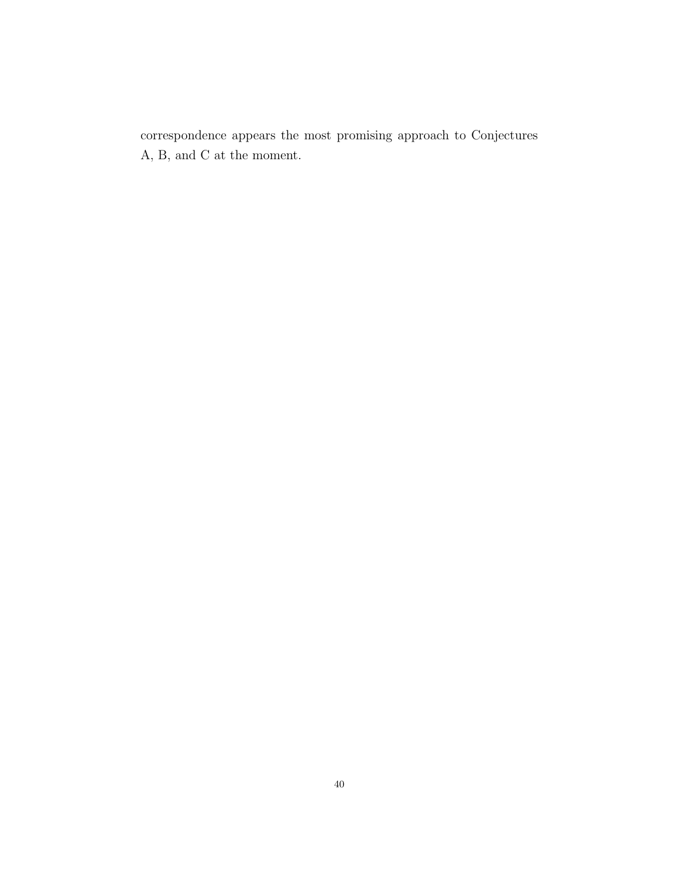correspondence appears the most promising approach to Conjectures A, B, and C at the moment.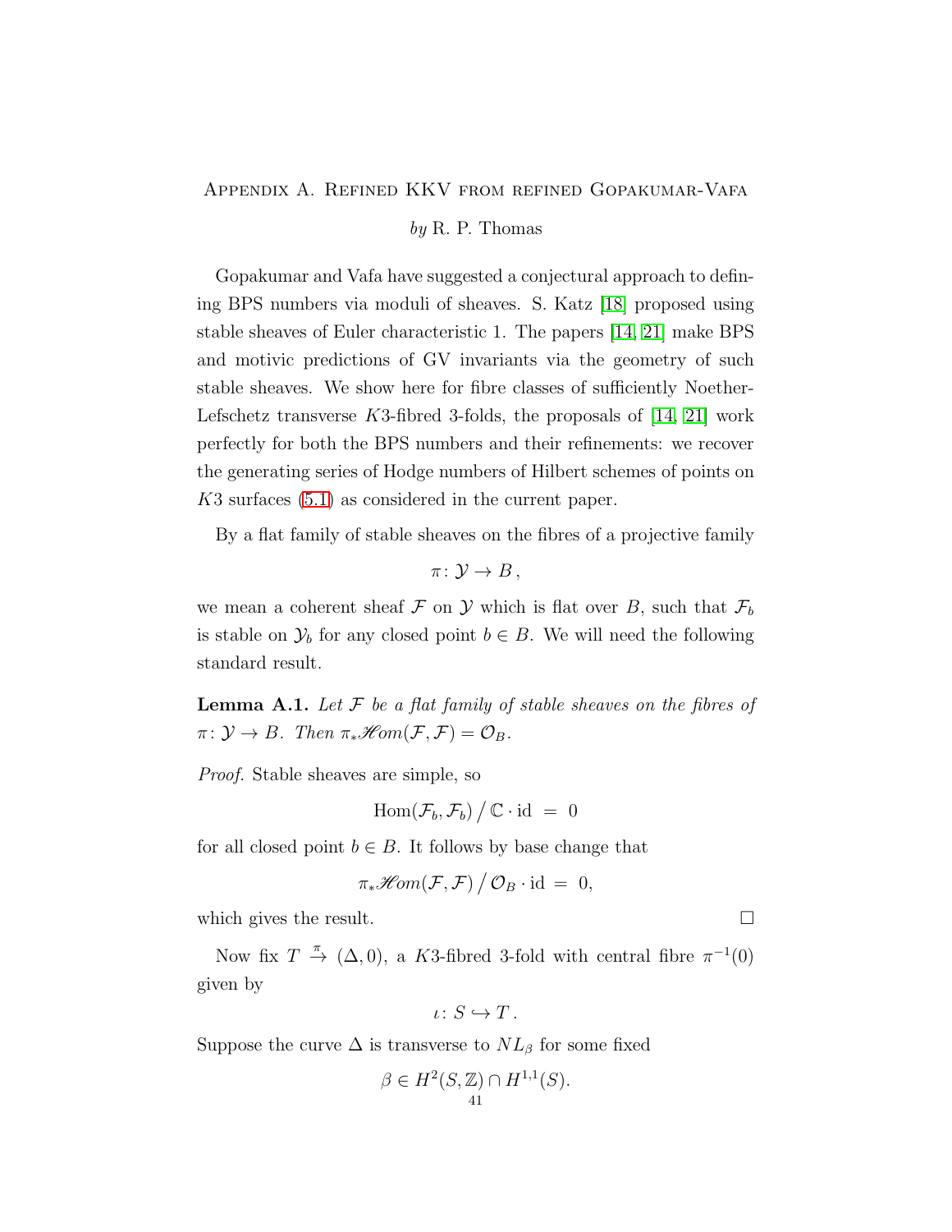## Appendix A. Refined KKV from refined Gopakumar-Vafa

*by* R. P. Thomas

Gopakumar and Vafa have suggested a conjectural approach to defining BPS numbers via moduli of sheaves. S. Katz [18] proposed using stable sheaves of Euler characteristic 1. The papers [14, 21] make BPS and motivic predictions of GV invariants via the geometry of such stable sheaves. We show here for fibre classes of sufficiently Noether-Lefschetz transverse $K3$-fibred 3-folds, the proposals of [14, 21] work perfectly for both the BPS numbers and their refinements: we recover the generating series of Hodge numbers of Hilbert schemes of points on $K3$ surfaces (5.1) as considered in the current paper.

By a flat family of stable sheaves on the fibres of a projective family

$$\pi\colon \mathcal{Y} \to B\,,$$

we mean a coherent sheaf $\mathcal{F}$ on $\mathcal{Y}$ which is flat over $B$, such that $\mathcal{F}_b$ is stable on $\mathcal{Y}_b$ for any closed point $b \in B$. We will need the following standard result.

**Lemma A.1.** *Let $\mathcal{F}$ be a flat family of stable sheaves on the fibres of $\pi\colon \mathcal{Y} \to B$. Then $\pi_*\mathscr{H}om(\mathcal{F},\mathcal{F}) = \mathcal{O}_B$.*

*Proof.* Stable sheaves are simple, so

$$\mathrm{Hom}(\mathcal{F}_b,\mathcal{F}_b)\,/\,\mathbb{C}\cdot \mathrm{id} \;=\; 0$$

for all closed point $b \in B$. It follows by base change that

$$\pi_*\mathscr{H}om(\mathcal{F},\mathcal{F})\,/\,\mathcal{O}_B\cdot \mathrm{id} \;=\; 0,$$

which gives the result. $\square$

Now fix $T \xrightarrow{\pi} (\Delta, 0)$, a $K3$-fibred 3-fold with central fibre $\pi^{-1}(0)$ given by

$$\iota\colon S \hookrightarrow T\,.$$

Suppose the curve $\Delta$ is transverse to $NL_\beta$ for some fixed

$$\beta \in H^2(S,\mathbb{Z}) \cap H^{1,1}(S).$$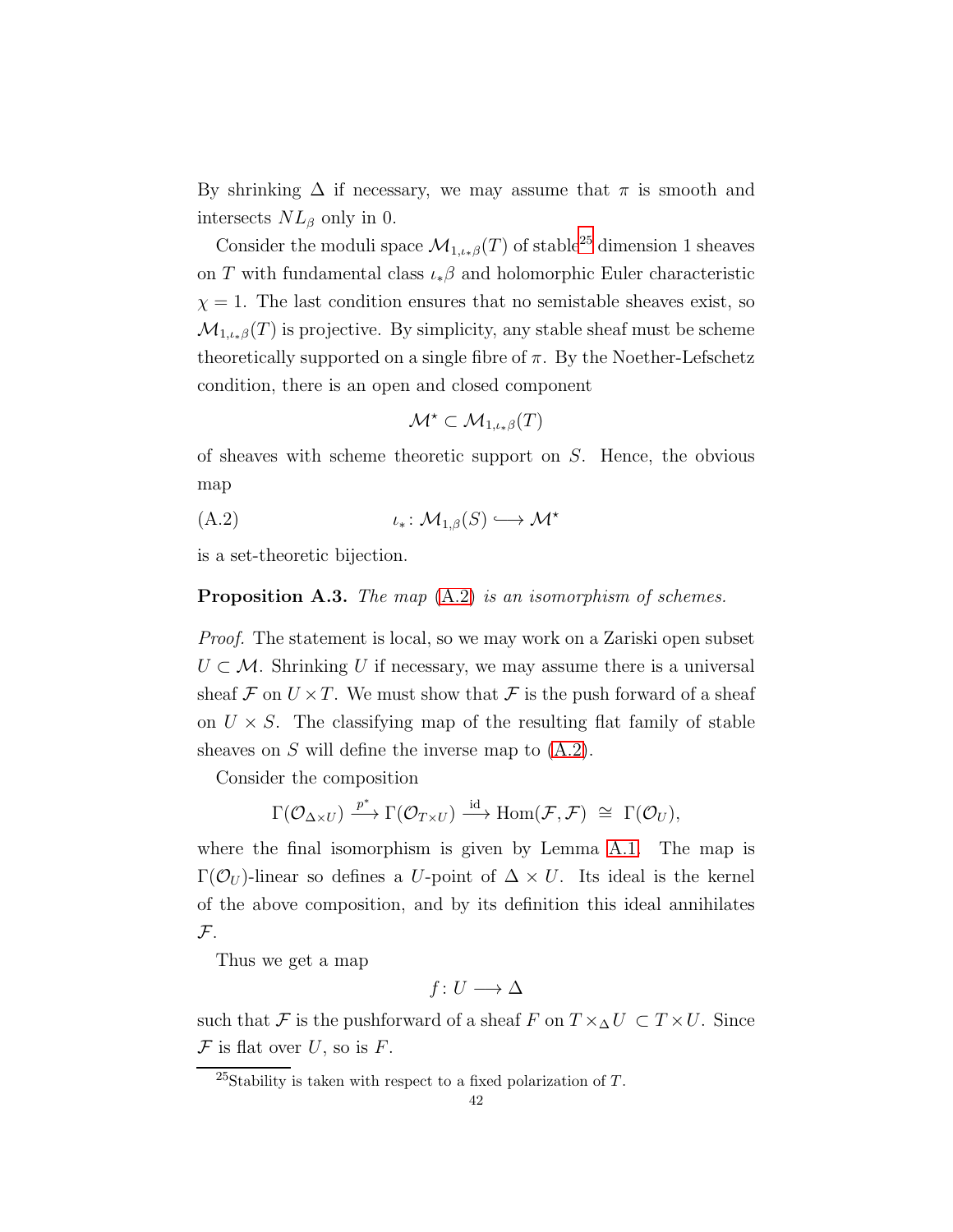By shrinking $\Delta$ if necessary, we may assume that $\pi$ is smooth and intersects $NL_\beta$ only in 0.

Consider the moduli space $\mathcal{M}_{1,\iota_*\beta}(T)$ of stable[25] dimension 1 sheaves on $T$ with fundamental class $\iota_*\beta$ and holomorphic Euler characteristic $\chi = 1$. The last condition ensures that no semistable sheaves exist, so $\mathcal{M}_{1,\iota_*\beta}(T)$ is projective. By simplicity, any stable sheaf must be scheme theoretically supported on a single fibre of $\pi$. By the Noether-Lefschetz condition, there is an open and closed component

$$\mathcal{M}^\star \subset \mathcal{M}_{1,\iota_*\beta}(T)$$

of sheaves with scheme theoretic support on $S$. Hence, the obvious map

$$\iota_* \colon \mathcal{M}_{1,\beta}(S) \longrightarrow \mathcal{M}^\star \tag{A.2}$$

is a set-theoretic bijection.

**Proposition A.3.** *The map (A.2) is an isomorphism of schemes.*

*Proof.* The statement is local, so we may work on a Zariski open subset $U \subset \mathcal{M}$. Shrinking $U$ if necessary, we may assume there is a universal sheaf $\mathcal{F}$ on $U \times T$. We must show that $\mathcal{F}$ is the push forward of a sheaf on $U \times S$. The classifying map of the resulting flat family of stable sheaves on $S$ will define the inverse map to (A.2).

Consider the composition

$$\Gamma(\mathcal{O}_{\Delta\times U}) \xrightarrow{p^*} \Gamma(\mathcal{O}_{T\times U}) \xrightarrow{\text{id}} \operatorname{Hom}(\mathcal{F},\mathcal{F}) \;\cong\; \Gamma(\mathcal{O}_U),$$

where the final isomorphism is given by Lemma A.1. The map is $\Gamma(\mathcal{O}_U)$-linear so defines a $U$-point of $\Delta \times U$. Its ideal is the kernel of the above composition, and by its definition this ideal annihilates $\mathcal{F}$.

Thus we get a map

$$f \colon U \longrightarrow \Delta$$

such that $\mathcal{F}$ is the pushforward of a sheaf $F$ on $T \times_\Delta U \subset T \times U$. Since $\mathcal{F}$ is flat over $U$, so is $F$.

[25] Stability is taken with respect to a fixed polarization of $T$.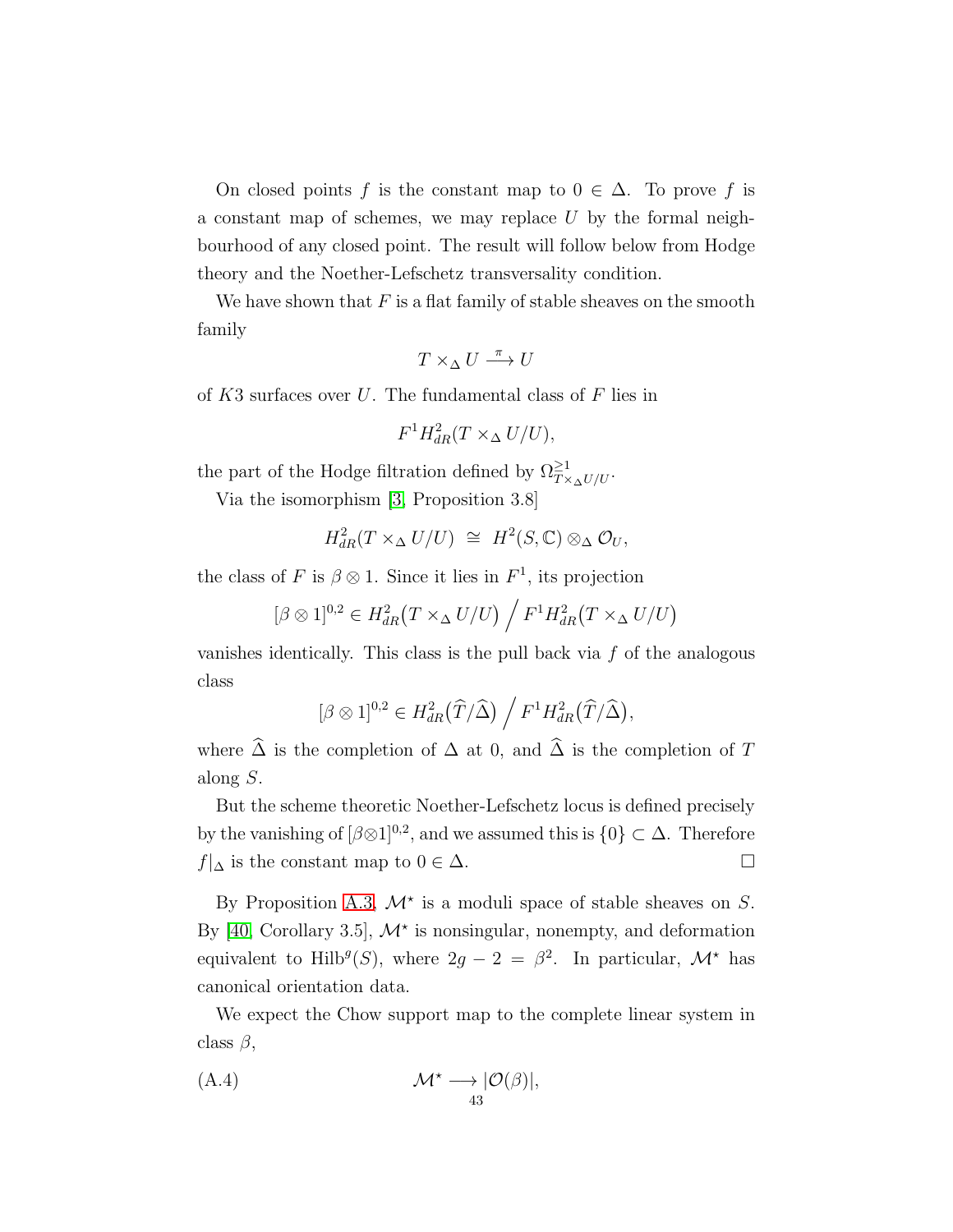On closed points $f$ is the constant map to $0 \in \Delta$. To prove $f$ is a constant map of schemes, we may replace $U$ by the formal neighbourhood of any closed point. The result will follow below from Hodge theory and the Noether-Lefschetz transversality condition.

We have shown that $F$ is a flat family of stable sheaves on the smooth family

$$T \times_\Delta U \xrightarrow{\pi} U$$

of $K3$ surfaces over $U$. The fundamental class of $F$ lies in

$$F^1 H^2_{dR}(T \times_\Delta U/U),$$

the part of the Hodge filtration defined by $\Omega^{\geq 1}_{T\times_\Delta U/U}$.

Via the isomorphism [3, Proposition 3.8]

$$H^2_{dR}(T \times_\Delta U/U) \;\cong\; H^2(S, \mathbb{C}) \otimes_\Delta \mathcal{O}_U,$$

the class of $F$ is $\beta \otimes 1$. Since it lies in $F^1$, its projection

$$[\beta \otimes 1]^{0,2} \in H^2_{dR}\big(T \times_\Delta U/U\big) \Big/ F^1 H^2_{dR}\big(T \times_\Delta U/U\big)$$

vanishes identically. This class is the pull back via $f$ of the analogous class

$$[\beta \otimes 1]^{0,2} \in H^2_{dR}\big(\widehat{T}/\widehat{\Delta}\big) \Big/ F^1 H^2_{dR}\big(\widehat{T}/\widehat{\Delta}\big),$$

where $\widehat{\Delta}$ is the completion of $\Delta$ at 0, and $\widehat{\Delta}$ is the completion of $T$ along $S$.

But the scheme theoretic Noether-Lefschetz locus is defined precisely by the vanishing of $[\beta\otimes 1]^{0,2}$, and we assumed this is $\{0\} \subset \Delta$. Therefore $f|_\Delta$ is the constant map to $0 \in \Delta$. □

By Proposition A.3, $\mathcal{M}^\star$ is a moduli space of stable sheaves on $S$. By [40, Corollary 3.5], $\mathcal{M}^\star$ is nonsingular, nonempty, and deformation equivalent to $\mathrm{Hilb}^g(S)$, where $2g - 2 = \beta^2$. In particular, $\mathcal{M}^\star$ has canonical orientation data.

We expect the Chow support map to the complete linear system in class $\beta$,

$$\mathcal{M}^\star \longrightarrow |\mathcal{O}(\beta)|, \tag{A.4}$$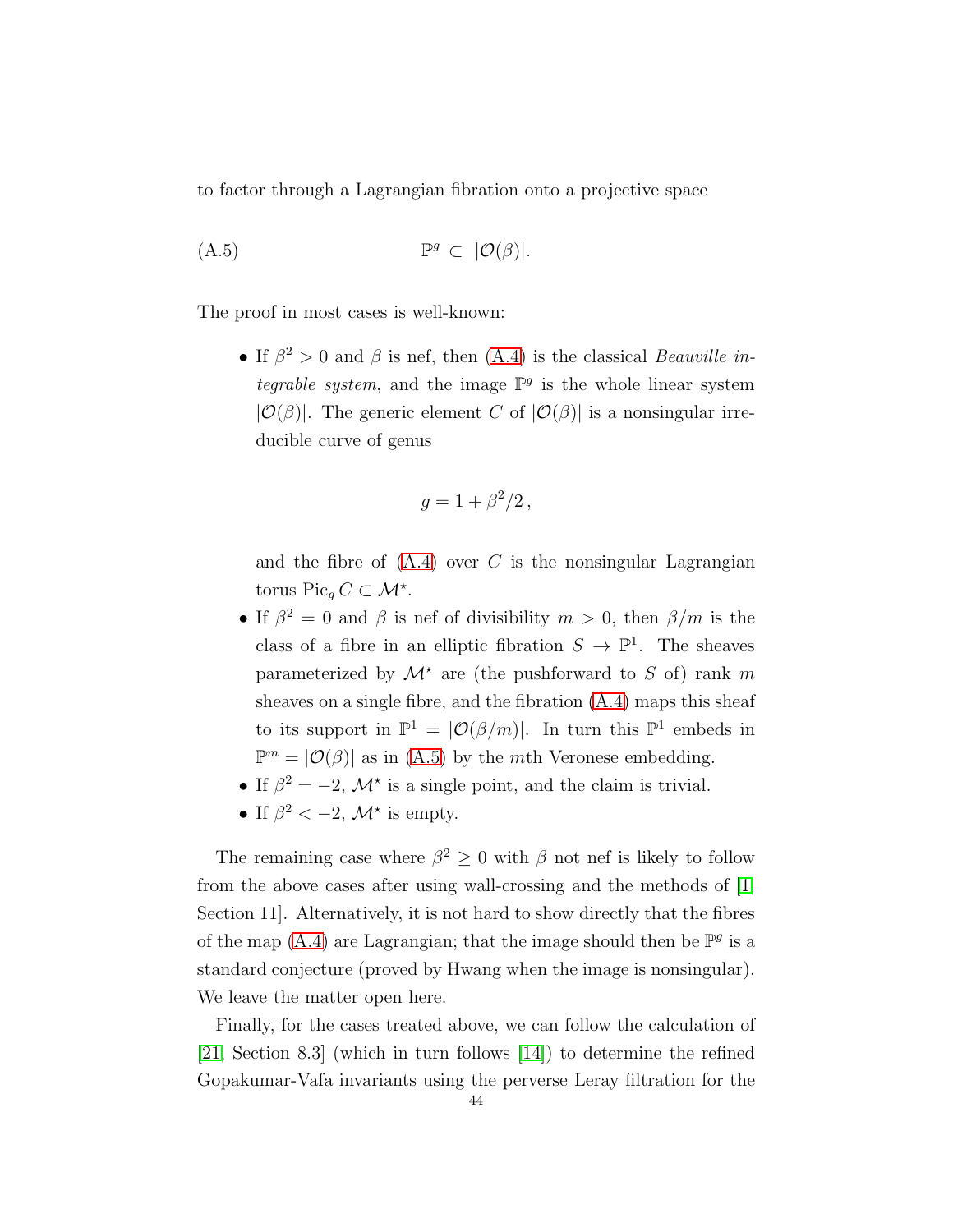to factor through a Lagrangian fibration onto a projective space

$$\text{(A.5)} \qquad\qquad \mathbb{P}^g \subset |\mathcal{O}(\beta)|.$$

The proof in most cases is well-known:

- If $\beta^2 > 0$ and $\beta$ is nef, then (A.4) is the classical *Beauville integrable system*, and the image $\mathbb{P}^g$ is the whole linear system $|\mathcal{O}(\beta)|$. The generic element $C$ of $|\mathcal{O}(\beta)|$ is a nonsingular irreducible curve of genus

$$g = 1 + \beta^2/2\,,$$

  and the fibre of (A.4) over $C$ is the nonsingular Lagrangian torus $\operatorname{Pic}_g C \subset \mathcal{M}^\star$.
- If $\beta^2 = 0$ and $\beta$ is nef of divisibility $m > 0$, then $\beta/m$ is the class of a fibre in an elliptic fibration $S \to \mathbb{P}^1$. The sheaves parameterized by $\mathcal{M}^\star$ are (the pushforward to $S$ of) rank $m$ sheaves on a single fibre, and the fibration (A.4) maps this sheaf to its support in $\mathbb{P}^1 = |\mathcal{O}(\beta/m)|$. In turn this $\mathbb{P}^1$ embeds in $\mathbb{P}^m = |\mathcal{O}(\beta)|$ as in (A.5) by the $m$th Veronese embedding.
- If $\beta^2 = -2$, $\mathcal{M}^\star$ is a single point, and the claim is trivial.
- If $\beta^2 < -2$, $\mathcal{M}^\star$ is empty.

The remaining case where $\beta^2 \geq 0$ with $\beta$ not nef is likely to follow from the above cases after using wall-crossing and the methods of [1, Section 11]. Alternatively, it is not hard to show directly that the fibres of the map (A.4) are Lagrangian; that the image should then be $\mathbb{P}^g$ is a standard conjecture (proved by Hwang when the image is nonsingular). We leave the matter open here.

Finally, for the cases treated above, we can follow the calculation of [21, Section 8.3] (which in turn follows [14]) to determine the refined Gopakumar-Vafa invariants using the perverse Leray filtration for the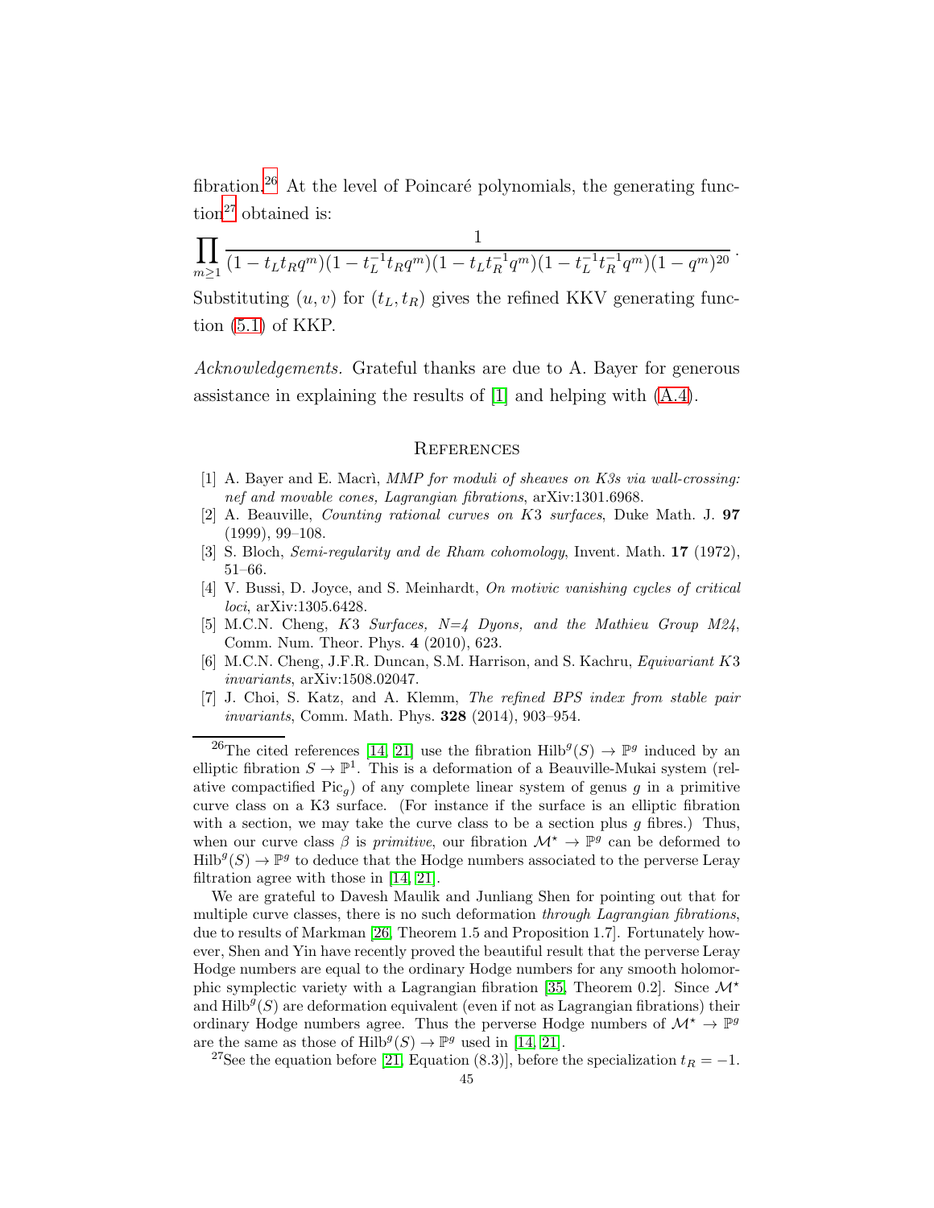fibration.[26] At the level of Poincaré polynomials, the generating function[27] obtained is:

$$\prod_{m\geq 1} \frac{1}{(1-t_L t_R q^m)(1-t_L^{-1} t_R q^m)(1-t_L t_R^{-1} q^m)(1-t_L^{-1} t_R^{-1} q^m)(1-q^m)^{20}}.$$

Substituting $(u, v)$ for $(t_L, t_R)$ gives the refined KKV generating function (5.1) of KKP.

*Acknowledgements.* Grateful thanks are due to A. Bayer for generous assistance in explaining the results of [1] and helping with (A.4).

## References

[1] A. Bayer and E. Macrì, *MMP for moduli of sheaves on K3s via wall-crossing: nef and movable cones, Lagrangian fibrations*, arXiv:1301.6968.

[2] A. Beauville, *Counting rational curves on K3 surfaces*, Duke Math. J. **97** (1999), 99–108.

[3] S. Bloch, *Semi-regularity and de Rham cohomology*, Invent. Math. **17** (1972), 51–66.

[4] V. Bussi, D. Joyce, and S. Meinhardt, *On motivic vanishing cycles of critical loci*, arXiv:1305.6428.

[5] M.C.N. Cheng, *K3 Surfaces, N=4 Dyons, and the Mathieu Group M24*, Comm. Num. Theor. Phys. **4** (2010), 623.

[6] M.C.N. Cheng, J.F.R. Duncan, S.M. Harrison, and S. Kachru, *Equivariant K3 invariants*, arXiv:1508.02047.

[7] J. Choi, S. Katz, and A. Klemm, *The refined BPS index from stable pair invariants*, Comm. Math. Phys. **328** (2014), 903–954.

---

[26] The cited references [14, 21] use the fibration $\mathrm{Hilb}^g(S) \to \mathbb{P}^g$ induced by an elliptic fibration $S \to \mathbb{P}^1$. This is a deformation of a Beauville-Mukai system (relative compactified $\mathrm{Pic}_g$) of any complete linear system of genus $g$ in a primitive curve class on a K3 surface. (For instance if the surface is an elliptic fibration with a section, we may take the curve class to be a section plus $g$ fibres.) Thus, when our curve class $\beta$ is *primitive*, our fibration $\mathcal{M}^\star \to \mathbb{P}^g$ can be deformed to $\mathrm{Hilb}^g(S) \to \mathbb{P}^g$ to deduce that the Hodge numbers associated to the perverse Leray filtration agree with those in [14, 21].

We are grateful to Davesh Maulik and Junliang Shen for pointing out that for multiple curve classes, there is no such deformation *through Lagrangian fibrations*, due to results of Markman [26, Theorem 1.5 and Proposition 1.7]. Fortunately however, Shen and Yin have recently proved the beautiful result that the perverse Leray Hodge numbers are equal to the ordinary Hodge numbers for any smooth holomorphic symplectic variety with a Lagrangian fibration [35, Theorem 0.2]. Since $\mathcal{M}^\star$ and $\mathrm{Hilb}^g(S)$ are deformation equivalent (even if not as Lagrangian fibrations) their ordinary Hodge numbers agree. Thus the perverse Hodge numbers of $\mathcal{M}^\star \to \mathbb{P}^g$ are the same as those of $\mathrm{Hilb}^g(S) \to \mathbb{P}^g$ used in [14, 21].

[27] See the equation before [21, Equation (8.3)], before the specialization $t_R = -1$.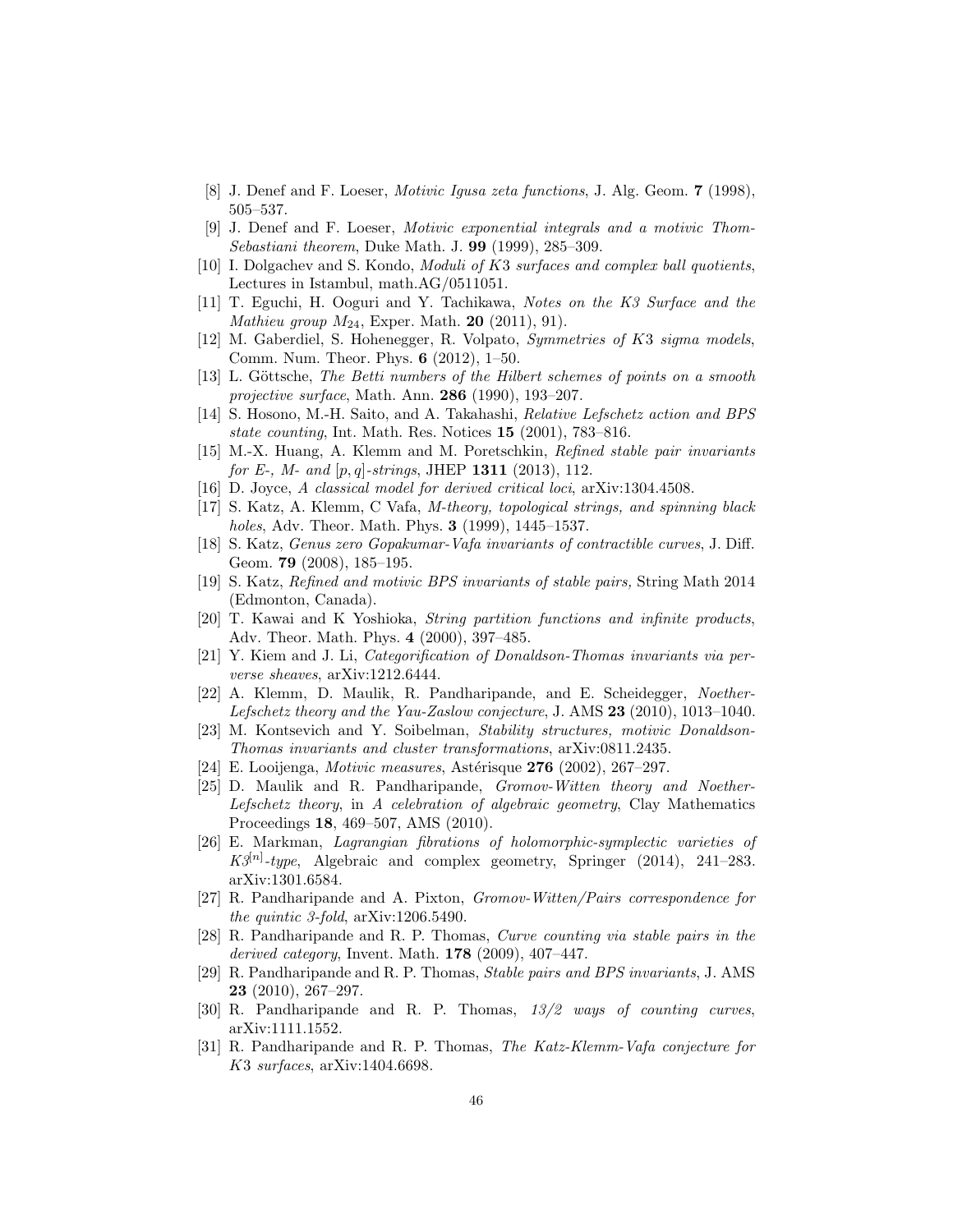[8] J. Denef and F. Loeser, *Motivic Igusa zeta functions*, J. Alg. Geom. **7** (1998), 505–537.

[9] J. Denef and F. Loeser, *Motivic exponential integrals and a motivic Thom-Sebastiani theorem*, Duke Math. J. **99** (1999), 285–309.

[10] I. Dolgachev and S. Kondo, *Moduli of $K3$ surfaces and complex ball quotients*, Lectures in Istambul, math.AG/0511051.

[11] T. Eguchi, H. Ooguri and Y. Tachikawa, *Notes on the K3 Surface and the Mathieu group $M_{24}$*, Exper. Math. **20** (2011), 91).

[12] M. Gaberdiel, S. Hohenegger, R. Volpato, *Symmetries of $K3$ sigma models*, Comm. Num. Theor. Phys. **6** (2012), 1–50.

[13] L. Göttsche, *The Betti numbers of the Hilbert schemes of points on a smooth projective surface*, Math. Ann. **286** (1990), 193–207.

[14] S. Hosono, M.-H. Saito, and A. Takahashi, *Relative Lefschetz action and BPS state counting*, Int. Math. Res. Notices **15** (2001), 783–816.

[15] M.-X. Huang, A. Klemm and M. Poretschkin, *Refined stable pair invariants for E-, M- and $[p,q]$-strings*, JHEP **1311** (2013), 112.

[16] D. Joyce, *A classical model for derived critical loci*, arXiv:1304.4508.

[17] S. Katz, A. Klemm, C Vafa, *M-theory, topological strings, and spinning black holes*, Adv. Theor. Math. Phys. **3** (1999), 1445–1537.

[18] S. Katz, *Genus zero Gopakumar-Vafa invariants of contractible curves*, J. Diff. Geom. **79** (2008), 185–195.

[19] S. Katz, *Refined and motivic BPS invariants of stable pairs,* String Math 2014 (Edmonton, Canada).

[20] T. Kawai and K Yoshioka, *String partition functions and infinite products*, Adv. Theor. Math. Phys. **4** (2000), 397–485.

[21] Y. Kiem and J. Li, *Categorification of Donaldson-Thomas invariants via perverse sheaves*, arXiv:1212.6444.

[22] A. Klemm, D. Maulik, R. Pandharipande, and E. Scheidegger, *Noether-Lefschetz theory and the Yau-Zaslow conjecture*, J. AMS **23** (2010), 1013–1040.

[23] M. Kontsevich and Y. Soibelman, *Stability structures, motivic Donaldson-Thomas invariants and cluster transformations*, arXiv:0811.2435.

[24] E. Looijenga, *Motivic measures*, Astérisque **276** (2002), 267–297.

[25] D. Maulik and R. Pandharipande, *Gromov-Witten theory and Noether-Lefschetz theory*, in *A celebration of algebraic geometry*, Clay Mathematics Proceedings **18**, 469–507, AMS (2010).

[26] E. Markman, *Lagrangian fibrations of holomorphic-symplectic varieties of $K3^{[n]}$-type*, Algebraic and complex geometry, Springer (2014), 241–283. arXiv:1301.6584.

[27] R. Pandharipande and A. Pixton, *Gromov-Witten/Pairs correspondence for the quintic 3-fold*, arXiv:1206.5490.

[28] R. Pandharipande and R. P. Thomas, *Curve counting via stable pairs in the derived category*, Invent. Math. **178** (2009), 407–447.

[29] R. Pandharipande and R. P. Thomas, *Stable pairs and BPS invariants*, J. AMS **23** (2010), 267–297.

[30] R. Pandharipande and R. P. Thomas, *13/2 ways of counting curves*, arXiv:1111.1552.

[31] R. Pandharipande and R. P. Thomas, *The Katz-Klemm-Vafa conjecture for $K3$ surfaces*, arXiv:1404.6698.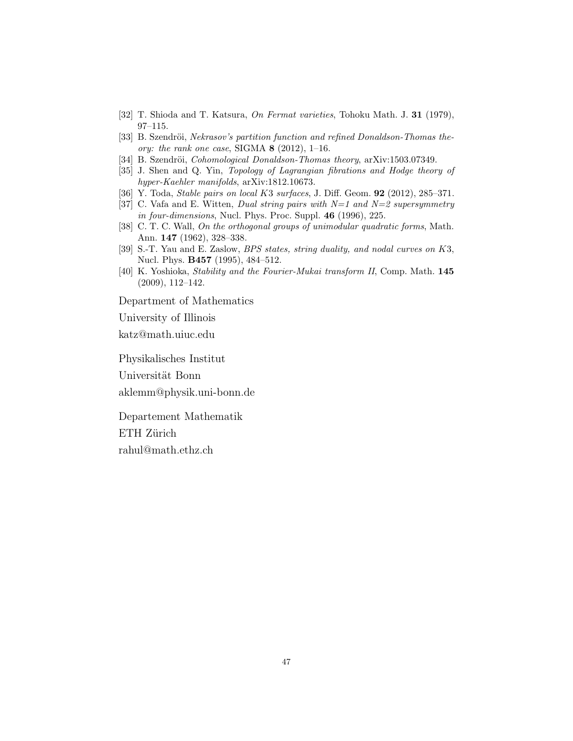[32] T. Shioda and T. Katsura, *On Fermat varieties*, Tohoku Math. J. **31** (1979), 97–115.

[33] B. Szendröi, *Nekrasov's partition function and refined Donaldson-Thomas theory: the rank one case*, SIGMA **8** (2012), 1–16.

[34] B. Szendröi, *Cohomological Donaldson-Thomas theory*, arXiv:1503.07349.

[35] J. Shen and Q. Yin, *Topology of Lagrangian fibrations and Hodge theory of hyper-Kaehler manifolds*, arXiv:1812.10673.

[36] Y. Toda, *Stable pairs on local $K3$ surfaces*, J. Diff. Geom. **92** (2012), 285–371.

[37] C. Vafa and E. Witten, *Dual string pairs with N=1 and N=2 supersymmetry in four-dimensions*, Nucl. Phys. Proc. Suppl. **46** (1996), 225.

[38] C. T. C. Wall, *On the orthogonal groups of unimodular quadratic forms*, Math. Ann. **147** (1962), 328–338.

[39] S.-T. Yau and E. Zaslow, *BPS states, string duality, and nodal curves on $K3$*, Nucl. Phys. **B457** (1995), 484–512.

[40] K. Yoshioka, *Stability and the Fourier-Mukai transform II*, Comp. Math. **145** (2009), 112–142.

Department of Mathematics

University of Illinois

katz@math.uiuc.edu

Physikalisches Institut

Universität Bonn

aklemm@physik.uni-bonn.de

Departement Mathematik

ETH Zürich

rahul@math.ethz.ch